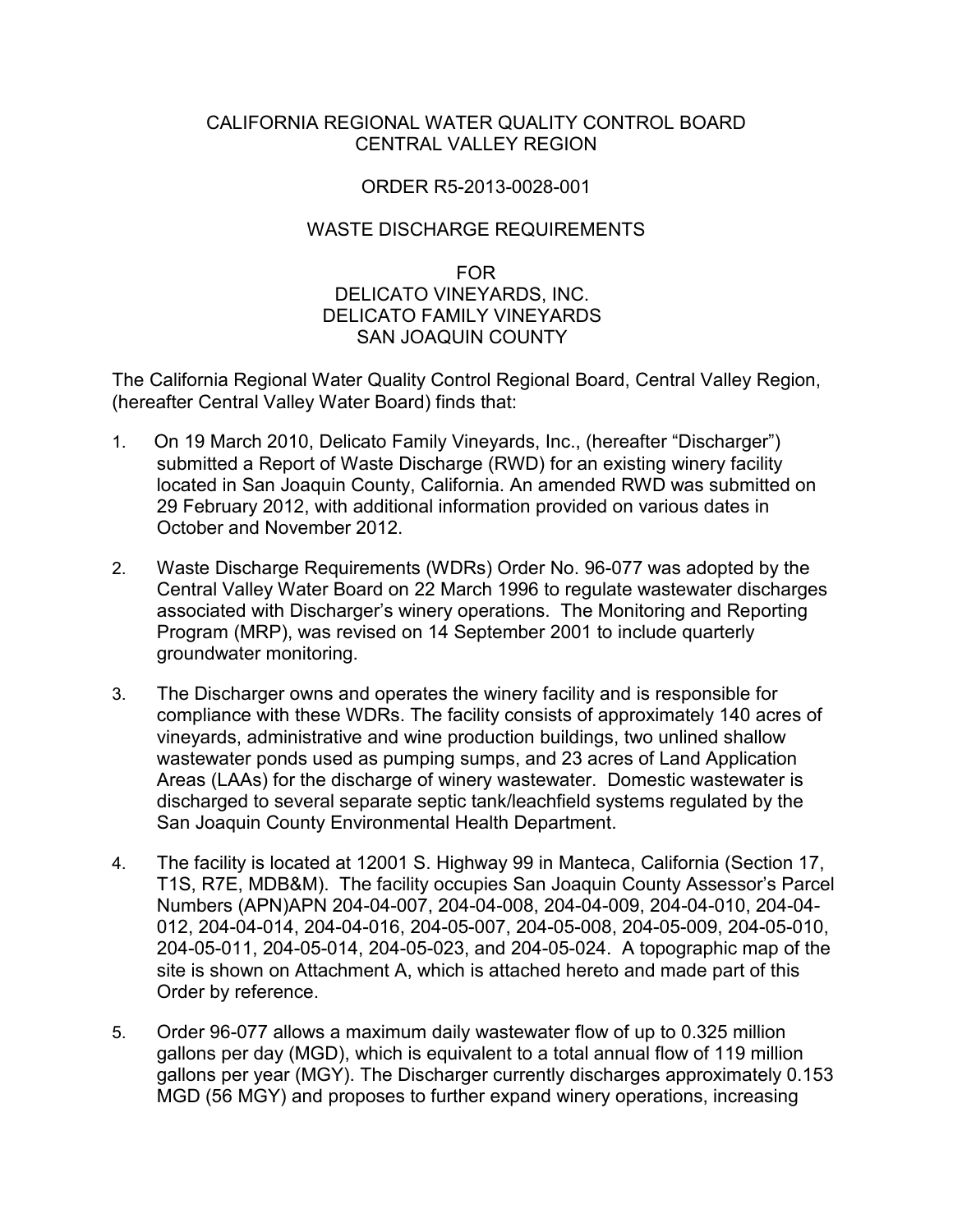CALIFORNIA REGIONAL WATER QUALITY CONTROL BOARD
CENTRAL VALLEY REGION

ORDER R5-2013-0028-001

WASTE DISCHARGE REQUIREMENTS

FOR
DELICATO VINEYARDS, INC.
DELICATO FAMILY VINEYARDS
SAN JOAQUIN COUNTY

The California Regional Water Quality Control Regional Board, Central Valley Region, (hereafter Central Valley Water Board) finds that:

1. On 19 March 2010, Delicato Family Vineyards, Inc., (hereafter "Discharger") submitted a Report of Waste Discharge (RWD) for an existing winery facility located in San Joaquin County, California. An amended RWD was submitted on 29 February 2012, with additional information provided on various dates in October and November 2012.

2. Waste Discharge Requirements (WDRs) Order No. 96-077 was adopted by the Central Valley Water Board on 22 March 1996 to regulate wastewater discharges associated with Discharger's winery operations. The Monitoring and Reporting Program (MRP), was revised on 14 September 2001 to include quarterly groundwater monitoring.

3. The Discharger owns and operates the winery facility and is responsible for compliance with these WDRs. The facility consists of approximately 140 acres of vineyards, administrative and wine production buildings, two unlined shallow wastewater ponds used as pumping sumps, and 23 acres of Land Application Areas (LAAs) for the discharge of winery wastewater. Domestic wastewater is discharged to several separate septic tank/leachfield systems regulated by the San Joaquin County Environmental Health Department.

4. The facility is located at 12001 S. Highway 99 in Manteca, California (Section 17, T1S, R7E, MDB&M). The facility occupies San Joaquin County Assessor's Parcel Numbers (APN)APN 204-04-007, 204-04-008, 204-04-009, 204-04-010, 204-04-012, 204-04-014, 204-04-016, 204-05-007, 204-05-008, 204-05-009, 204-05-010, 204-05-011, 204-05-014, 204-05-023, and 204-05-024. A topographic map of the site is shown on Attachment A, which is attached hereto and made part of this Order by reference.

5. Order 96-077 allows a maximum daily wastewater flow of up to 0.325 million gallons per day (MGD), which is equivalent to a total annual flow of 119 million gallons per year (MGY). The Discharger currently discharges approximately 0.153 MGD (56 MGY) and proposes to further expand winery operations, increasing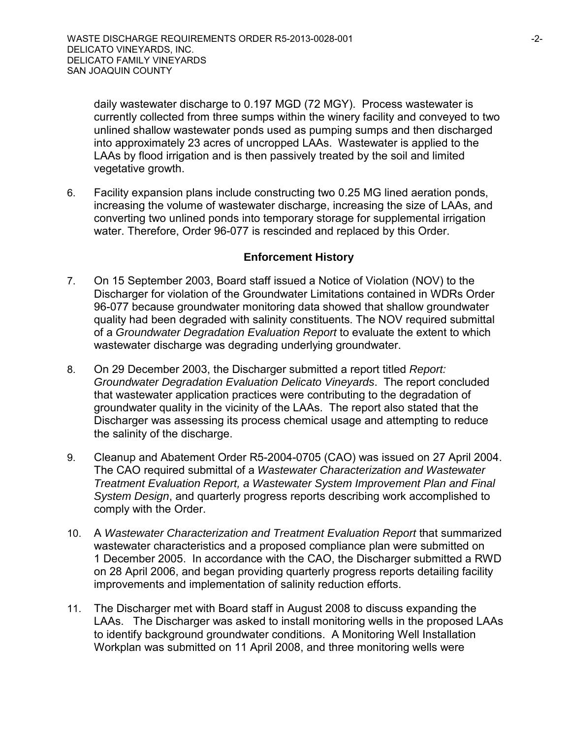daily wastewater discharge to 0.197 MGD (72 MGY). Process wastewater is currently collected from three sumps within the winery facility and conveyed to two unlined shallow wastewater ponds used as pumping sumps and then discharged into approximately 23 acres of uncropped LAAs. Wastewater is applied to the LAAs by flood irrigation and is then passively treated by the soil and limited vegetative growth.

6. Facility expansion plans include constructing two 0.25 MG lined aeration ponds, increasing the volume of wastewater discharge, increasing the size of LAAs, and converting two unlined ponds into temporary storage for supplemental irrigation water. Therefore, Order 96-077 is rescinded and replaced by this Order.

## Enforcement History

7. On 15 September 2003, Board staff issued a Notice of Violation (NOV) to the Discharger for violation of the Groundwater Limitations contained in WDRs Order 96-077 because groundwater monitoring data showed that shallow groundwater quality had been degraded with salinity constituents. The NOV required submittal of a *Groundwater Degradation Evaluation Report* to evaluate the extent to which wastewater discharge was degrading underlying groundwater.

8. On 29 December 2003, the Discharger submitted a report titled *Report: Groundwater Degradation Evaluation Delicato Vineyards*. The report concluded that wastewater application practices were contributing to the degradation of groundwater quality in the vicinity of the LAAs. The report also stated that the Discharger was assessing its process chemical usage and attempting to reduce the salinity of the discharge.

9. Cleanup and Abatement Order R5-2004-0705 (CAO) was issued on 27 April 2004. The CAO required submittal of a *Wastewater Characterization and Wastewater Treatment Evaluation Report, a Wastewater System Improvement Plan and Final System Design*, and quarterly progress reports describing work accomplished to comply with the Order.

10. A *Wastewater Characterization and Treatment Evaluation Report* that summarized wastewater characteristics and a proposed compliance plan were submitted on 1 December 2005. In accordance with the CAO, the Discharger submitted a RWD on 28 April 2006, and began providing quarterly progress reports detailing facility improvements and implementation of salinity reduction efforts.

11. The Discharger met with Board staff in August 2008 to discuss expanding the LAAs. The Discharger was asked to install monitoring wells in the proposed LAAs to identify background groundwater conditions. A Monitoring Well Installation Workplan was submitted on 11 April 2008, and three monitoring wells were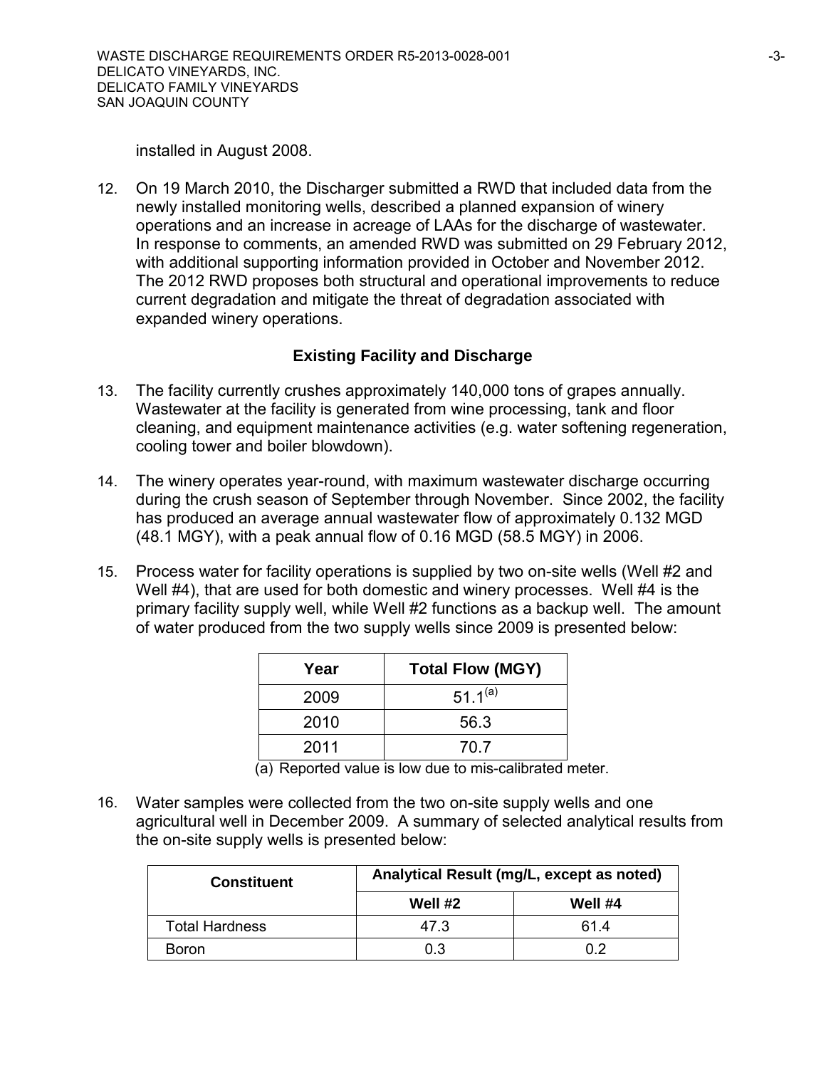installed in August 2008.

12. On 19 March 2010, the Discharger submitted a RWD that included data from the newly installed monitoring wells, described a planned expansion of winery operations and an increase in acreage of LAAs for the discharge of wastewater. In response to comments, an amended RWD was submitted on 29 February 2012, with additional supporting information provided in October and November 2012. The 2012 RWD proposes both structural and operational improvements to reduce current degradation and mitigate the threat of degradation associated with expanded winery operations.

### Existing Facility and Discharge

13. The facility currently crushes approximately 140,000 tons of grapes annually. Wastewater at the facility is generated from wine processing, tank and floor cleaning, and equipment maintenance activities (e.g. water softening regeneration, cooling tower and boiler blowdown).

14. The winery operates year-round, with maximum wastewater discharge occurring during the crush season of September through November. Since 2002, the facility has produced an average annual wastewater flow of approximately 0.132 MGD (48.1 MGY), with a peak annual flow of 0.16 MGD (58.5 MGY) in 2006.

15. Process water for facility operations is supplied by two on-site wells (Well #2 and Well #4), that are used for both domestic and winery processes. Well #4 is the primary facility supply well, while Well #2 functions as a backup well. The amount of water produced from the two supply wells since 2009 is presented below:

| Year | Total Flow (MGY) |
|---|---|
| 2009 | 51.1[(a)] |
| 2010 | 56.3 |
| 2011 | 70.7 |

(a) Reported value is low due to mis-calibrated meter.

16. Water samples were collected from the two on-site supply wells and one agricultural well in December 2009. A summary of selected analytical results from the on-site supply wells is presented below:

| Constituent | Analytical Result (mg/L, except as noted) | |
|---|---|---|
| | Well #2 | Well #4 |
| Total Hardness | 47.3 | 61.4 |
| Boron | 0.3 | 0.2 |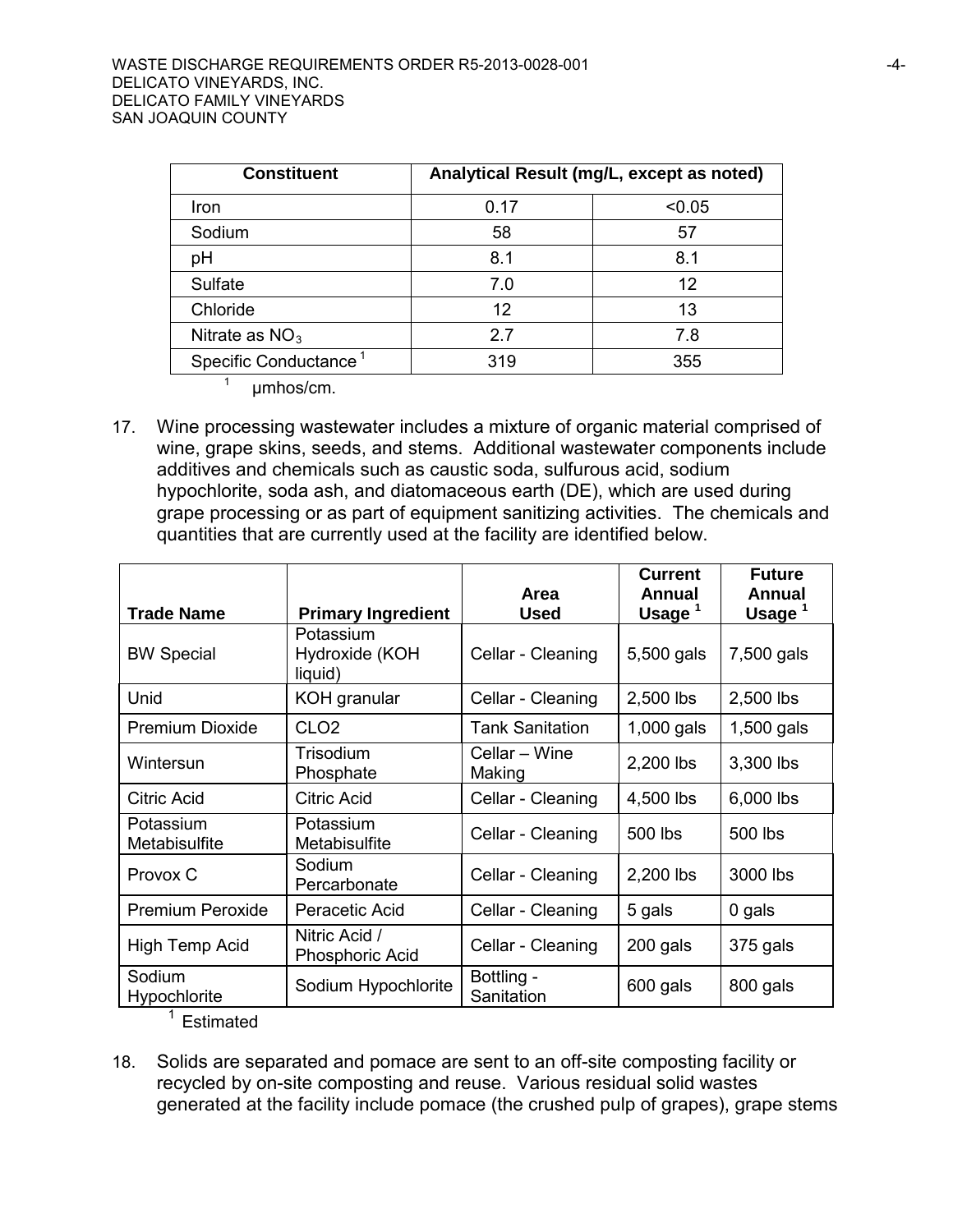| Constituent | Analytical Result (mg/L, except as noted) | |
|---|---|---|
| Iron | 0.17 | <0.05 |
| Sodium | 58 | 57 |
| pH | 8.1 | 8.1 |
| Sulfate | 7.0 | 12 |
| Chloride | 12 | 13 |
| Nitrate as $NO_3$ | 2.7 | 7.8 |
| Specific Conductance [1] | 319 | 355 |

[1] μmhos/cm.

17. Wine processing wastewater includes a mixture of organic material comprised of wine, grape skins, seeds, and stems. Additional wastewater components include additives and chemicals such as caustic soda, sulfurous acid, sodium hypochlorite, soda ash, and diatomaceous earth (DE), which are used during grape processing or as part of equipment sanitizing activities. The chemicals and quantities that are currently used at the facility are identified below.

| Trade Name | Primary Ingredient | Area Used | Current Annual Usage [1] | Future Annual Usage [1] |
|---|---|---|---|---|
| BW Special | Potassium Hydroxide (KOH liquid) | Cellar - Cleaning | 5,500 gals | 7,500 gals |
| Unid | KOH granular | Cellar - Cleaning | 2,500 lbs | 2,500 lbs |
| Premium Dioxide | CLO2 | Tank Sanitation | 1,000 gals | 1,500 gals |
| Wintersun | Trisodium Phosphate | Cellar – Wine Making | 2,200 lbs | 3,300 lbs |
| Citric Acid | Citric Acid | Cellar - Cleaning | 4,500 lbs | 6,000 lbs |
| Potassium Metabisulfite | Potassium Metabisulfite | Cellar - Cleaning | 500 lbs | 500 lbs |
| Provox C | Sodium Percarbonate | Cellar - Cleaning | 2,200 lbs | 3000 lbs |
| Premium Peroxide | Peracetic Acid | Cellar - Cleaning | 5 gals | 0 gals |
| High Temp Acid | Nitric Acid / Phosphoric Acid | Cellar - Cleaning | 200 gals | 375 gals |
| Sodium Hypochlorite | Sodium Hypochlorite | Bottling - Sanitation | 600 gals | 800 gals |

[1] Estimated

18. Solids are separated and pomace are sent to an off-site composting facility or recycled by on-site composting and reuse. Various residual solid wastes generated at the facility include pomace (the crushed pulp of grapes), grape stems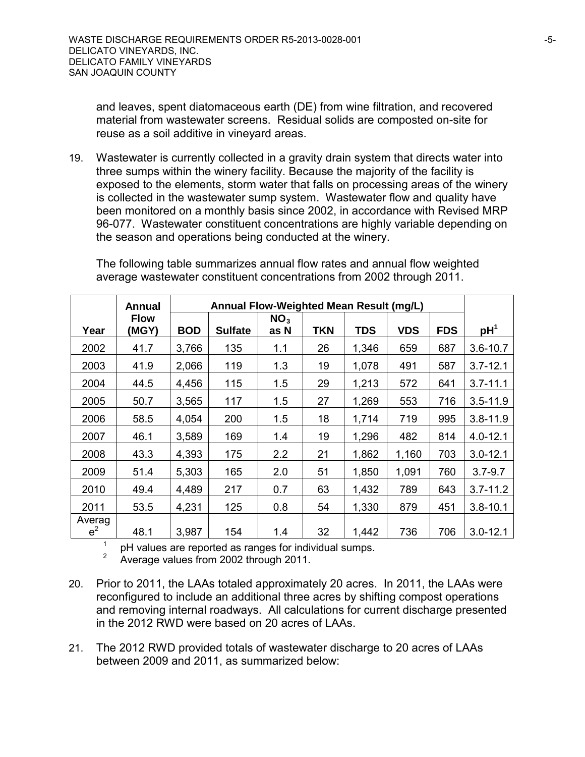and leaves, spent diatomaceous earth (DE) from wine filtration, and recovered material from wastewater screens. Residual solids are composted on-site for reuse as a soil additive in vineyard areas.

19. Wastewater is currently collected in a gravity drain system that directs water into three sumps within the winery facility. Because the majority of the facility is exposed to the elements, storm water that falls on processing areas of the winery is collected in the wastewater sump system. Wastewater flow and quality have been monitored on a monthly basis since 2002, in accordance with Revised MRP 96-077. Wastewater constituent concentrations are highly variable depending on the season and operations being conducted at the winery.

The following table summarizes annual flow rates and annual flow weighted average wastewater constituent concentrations from 2002 through 2011.

| Year | Annual Flow (MGY) | Annual Flow-Weighted Mean Result (mg/L) | | | | | | | pH[1] |
|---|---|---|---|---|---|---|---|---|---|
| | | BOD | Sulfate | $NO_3$ as N | TKN | TDS | VDS | FDS | |
| 2002 | 41.7 | 3,766 | 135 | 1.1 | 26 | 1,346 | 659 | 687 | 3.6-10.7 |
| 2003 | 41.9 | 2,066 | 119 | 1.3 | 19 | 1,078 | 491 | 587 | 3.7-12.1 |
| 2004 | 44.5 | 4,456 | 115 | 1.5 | 29 | 1,213 | 572 | 641 | 3.7-11.1 |
| 2005 | 50.7 | 3,565 | 117 | 1.5 | 27 | 1,269 | 553 | 716 | 3.5-11.9 |
| 2006 | 58.5 | 4,054 | 200 | 1.5 | 18 | 1,714 | 719 | 995 | 3.8-11.9 |
| 2007 | 46.1 | 3,589 | 169 | 1.4 | 19 | 1,296 | 482 | 814 | 4.0-12.1 |
| 2008 | 43.3 | 4,393 | 175 | 2.2 | 21 | 1,862 | 1,160 | 703 | 3.0-12.1 |
| 2009 | 51.4 | 5,303 | 165 | 2.0 | 51 | 1,850 | 1,091 | 760 | 3.7-9.7 |
| 2010 | 49.4 | 4,489 | 217 | 0.7 | 63 | 1,432 | 789 | 643 | 3.7-11.2 |
| 2011 | 53.5 | 4,231 | 125 | 0.8 | 54 | 1,330 | 879 | 451 | 3.8-10.1 |
| Average[2] | 48.1 | 3,987 | 154 | 1.4 | 32 | 1,442 | 736 | 706 | 3.0-12.1 |

[1] pH values are reported as ranges for individual sumps.
[2] Average values from 2002 through 2011.

20. Prior to 2011, the LAAs totaled approximately 20 acres. In 2011, the LAAs were reconfigured to include an additional three acres by shifting compost operations and removing internal roadways. All calculations for current discharge presented in the 2012 RWD were based on 20 acres of LAAs.

21. The 2012 RWD provided totals of wastewater discharge to 20 acres of LAAs between 2009 and 2011, as summarized below: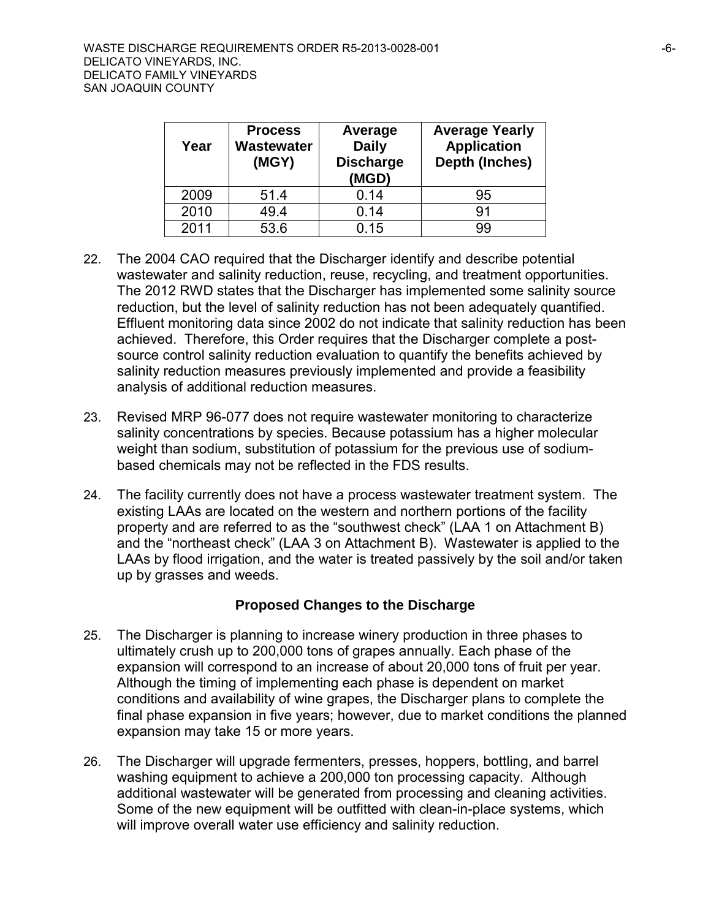| Year | Process Wastewater (MGY) | Average Daily Discharge (MGD) | Average Yearly Application Depth (Inches) |
|---|---|---|---|
| 2009 | 51.4 | 0.14 | 95 |
| 2010 | 49.4 | 0.14 | 91 |
| 2011 | 53.6 | 0.15 | 99 |

22. The 2004 CAO required that the Discharger identify and describe potential wastewater and salinity reduction, reuse, recycling, and treatment opportunities. The 2012 RWD states that the Discharger has implemented some salinity source reduction, but the level of salinity reduction has not been adequately quantified. Effluent monitoring data since 2002 do not indicate that salinity reduction has been achieved. Therefore, this Order requires that the Discharger complete a post-source control salinity reduction evaluation to quantify the benefits achieved by salinity reduction measures previously implemented and provide a feasibility analysis of additional reduction measures.

23. Revised MRP 96-077 does not require wastewater monitoring to characterize salinity concentrations by species. Because potassium has a higher molecular weight than sodium, substitution of potassium for the previous use of sodium-based chemicals may not be reflected in the FDS results.

24. The facility currently does not have a process wastewater treatment system. The existing LAAs are located on the western and northern portions of the facility property and are referred to as the "southwest check" (LAA 1 on Attachment B) and the "northeast check" (LAA 3 on Attachment B). Wastewater is applied to the LAAs by flood irrigation, and the water is treated passively by the soil and/or taken up by grasses and weeds.

### Proposed Changes to the Discharge

25. The Discharger is planning to increase winery production in three phases to ultimately crush up to 200,000 tons of grapes annually. Each phase of the expansion will correspond to an increase of about 20,000 tons of fruit per year. Although the timing of implementing each phase is dependent on market conditions and availability of wine grapes, the Discharger plans to complete the final phase expansion in five years; however, due to market conditions the planned expansion may take 15 or more years.

26. The Discharger will upgrade fermenters, presses, hoppers, bottling, and barrel washing equipment to achieve a 200,000 ton processing capacity. Although additional wastewater will be generated from processing and cleaning activities. Some of the new equipment will be outfitted with clean-in-place systems, which will improve overall water use efficiency and salinity reduction.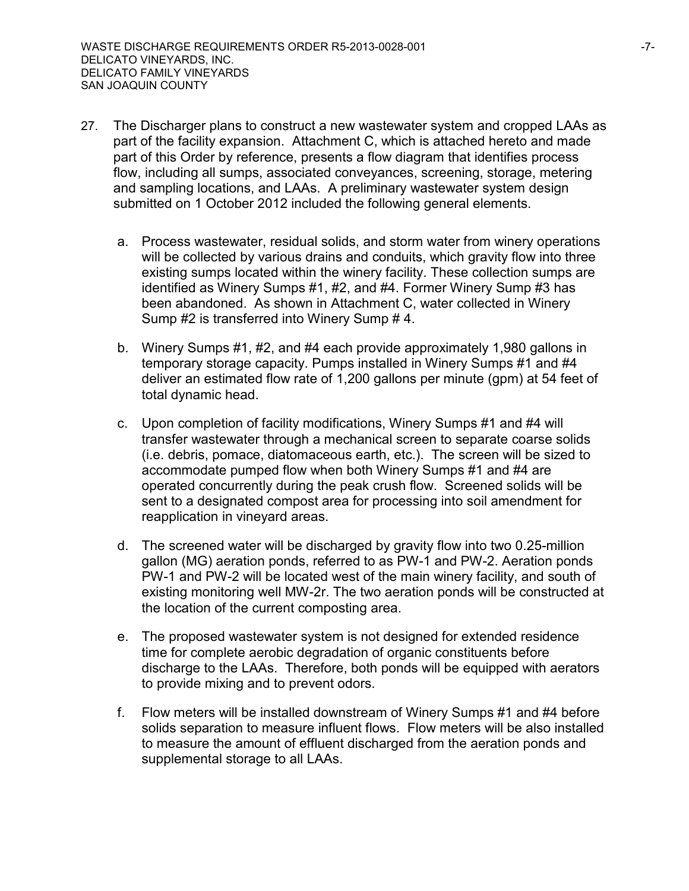27. The Discharger plans to construct a new wastewater system and cropped LAAs as part of the facility expansion. Attachment C, which is attached hereto and made part of this Order by reference, presents a flow diagram that identifies process flow, including all sumps, associated conveyances, screening, storage, metering and sampling locations, and LAAs. A preliminary wastewater system design submitted on 1 October 2012 included the following general elements.

    a. Process wastewater, residual solids, and storm water from winery operations will be collected by various drains and conduits, which gravity flow into three existing sumps located within the winery facility. These collection sumps are identified as Winery Sumps #1, #2, and #4. Former Winery Sump #3 has been abandoned. As shown in Attachment C, water collected in Winery Sump #2 is transferred into Winery Sump # 4.

    b. Winery Sumps #1, #2, and #4 each provide approximately 1,980 gallons in temporary storage capacity. Pumps installed in Winery Sumps #1 and #4 deliver an estimated flow rate of 1,200 gallons per minute (gpm) at 54 feet of total dynamic head.

    c. Upon completion of facility modifications, Winery Sumps #1 and #4 will transfer wastewater through a mechanical screen to separate coarse solids (i.e. debris, pomace, diatomaceous earth, etc.). The screen will be sized to accommodate pumped flow when both Winery Sumps #1 and #4 are operated concurrently during the peak crush flow. Screened solids will be sent to a designated compost area for processing into soil amendment for reapplication in vineyard areas.

    d. The screened water will be discharged by gravity flow into two 0.25-million gallon (MG) aeration ponds, referred to as PW-1 and PW-2. Aeration ponds PW-1 and PW-2 will be located west of the main winery facility, and south of existing monitoring well MW-2r. The two aeration ponds will be constructed at the location of the current composting area.

    e. The proposed wastewater system is not designed for extended residence time for complete aerobic degradation of organic constituents before discharge to the LAAs. Therefore, both ponds will be equipped with aerators to provide mixing and to prevent odors.

    f. Flow meters will be installed downstream of Winery Sumps #1 and #4 before solids separation to measure influent flows. Flow meters will be also installed to measure the amount of effluent discharged from the aeration ponds and supplemental storage to all LAAs.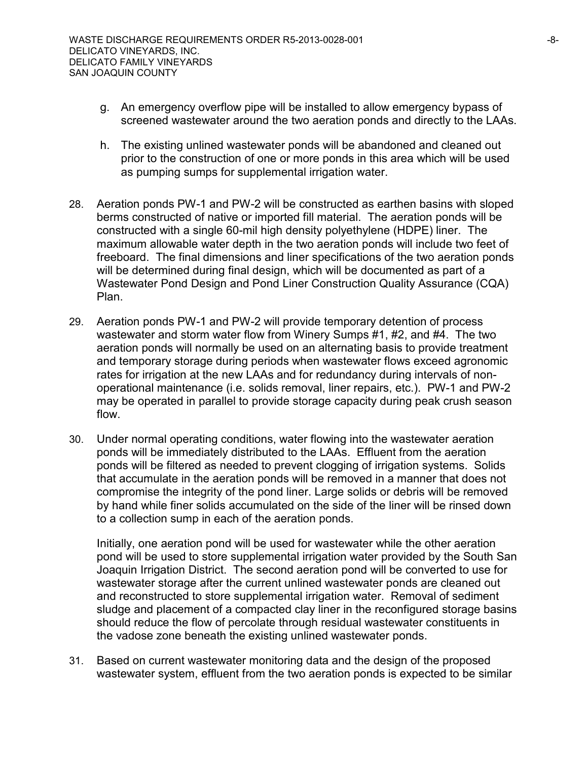g. An emergency overflow pipe will be installed to allow emergency bypass of screened wastewater around the two aeration ponds and directly to the LAAs.

h. The existing unlined wastewater ponds will be abandoned and cleaned out prior to the construction of one or more ponds in this area which will be used as pumping sumps for supplemental irrigation water.

28. Aeration ponds PW-1 and PW-2 will be constructed as earthen basins with sloped berms constructed of native or imported fill material. The aeration ponds will be constructed with a single 60-mil high density polyethylene (HDPE) liner. The maximum allowable water depth in the two aeration ponds will include two feet of freeboard. The final dimensions and liner specifications of the two aeration ponds will be determined during final design, which will be documented as part of a Wastewater Pond Design and Pond Liner Construction Quality Assurance (CQA) Plan.

29. Aeration ponds PW-1 and PW-2 will provide temporary detention of process wastewater and storm water flow from Winery Sumps #1, #2, and #4. The two aeration ponds will normally be used on an alternating basis to provide treatment and temporary storage during periods when wastewater flows exceed agronomic rates for irrigation at the new LAAs and for redundancy during intervals of non-operational maintenance (i.e. solids removal, liner repairs, etc.). PW-1 and PW-2 may be operated in parallel to provide storage capacity during peak crush season flow.

30. Under normal operating conditions, water flowing into the wastewater aeration ponds will be immediately distributed to the LAAs. Effluent from the aeration ponds will be filtered as needed to prevent clogging of irrigation systems. Solids that accumulate in the aeration ponds will be removed in a manner that does not compromise the integrity of the pond liner. Large solids or debris will be removed by hand while finer solids accumulated on the side of the liner will be rinsed down to a collection sump in each of the aeration ponds.

    Initially, one aeration pond will be used for wastewater while the other aeration pond will be used to store supplemental irrigation water provided by the South San Joaquin Irrigation District. The second aeration pond will be converted to use for wastewater storage after the current unlined wastewater ponds are cleaned out and reconstructed to store supplemental irrigation water. Removal of sediment sludge and placement of a compacted clay liner in the reconfigured storage basins should reduce the flow of percolate through residual wastewater constituents in the vadose zone beneath the existing unlined wastewater ponds.

31. Based on current wastewater monitoring data and the design of the proposed wastewater system, effluent from the two aeration ponds is expected to be similar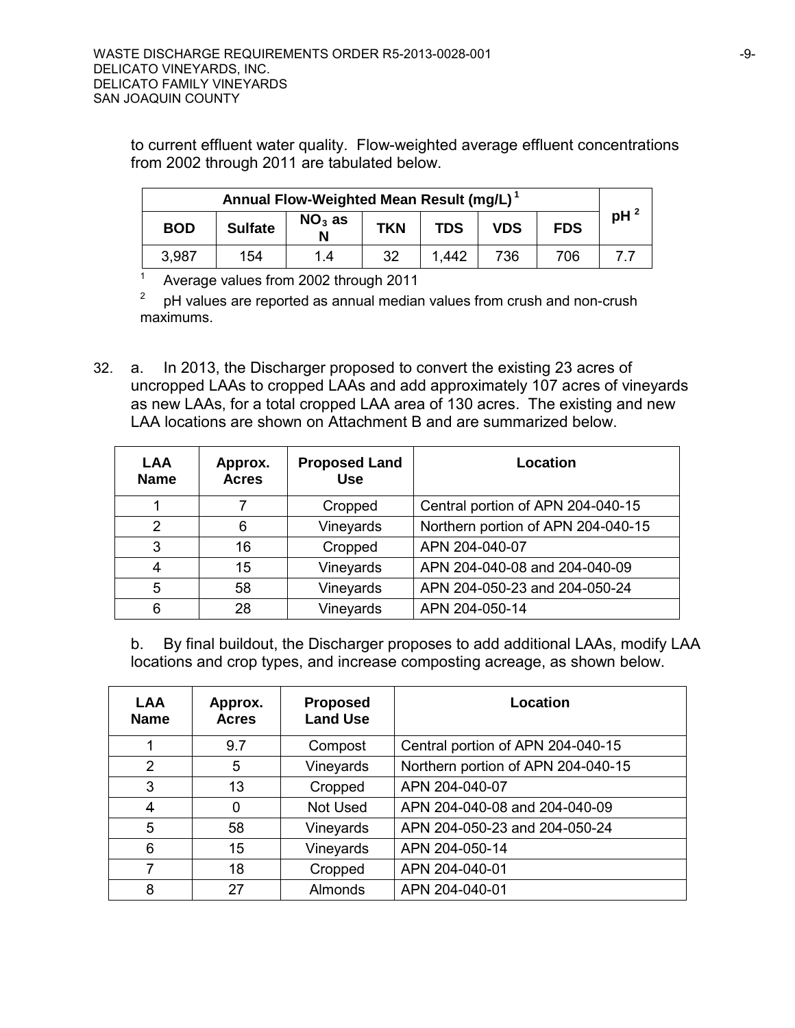to current effluent water quality. Flow-weighted average effluent concentrations from 2002 through 2011 are tabulated below.

| Annual Flow-Weighted Mean Result (mg/L)[1] | | | | | | | pH[2] |
|---|---|---|---|---|---|---|---|
| BOD | Sulfate | $NO_3$ as N | TKN | TDS | VDS | FDS | |
| 3,987 | 154 | 1.4 | 32 | 1,442 | 736 | 706 | 7.7 |

[1] Average values from 2002 through 2011

[2] pH values are reported as annual median values from crush and non-crush maximums.

32. a. In 2013, the Discharger proposed to convert the existing 23 acres of uncropped LAAs to cropped LAAs and add approximately 107 acres of vineyards as new LAAs, for a total cropped LAA area of 130 acres. The existing and new LAA locations are shown on Attachment B and are summarized below.

| LAA Name | Approx. Acres | Proposed Land Use | Location |
|---|---|---|---|
| 1 | 7 | Cropped | Central portion of APN 204-040-15 |
| 2 | 6 | Vineyards | Northern portion of APN 204-040-15 |
| 3 | 16 | Cropped | APN 204-040-07 |
| 4 | 15 | Vineyards | APN 204-040-08 and 204-040-09 |
| 5 | 58 | Vineyards | APN 204-050-23 and 204-050-24 |
| 6 | 28 | Vineyards | APN 204-050-14 |

b. By final buildout, the Discharger proposes to add additional LAAs, modify LAA locations and crop types, and increase composting acreage, as shown below.

| LAA Name | Approx. Acres | Proposed Land Use | Location |
|---|---|---|---|
| 1 | 9.7 | Compost | Central portion of APN 204-040-15 |
| 2 | 5 | Vineyards | Northern portion of APN 204-040-15 |
| 3 | 13 | Cropped | APN 204-040-07 |
| 4 | 0 | Not Used | APN 204-040-08 and 204-040-09 |
| 5 | 58 | Vineyards | APN 204-050-23 and 204-050-24 |
| 6 | 15 | Vineyards | APN 204-050-14 |
| 7 | 18 | Cropped | APN 204-040-01 |
| 8 | 27 | Almonds | APN 204-040-01 |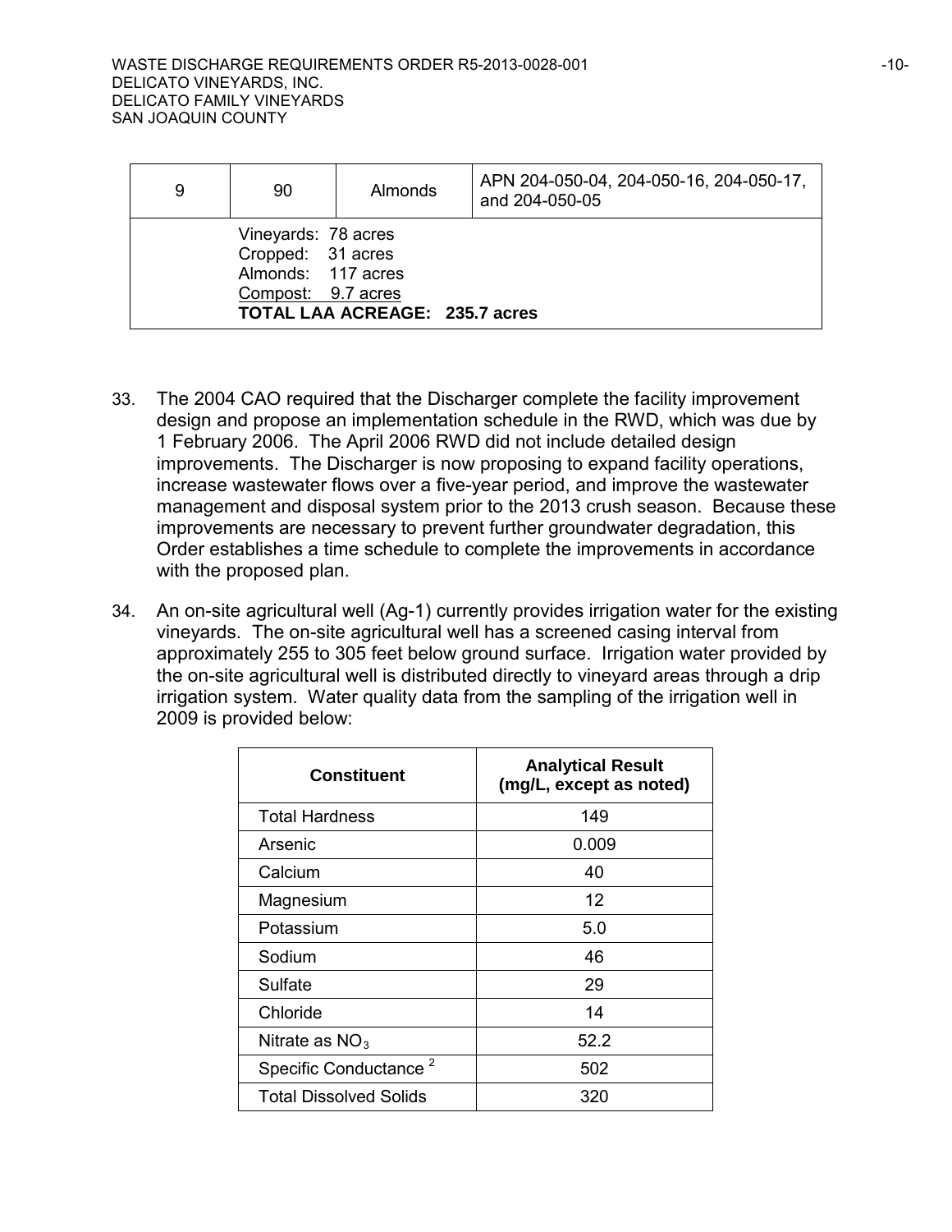| 9 | 90 | Almonds | APN 204-050-04, 204-050-16, 204-050-17, and 204-050-05 |
|---|---|---|---|
| | Vineyards: 78 acres<br>Cropped: 31 acres<br>Almonds: 117 acres<br>Compost: 9.7 acres<br>**TOTAL LAA ACREAGE: 235.7 acres** | | |

33. The 2004 CAO required that the Discharger complete the facility improvement design and propose an implementation schedule in the RWD, which was due by 1 February 2006. The April 2006 RWD did not include detailed design improvements. The Discharger is now proposing to expand facility operations, increase wastewater flows over a five-year period, and improve the wastewater management and disposal system prior to the 2013 crush season. Because these improvements are necessary to prevent further groundwater degradation, this Order establishes a time schedule to complete the improvements in accordance with the proposed plan.

34. An on-site agricultural well (Ag-1) currently provides irrigation water for the existing vineyards. The on-site agricultural well has a screened casing interval from approximately 255 to 305 feet below ground surface. Irrigation water provided by the on-site agricultural well is distributed directly to vineyard areas through a drip irrigation system. Water quality data from the sampling of the irrigation well in 2009 is provided below:

| Constituent | Analytical Result (mg/L, except as noted) |
|---|---|
| Total Hardness | 149 |
| Arsenic | 0.009 |
| Calcium | 40 |
| Magnesium | 12 |
| Potassium | 5.0 |
| Sodium | 46 |
| Sulfate | 29 |
| Chloride | 14 |
| Nitrate as $NO_3$ | 52.2 |
| Specific Conductance [2] | 502 |
| Total Dissolved Solids | 320 |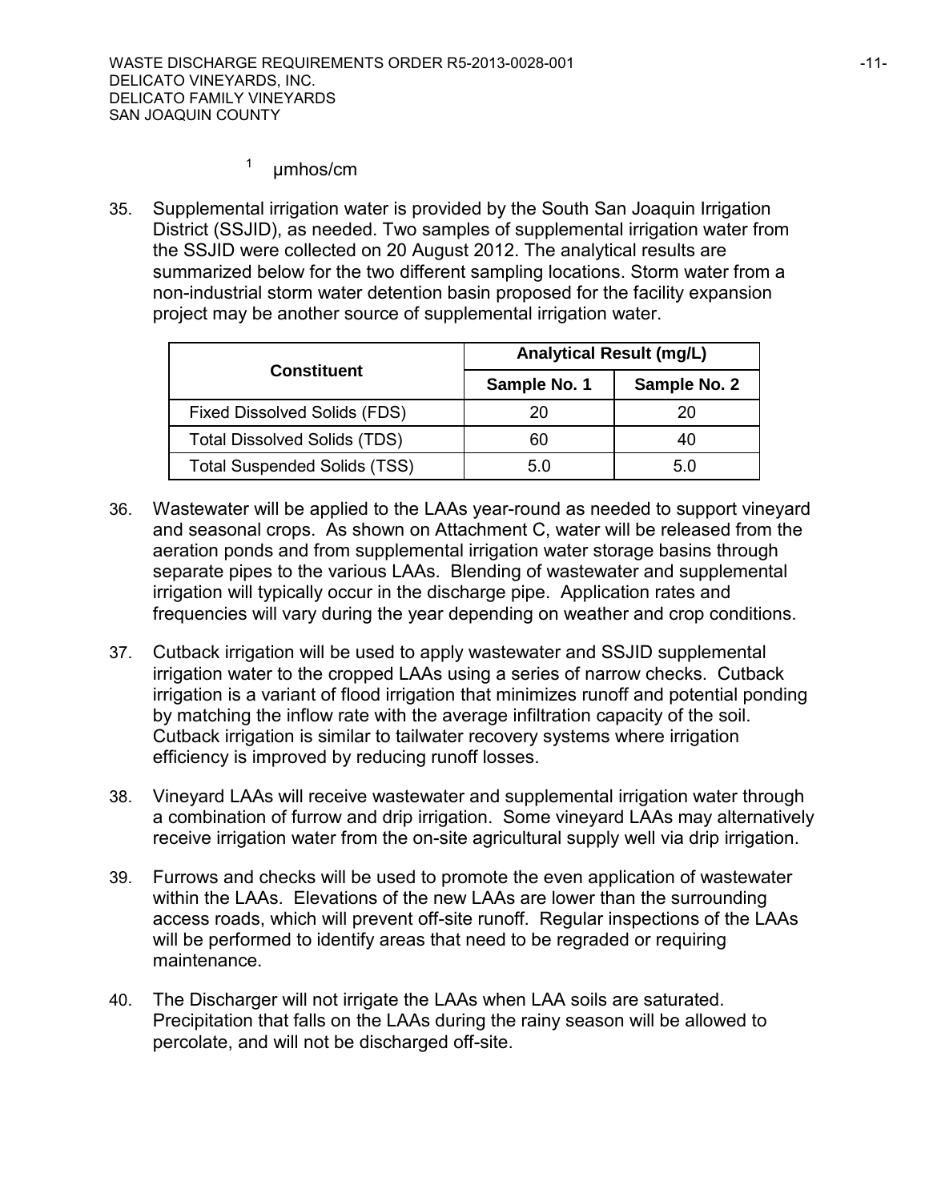[1] µmhos/cm

35. Supplemental irrigation water is provided by the South San Joaquin Irrigation District (SSJID), as needed. Two samples of supplemental irrigation water from the SSJID were collected on 20 August 2012. The analytical results are summarized below for the two different sampling locations. Storm water from a non-industrial storm water detention basin proposed for the facility expansion project may be another source of supplemental irrigation water.

| Constituent | Analytical Result (mg/L) | |
|---|---|---|
| | Sample No. 1 | Sample No. 2 |
| Fixed Dissolved Solids (FDS) | 20 | 20 |
| Total Dissolved Solids (TDS) | 60 | 40 |
| Total Suspended Solids (TSS) | 5.0 | 5.0 |

36. Wastewater will be applied to the LAAs year-round as needed to support vineyard and seasonal crops. As shown on Attachment C, water will be released from the aeration ponds and from supplemental irrigation water storage basins through separate pipes to the various LAAs. Blending of wastewater and supplemental irrigation will typically occur in the discharge pipe. Application rates and frequencies will vary during the year depending on weather and crop conditions.

37. Cutback irrigation will be used to apply wastewater and SSJID supplemental irrigation water to the cropped LAAs using a series of narrow checks. Cutback irrigation is a variant of flood irrigation that minimizes runoff and potential ponding by matching the inflow rate with the average infiltration capacity of the soil. Cutback irrigation is similar to tailwater recovery systems where irrigation efficiency is improved by reducing runoff losses.

38. Vineyard LAAs will receive wastewater and supplemental irrigation water through a combination of furrow and drip irrigation. Some vineyard LAAs may alternatively receive irrigation water from the on-site agricultural supply well via drip irrigation.

39. Furrows and checks will be used to promote the even application of wastewater within the LAAs. Elevations of the new LAAs are lower than the surrounding access roads, which will prevent off-site runoff. Regular inspections of the LAAs will be performed to identify areas that need to be regraded or requiring maintenance.

40. The Discharger will not irrigate the LAAs when LAA soils are saturated. Precipitation that falls on the LAAs during the rainy season will be allowed to percolate, and will not be discharged off-site.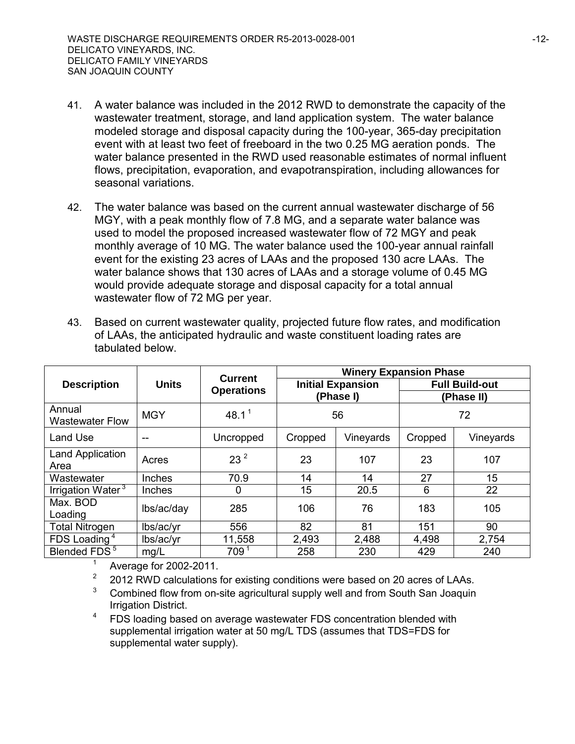41. A water balance was included in the 2012 RWD to demonstrate the capacity of the wastewater treatment, storage, and land application system. The water balance modeled storage and disposal capacity during the 100-year, 365-day precipitation event with at least two feet of freeboard in the two 0.25 MG aeration ponds. The water balance presented in the RWD used reasonable estimates of normal influent flows, precipitation, evaporation, and evapotranspiration, including allowances for seasonal variations.

42. The water balance was based on the current annual wastewater discharge of 56 MGY, with a peak monthly flow of 7.8 MG, and a separate water balance was used to model the proposed increased wastewater flow of 72 MGY and peak monthly average of 10 MG. The water balance used the 100-year annual rainfall event for the existing 23 acres of LAAs and the proposed 130 acre LAAs. The water balance shows that 130 acres of LAAs and a storage volume of 0.45 MG would provide adequate storage and disposal capacity for a total annual wastewater flow of 72 MG per year.

43. Based on current wastewater quality, projected future flow rates, and modification of LAAs, the anticipated hydraulic and waste constituent loading rates are tabulated below.

| Description | Units | Current Operations | Winery Expansion Phase | | | |
|---|---|---|---|---|---|---|
| | | | Initial Expansion (Phase I) | | Full Build-out (Phase II) | |
| Annual Wastewater Flow | MGY | 48.1 [1] | 56 | | 72 | |
| Land Use | -- | Uncropped | Cropped | Vineyards | Cropped | Vineyards |
| Land Application Area | Acres | 23 [2] | 23 | 107 | 23 | 107 |
| Wastewater | Inches | 70.9 | 14 | 14 | 27 | 15 |
| Irrigation Water [3] | Inches | 0 | 15 | 20.5 | 6 | 22 |
| Max. BOD Loading | lbs/ac/day | 285 | 106 | 76 | 183 | 105 |
| Total Nitrogen | lbs/ac/yr | 556 | 82 | 81 | 151 | 90 |
| FDS Loading [4] | lbs/ac/yr | 11,558 | 2,493 | 2,488 | 4,498 | 2,754 |
| Blended FDS [5] | mg/L | 709 [1] | 258 | 230 | 429 | 240 |

[1] Average for 2002-2011.

[2] 2012 RWD calculations for existing conditions were based on 20 acres of LAAs.

[3] Combined flow from on-site agricultural supply well and from South San Joaquin Irrigation District.

[4] FDS loading based on average wastewater FDS concentration blended with supplemental irrigation water at 50 mg/L TDS (assumes that TDS=FDS for supplemental water supply).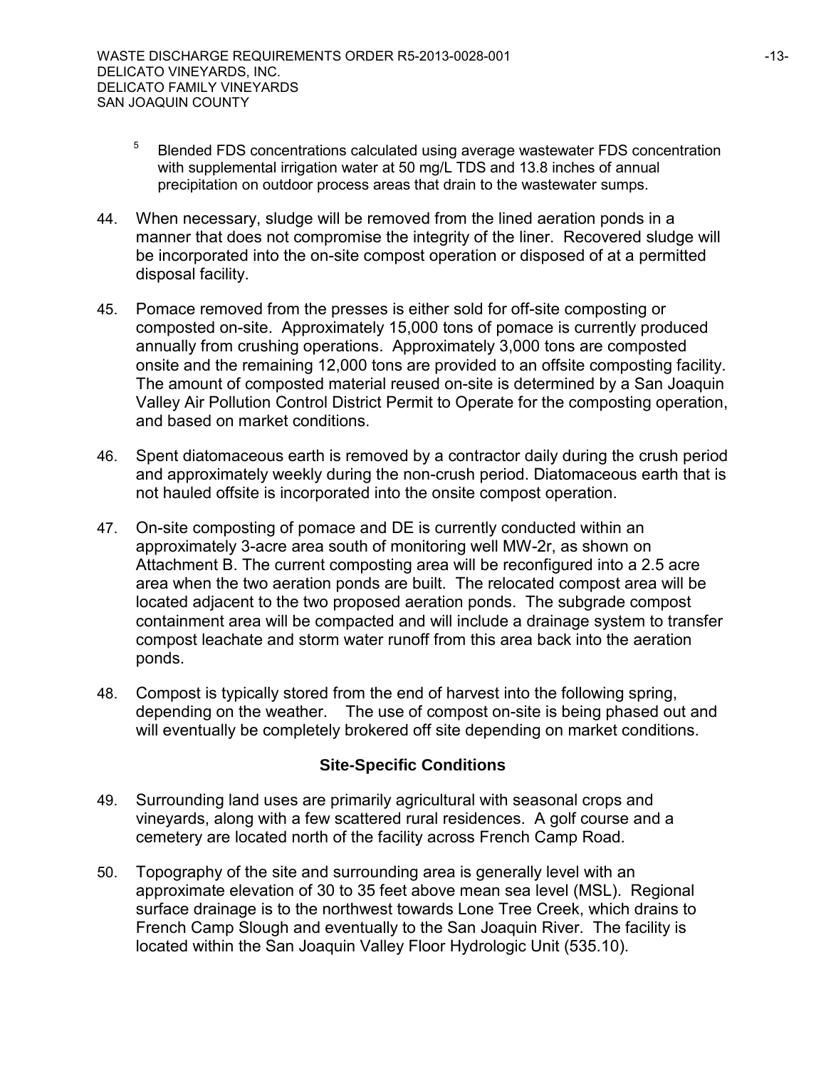[5] Blended FDS concentrations calculated using average wastewater FDS concentration with supplemental irrigation water at 50 mg/L TDS and 13.8 inches of annual precipitation on outdoor process areas that drain to the wastewater sumps.

44. When necessary, sludge will be removed from the lined aeration ponds in a manner that does not compromise the integrity of the liner. Recovered sludge will be incorporated into the on-site compost operation or disposed of at a permitted disposal facility.

45. Pomace removed from the presses is either sold for off-site composting or composted on-site. Approximately 15,000 tons of pomace is currently produced annually from crushing operations. Approximately 3,000 tons are composted onsite and the remaining 12,000 tons are provided to an offsite composting facility. The amount of composted material reused on-site is determined by a San Joaquin Valley Air Pollution Control District Permit to Operate for the composting operation, and based on market conditions.

46. Spent diatomaceous earth is removed by a contractor daily during the crush period and approximately weekly during the non-crush period. Diatomaceous earth that is not hauled offsite is incorporated into the onsite compost operation.

47. On-site composting of pomace and DE is currently conducted within an approximately 3-acre area south of monitoring well MW-2r, as shown on Attachment B. The current composting area will be reconfigured into a 2.5 acre area when the two aeration ponds are built. The relocated compost area will be located adjacent to the two proposed aeration ponds. The subgrade compost containment area will be compacted and will include a drainage system to transfer compost leachate and storm water runoff from this area back into the aeration ponds.

48. Compost is typically stored from the end of harvest into the following spring, depending on the weather. The use of compost on-site is being phased out and will eventually be completely brokered off site depending on market conditions.

## Site-Specific Conditions

49. Surrounding land uses are primarily agricultural with seasonal crops and vineyards, along with a few scattered rural residences. A golf course and a cemetery are located north of the facility across French Camp Road.

50. Topography of the site and surrounding area is generally level with an approximate elevation of 30 to 35 feet above mean sea level (MSL). Regional surface drainage is to the northwest towards Lone Tree Creek, which drains to French Camp Slough and eventually to the San Joaquin River. The facility is located within the San Joaquin Valley Floor Hydrologic Unit (535.10).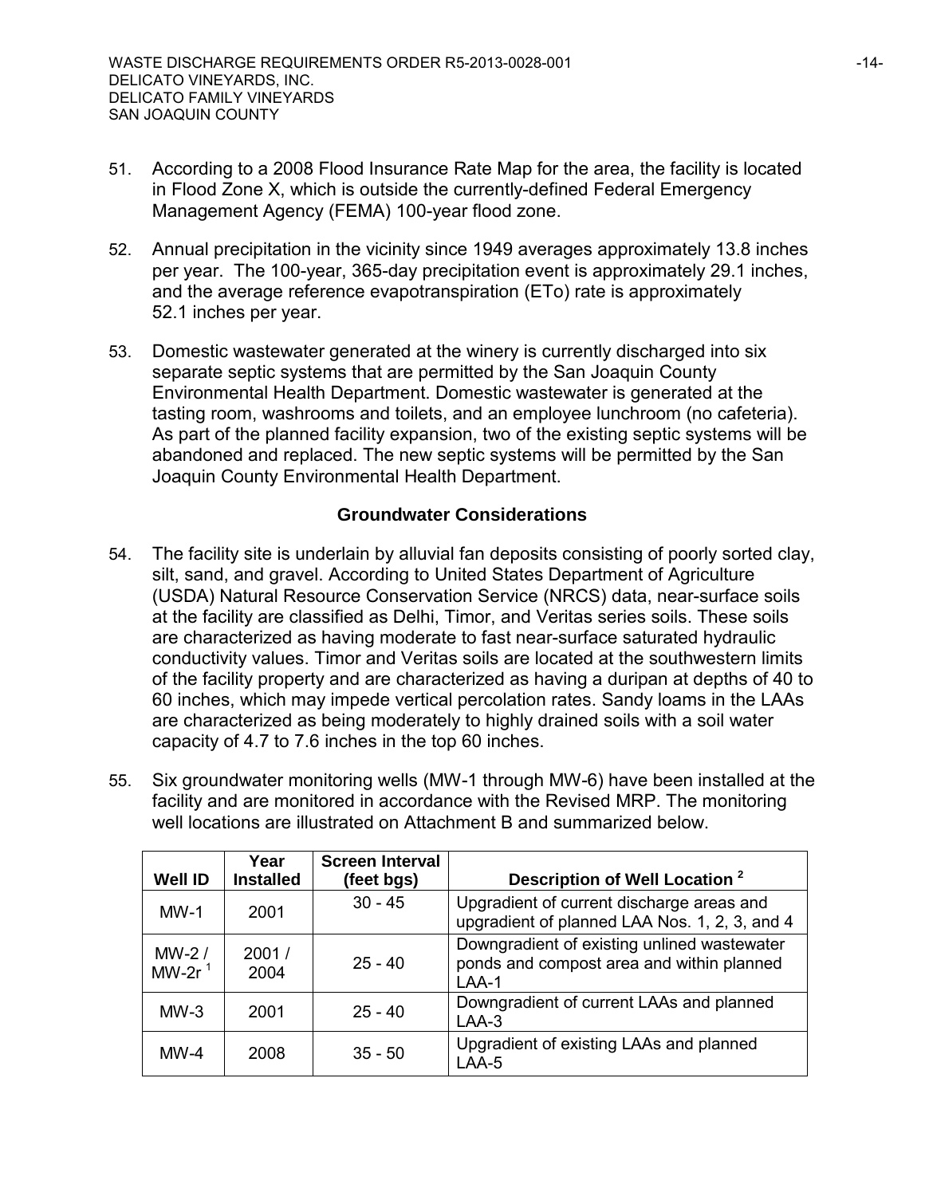51. According to a 2008 Flood Insurance Rate Map for the area, the facility is located in Flood Zone X, which is outside the currently-defined Federal Emergency Management Agency (FEMA) 100-year flood zone.

52. Annual precipitation in the vicinity since 1949 averages approximately 13.8 inches per year. The 100-year, 365-day precipitation event is approximately 29.1 inches, and the average reference evapotranspiration (ETo) rate is approximately 52.1 inches per year.

53. Domestic wastewater generated at the winery is currently discharged into six separate septic systems that are permitted by the San Joaquin County Environmental Health Department. Domestic wastewater is generated at the tasting room, washrooms and toilets, and an employee lunchroom (no cafeteria). As part of the planned facility expansion, two of the existing septic systems will be abandoned and replaced. The new septic systems will be permitted by the San Joaquin County Environmental Health Department.

## Groundwater Considerations

54. The facility site is underlain by alluvial fan deposits consisting of poorly sorted clay, silt, sand, and gravel. According to United States Department of Agriculture (USDA) Natural Resource Conservation Service (NRCS) data, near-surface soils at the facility are classified as Delhi, Timor, and Veritas series soils. These soils are characterized as having moderate to fast near-surface saturated hydraulic conductivity values. Timor and Veritas soils are located at the southwestern limits of the facility property and are characterized as having a duripan at depths of 40 to 60 inches, which may impede vertical percolation rates. Sandy loams in the LAAs are characterized as being moderately to highly drained soils with a soil water capacity of 4.7 to 7.6 inches in the top 60 inches.

55. Six groundwater monitoring wells (MW-1 through MW-6) have been installed at the facility and are monitored in accordance with the Revised MRP. The monitoring well locations are illustrated on Attachment B and summarized below.

| Well ID | Year Installed | Screen Interval (feet bgs) | Description of Well Location [2] |
|---|---|---|---|
| MW-1 | 2001 | 30 - 45 | Upgradient of current discharge areas and upgradient of planned LAA Nos. 1, 2, 3, and 4 |
| MW-2 / MW-2r [1] | 2001 / 2004 | 25 - 40 | Downgradient of existing unlined wastewater ponds and compost area and within planned LAA-1 |
| MW-3 | 2001 | 25 - 40 | Downgradient of current LAAs and planned LAA-3 |
| MW-4 | 2008 | 35 - 50 | Upgradient of existing LAAs and planned LAA-5 |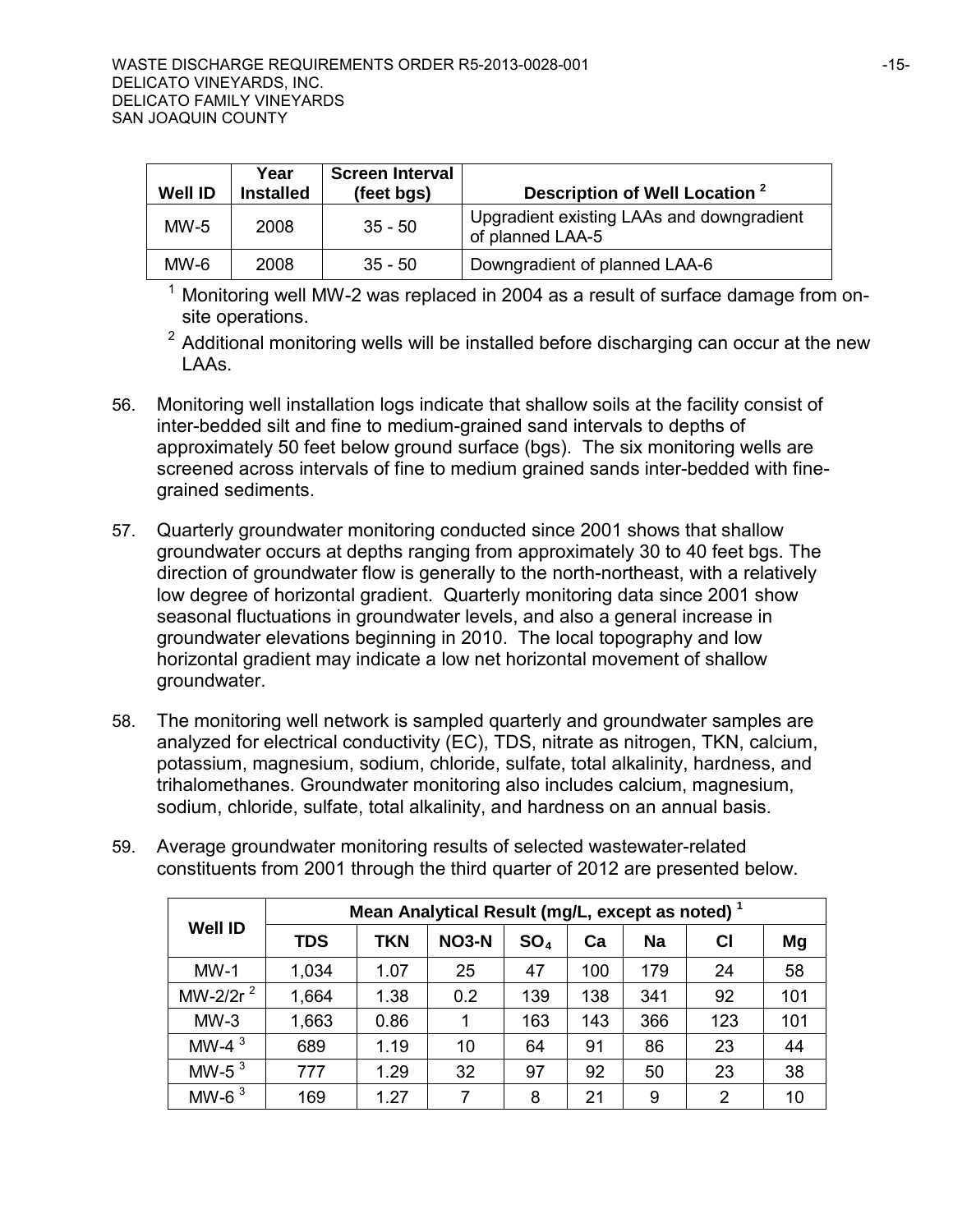| Well ID | Year Installed | Screen Interval (feet bgs) | Description of Well Location [2] |
|---|---|---|---|
| MW-5 | 2008 | 35 - 50 | Upgradient existing LAAs and downgradient of planned LAA-5 |
| MW-6 | 2008 | 35 - 50 | Downgradient of planned LAA-6 |

[1] Monitoring well MW-2 was replaced in 2004 as a result of surface damage from on-site operations.

[2] Additional monitoring wells will be installed before discharging can occur at the new LAAs.

56. Monitoring well installation logs indicate that shallow soils at the facility consist of inter-bedded silt and fine to medium-grained sand intervals to depths of approximately 50 feet below ground surface (bgs). The six monitoring wells are screened across intervals of fine to medium grained sands inter-bedded with fine-grained sediments.

57. Quarterly groundwater monitoring conducted since 2001 shows that shallow groundwater occurs at depths ranging from approximately 30 to 40 feet bgs. The direction of groundwater flow is generally to the north-northeast, with a relatively low degree of horizontal gradient. Quarterly monitoring data since 2001 show seasonal fluctuations in groundwater levels, and also a general increase in groundwater elevations beginning in 2010. The local topography and low horizontal gradient may indicate a low net horizontal movement of shallow groundwater.

58. The monitoring well network is sampled quarterly and groundwater samples are analyzed for electrical conductivity (EC), TDS, nitrate as nitrogen, TKN, calcium, potassium, magnesium, sodium, chloride, sulfate, total alkalinity, hardness, and trihalomethanes. Groundwater monitoring also includes calcium, magnesium, sodium, chloride, sulfate, total alkalinity, and hardness on an annual basis.

59. Average groundwater monitoring results of selected wastewater-related constituents from 2001 through the third quarter of 2012 are presented below.

| Well ID | Mean Analytical Result (mg/L, except as noted) [1] | | | | | | | |
|---|---|---|---|---|---|---|---|---|
| | TDS | TKN | NO3-N | $SO_4$ | Ca | Na | Cl | Mg |
| MW-1 | 1,034 | 1.07 | 25 | 47 | 100 | 179 | 24 | 58 |
| MW-2/2r [2] | 1,664 | 1.38 | 0.2 | 139 | 138 | 341 | 92 | 101 |
| MW-3 | 1,663 | 0.86 | 1 | 163 | 143 | 366 | 123 | 101 |
| MW-4 [3] | 689 | 1.19 | 10 | 64 | 91 | 86 | 23 | 44 |
| MW-5 [3] | 777 | 1.29 | 32 | 97 | 92 | 50 | 23 | 38 |
| MW-6 [3] | 169 | 1.27 | 7 | 8 | 21 | 9 | 2 | 10 |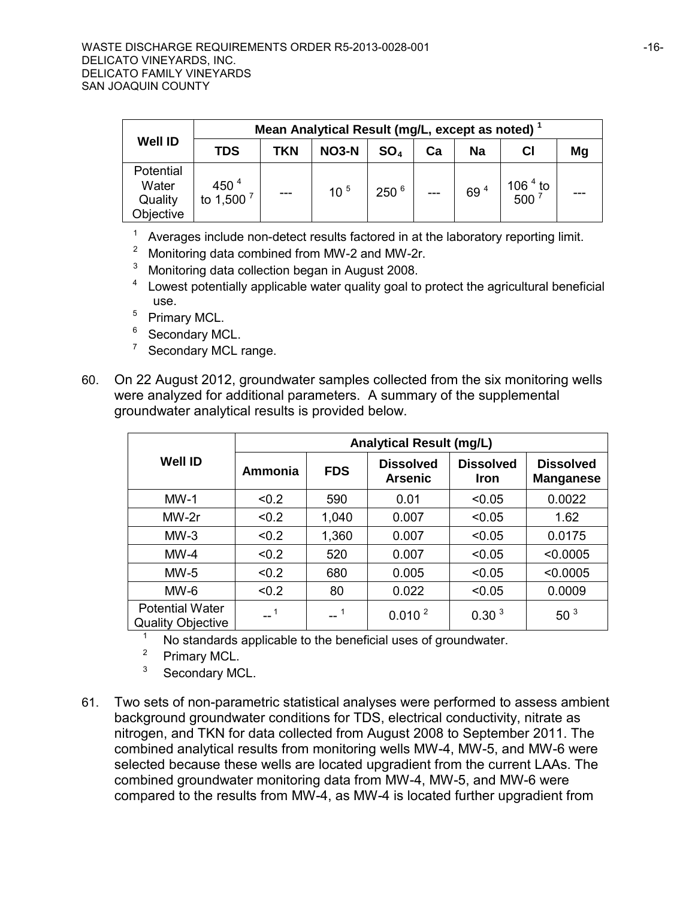| Well ID | Mean Analytical Result (mg/L, except as noted) [1] | | | | | | | |
|---|---|---|---|---|---|---|---|---|
| | TDS | TKN | NO3-N | $SO_4$ | Ca | Na | Cl | Mg |
| Potential Water Quality Objective | 450 [4] to 1,500 [7] | --- | 10 [5] | 250 [6] | --- | 69 [4] | 106 [4] to 500 [7] | --- |

[1] Averages include non-detect results factored in at the laboratory reporting limit.
[2] Monitoring data combined from MW-2 and MW-2r.
[3] Monitoring data collection began in August 2008.
[4] Lowest potentially applicable water quality goal to protect the agricultural beneficial use.
[5] Primary MCL.
[6] Secondary MCL.
[7] Secondary MCL range.

60. On 22 August 2012, groundwater samples collected from the six monitoring wells were analyzed for additional parameters. A summary of the supplemental groundwater analytical results is provided below.

| Well ID | Analytical Result (mg/L) | | | | |
|---|---|---|---|---|---|
| | Ammonia | FDS | Dissolved Arsenic | Dissolved Iron | Dissolved Manganese |
| MW-1 | <0.2 | 590 | 0.01 | <0.05 | 0.0022 |
| MW-2r | <0.2 | 1,040 | 0.007 | <0.05 | 1.62 |
| MW-3 | <0.2 | 1,360 | 0.007 | <0.05 | 0.0175 |
| MW-4 | <0.2 | 520 | 0.007 | <0.05 | <0.0005 |
| MW-5 | <0.2 | 680 | 0.005 | <0.05 | <0.0005 |
| MW-6 | <0.2 | 80 | 0.022 | <0.05 | 0.0009 |
| Potential Water Quality Objective | -- [1] | -- [1] | 0.010 [2] | 0.30 [3] | 50 [3] |

[1] No standards applicable to the beneficial uses of groundwater.
[2] Primary MCL.
[3] Secondary MCL.

61. Two sets of non-parametric statistical analyses were performed to assess ambient background groundwater conditions for TDS, electrical conductivity, nitrate as nitrogen, and TKN for data collected from August 2008 to September 2011. The combined analytical results from monitoring wells MW-4, MW-5, and MW-6 were selected because these wells are located upgradient from the current LAAs. The combined groundwater monitoring data from MW-4, MW-5, and MW-6 were compared to the results from MW-4, as MW-4 is located further upgradient from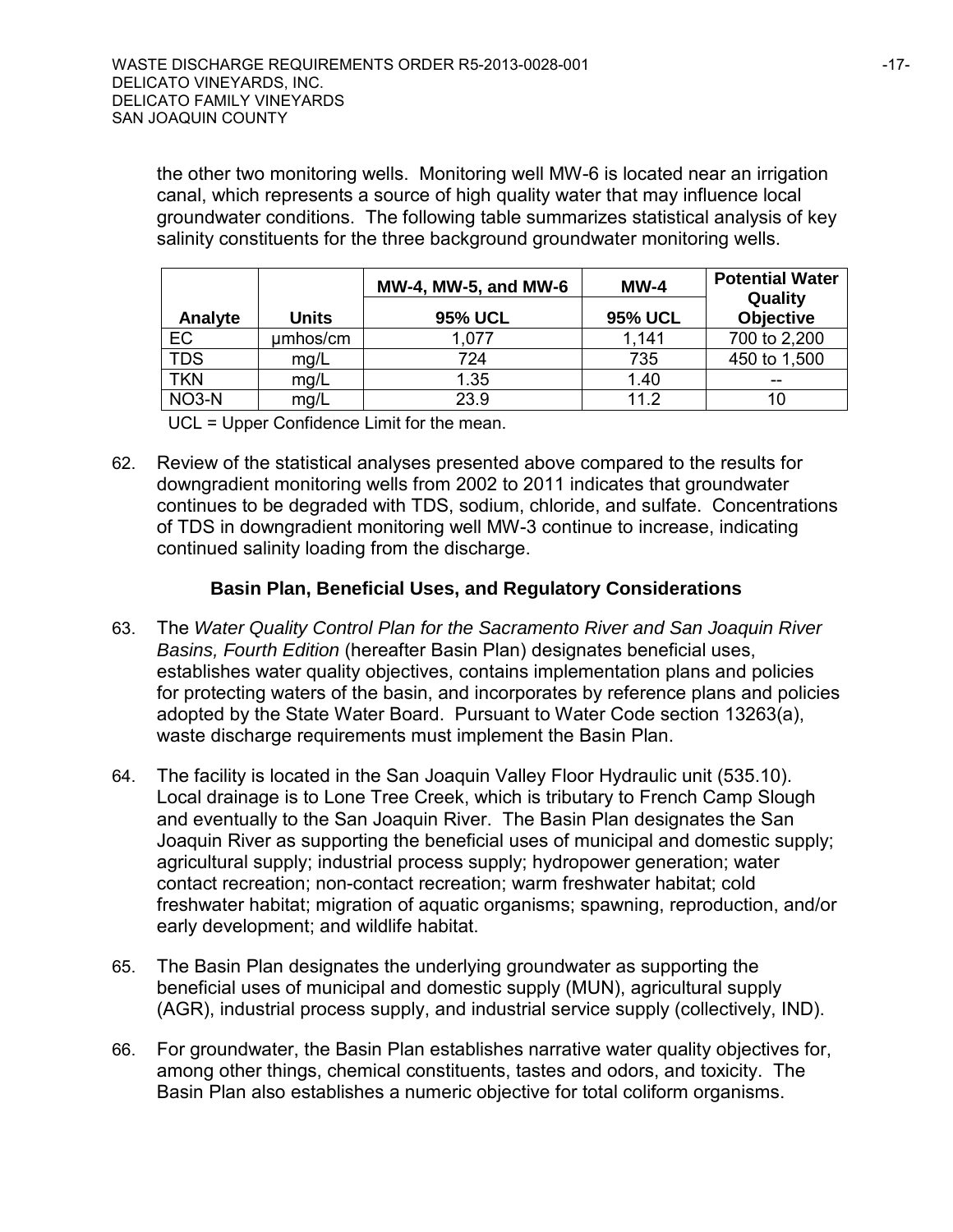the other two monitoring wells. Monitoring well MW-6 is located near an irrigation canal, which represents a source of high quality water that may influence local groundwater conditions. The following table summarizes statistical analysis of key salinity constituents for the three background groundwater monitoring wells.

| Analyte | Units | MW-4, MW-5, and MW-6<br>95% UCL | MW-4<br>95% UCL | Potential Water Quality Objective |
|---|---|---|---|---|
| EC | µmhos/cm | 1,077 | 1,141 | 700 to 2,200 |
| TDS | mg/L | 724 | 735 | 450 to 1,500 |
| TKN | mg/L | 1.35 | 1.40 | -- |
| $NO_3$-N | mg/L | 23.9 | 11.2 | 10 |

UCL = Upper Confidence Limit for the mean.

62. Review of the statistical analyses presented above compared to the results for downgradient monitoring wells from 2002 to 2011 indicates that groundwater continues to be degraded with TDS, sodium, chloride, and sulfate. Concentrations of TDS in downgradient monitoring well MW-3 continue to increase, indicating continued salinity loading from the discharge.

### Basin Plan, Beneficial Uses, and Regulatory Considerations

63. The *Water Quality Control Plan for the Sacramento River and San Joaquin River Basins, Fourth Edition* (hereafter Basin Plan) designates beneficial uses, establishes water quality objectives, contains implementation plans and policies for protecting waters of the basin, and incorporates by reference plans and policies adopted by the State Water Board. Pursuant to Water Code section 13263(a), waste discharge requirements must implement the Basin Plan.

64. The facility is located in the San Joaquin Valley Floor Hydraulic unit (535.10). Local drainage is to Lone Tree Creek, which is tributary to French Camp Slough and eventually to the San Joaquin River. The Basin Plan designates the San Joaquin River as supporting the beneficial uses of municipal and domestic supply; agricultural supply; industrial process supply; hydropower generation; water contact recreation; non-contact recreation; warm freshwater habitat; cold freshwater habitat; migration of aquatic organisms; spawning, reproduction, and/or early development; and wildlife habitat.

65. The Basin Plan designates the underlying groundwater as supporting the beneficial uses of municipal and domestic supply (MUN), agricultural supply (AGR), industrial process supply, and industrial service supply (collectively, IND).

66. For groundwater, the Basin Plan establishes narrative water quality objectives for, among other things, chemical constituents, tastes and odors, and toxicity. The Basin Plan also establishes a numeric objective for total coliform organisms.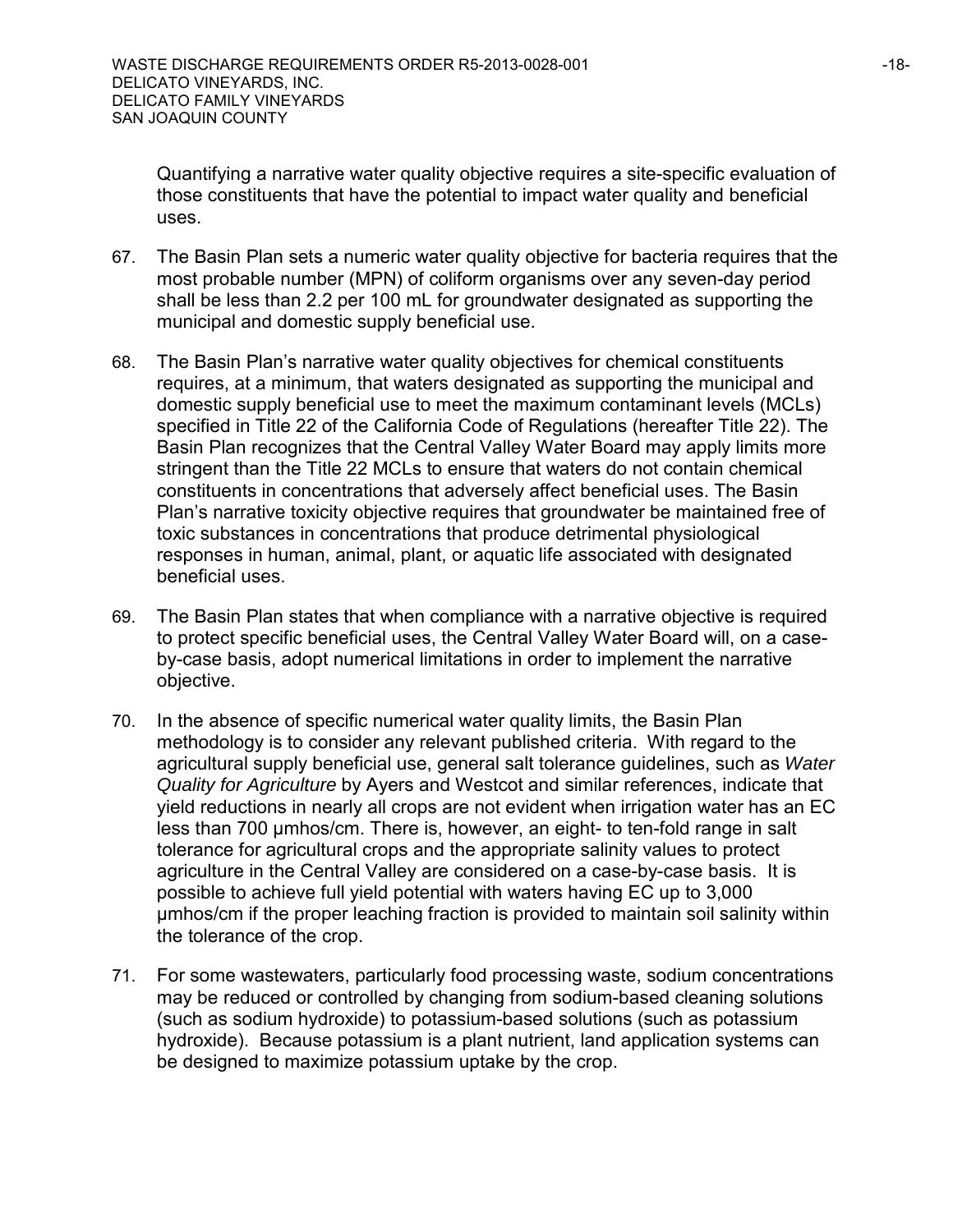Quantifying a narrative water quality objective requires a site-specific evaluation of those constituents that have the potential to impact water quality and beneficial uses.

67. The Basin Plan sets a numeric water quality objective for bacteria requires that the most probable number (MPN) of coliform organisms over any seven-day period shall be less than 2.2 per 100 mL for groundwater designated as supporting the municipal and domestic supply beneficial use.

68. The Basin Plan's narrative water quality objectives for chemical constituents requires, at a minimum, that waters designated as supporting the municipal and domestic supply beneficial use to meet the maximum contaminant levels (MCLs) specified in Title 22 of the California Code of Regulations (hereafter Title 22). The Basin Plan recognizes that the Central Valley Water Board may apply limits more stringent than the Title 22 MCLs to ensure that waters do not contain chemical constituents in concentrations that adversely affect beneficial uses. The Basin Plan's narrative toxicity objective requires that groundwater be maintained free of toxic substances in concentrations that produce detrimental physiological responses in human, animal, plant, or aquatic life associated with designated beneficial uses.

69. The Basin Plan states that when compliance with a narrative objective is required to protect specific beneficial uses, the Central Valley Water Board will, on a case-by-case basis, adopt numerical limitations in order to implement the narrative objective.

70. In the absence of specific numerical water quality limits, the Basin Plan methodology is to consider any relevant published criteria. With regard to the agricultural supply beneficial use, general salt tolerance guidelines, such as *Water Quality for Agriculture* by Ayers and Westcot and similar references, indicate that yield reductions in nearly all crops are not evident when irrigation water has an EC less than 700 µmhos/cm. There is, however, an eight- to ten-fold range in salt tolerance for agricultural crops and the appropriate salinity values to protect agriculture in the Central Valley are considered on a case-by-case basis. It is possible to achieve full yield potential with waters having EC up to 3,000 µmhos/cm if the proper leaching fraction is provided to maintain soil salinity within the tolerance of the crop.

71. For some wastewaters, particularly food processing waste, sodium concentrations may be reduced or controlled by changing from sodium-based cleaning solutions (such as sodium hydroxide) to potassium-based solutions (such as potassium hydroxide). Because potassium is a plant nutrient, land application systems can be designed to maximize potassium uptake by the crop.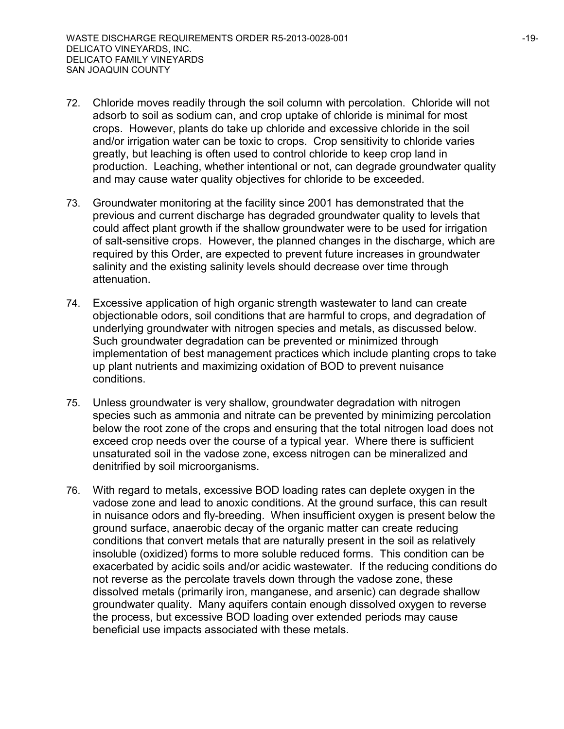72. Chloride moves readily through the soil column with percolation. Chloride will not adsorb to soil as sodium can, and crop uptake of chloride is minimal for most crops. However, plants do take up chloride and excessive chloride in the soil and/or irrigation water can be toxic to crops. Crop sensitivity to chloride varies greatly, but leaching is often used to control chloride to keep crop land in production. Leaching, whether intentional or not, can degrade groundwater quality and may cause water quality objectives for chloride to be exceeded.

73. Groundwater monitoring at the facility since 2001 has demonstrated that the previous and current discharge has degraded groundwater quality to levels that could affect plant growth if the shallow groundwater were to be used for irrigation of salt-sensitive crops. However, the planned changes in the discharge, which are required by this Order, are expected to prevent future increases in groundwater salinity and the existing salinity levels should decrease over time through attenuation.

74. Excessive application of high organic strength wastewater to land can create objectionable odors, soil conditions that are harmful to crops, and degradation of underlying groundwater with nitrogen species and metals, as discussed below. Such groundwater degradation can be prevented or minimized through implementation of best management practices which include planting crops to take up plant nutrients and maximizing oxidation of BOD to prevent nuisance conditions.

75. Unless groundwater is very shallow, groundwater degradation with nitrogen species such as ammonia and nitrate can be prevented by minimizing percolation below the root zone of the crops and ensuring that the total nitrogen load does not exceed crop needs over the course of a typical year. Where there is sufficient unsaturated soil in the vadose zone, excess nitrogen can be mineralized and denitrified by soil microorganisms.

76. With regard to metals, excessive BOD loading rates can deplete oxygen in the vadose zone and lead to anoxic conditions. At the ground surface, this can result in nuisance odors and fly-breeding. When insufficient oxygen is present below the ground surface, anaerobic decay of the organic matter can create reducing conditions that convert metals that are naturally present in the soil as relatively insoluble (oxidized) forms to more soluble reduced forms. This condition can be exacerbated by acidic soils and/or acidic wastewater. If the reducing conditions do not reverse as the percolate travels down through the vadose zone, these dissolved metals (primarily iron, manganese, and arsenic) can degrade shallow groundwater quality. Many aquifers contain enough dissolved oxygen to reverse the process, but excessive BOD loading over extended periods may cause beneficial use impacts associated with these metals.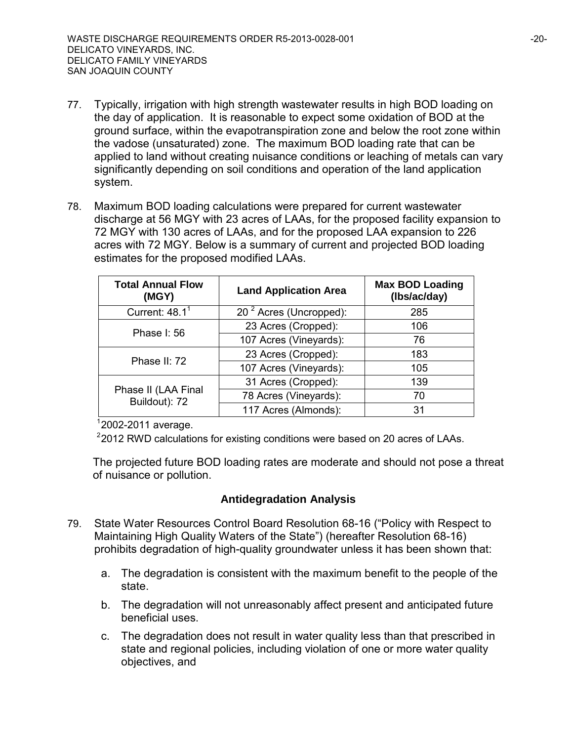77. Typically, irrigation with high strength wastewater results in high BOD loading on the day of application. It is reasonable to expect some oxidation of BOD at the ground surface, within the evapotranspiration zone and below the root zone within the vadose (unsaturated) zone. The maximum BOD loading rate that can be applied to land without creating nuisance conditions or leaching of metals can vary significantly depending on soil conditions and operation of the land application system.

78. Maximum BOD loading calculations were prepared for current wastewater discharge at 56 MGY with 23 acres of LAAs, for the proposed facility expansion to 72 MGY with 130 acres of LAAs, and for the proposed LAA expansion to 226 acres with 72 MGY. Below is a summary of current and projected BOD loading estimates for the proposed modified LAAs.

| Total Annual Flow (MGY) | Land Application Area | Max BOD Loading (lbs/ac/day) |
|---|---|---|
| Current: 48.1[1] | 20 [2] Acres (Uncropped): | 285 |
| Phase I: 56 | 23 Acres (Cropped): | 106 |
| | 107 Acres (Vineyards): | 76 |
| Phase II: 72 | 23 Acres (Cropped): | 183 |
| | 107 Acres (Vineyards): | 105 |
| Phase II (LAA Final Buildout): 72 | 31 Acres (Cropped): | 139 |
| | 78 Acres (Vineyards): | 70 |
| | 117 Acres (Almonds): | 31 |

[1]2002-2011 average.

[2]2012 RWD calculations for existing conditions were based on 20 acres of LAAs.

The projected future BOD loading rates are moderate and should not pose a threat of nuisance or pollution.

## Antidegradation Analysis

79. State Water Resources Control Board Resolution 68-16 ("Policy with Respect to Maintaining High Quality Waters of the State") (hereafter Resolution 68-16) prohibits degradation of high-quality groundwater unless it has been shown that:

   a. The degradation is consistent with the maximum benefit to the people of the state.

   b. The degradation will not unreasonably affect present and anticipated future beneficial uses.

   c. The degradation does not result in water quality less than that prescribed in state and regional policies, including violation of one or more water quality objectives, and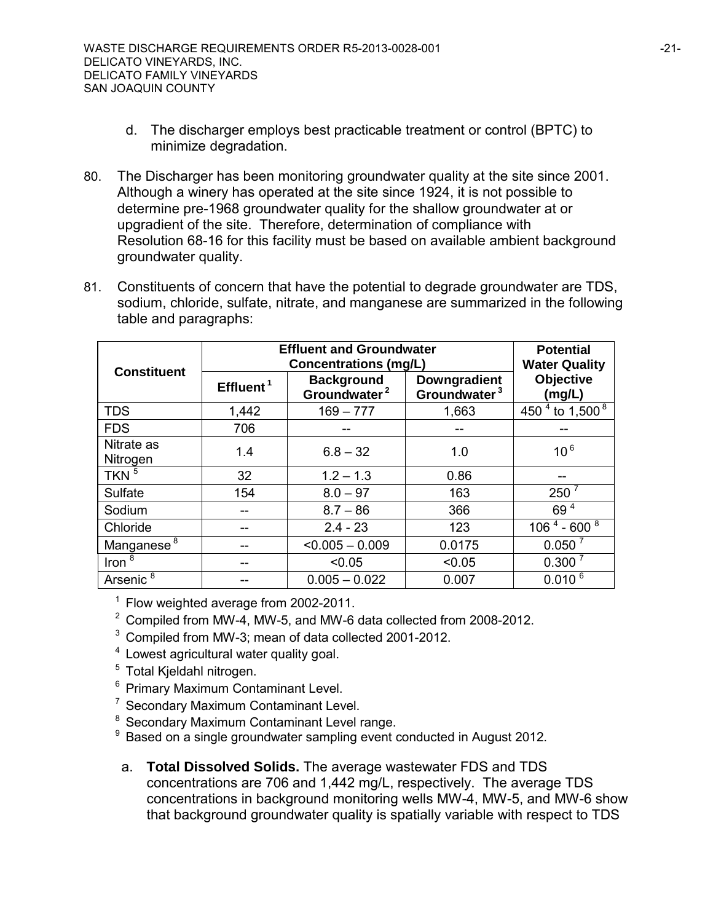d. The discharger employs best practicable treatment or control (BPTC) to minimize degradation.

80. The Discharger has been monitoring groundwater quality at the site since 2001. Although a winery has operated at the site since 1924, it is not possible to determine pre-1968 groundwater quality for the shallow groundwater at or upgradient of the site. Therefore, determination of compliance with Resolution 68-16 for this facility must be based on available ambient background groundwater quality.

81. Constituents of concern that have the potential to degrade groundwater are TDS, sodium, chloride, sulfate, nitrate, and manganese are summarized in the following table and paragraphs:

| Constituent | Effluent and Groundwater Concentrations (mg/L) | | | Potential Water Quality Objective (mg/L) |
|---|---|---|---|---|
| | Effluent[1] | Background Groundwater[2] | Downgradient Groundwater[3] | |
| TDS | 1,442 | 169 – 777 | 1,663 | 450[4] to 1,500[8] |
| FDS | 706 | -- | -- | -- |
| Nitrate as Nitrogen | 1.4 | 6.8 – 32 | 1.0 | 10[6] |
| TKN[5] | 32 | 1.2 – 1.3 | 0.86 | -- |
| Sulfate | 154 | 8.0 – 97 | 163 | 250[7] |
| Sodium | -- | 8.7 – 86 | 366 | 69[4] |
| Chloride | -- | 2.4 - 23 | 123 | 106[4] - 600[8] |
| Manganese[8] | -- | <0.005 – 0.009 | 0.0175 | 0.050[7] |
| Iron[8] | -- | <0.05 | <0.05 | 0.300[7] |
| Arsenic[8] | -- | 0.005 – 0.022 | 0.007 | 0.010[6] |

[1] Flow weighted average from 2002-2011.
[2] Compiled from MW-4, MW-5, and MW-6 data collected from 2008-2012.
[3] Compiled from MW-3; mean of data collected 2001-2012.
[4] Lowest agricultural water quality goal.
[5] Total Kjeldahl nitrogen.
[6] Primary Maximum Contaminant Level.
[7] Secondary Maximum Contaminant Level.
[8] Secondary Maximum Contaminant Level range.
[9] Based on a single groundwater sampling event conducted in August 2012.

a. **Total Dissolved Solids.** The average wastewater FDS and TDS concentrations are 706 and 1,442 mg/L, respectively. The average TDS concentrations in background monitoring wells MW-4, MW-5, and MW-6 show that background groundwater quality is spatially variable with respect to TDS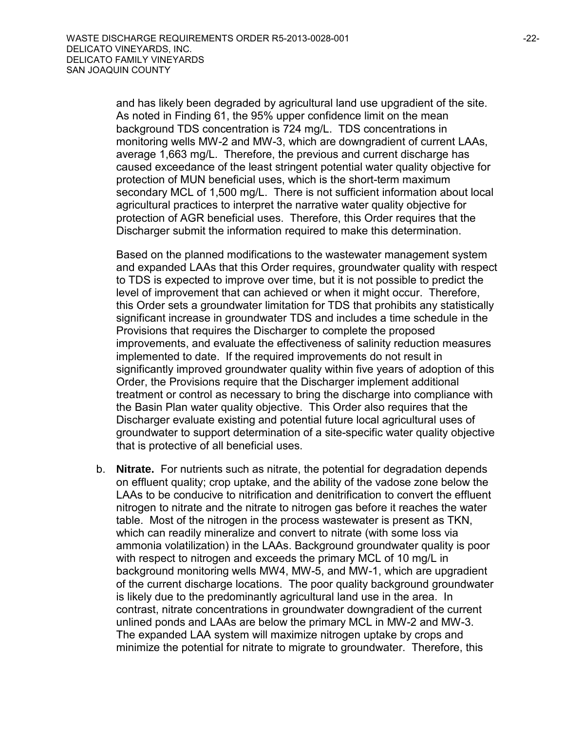and has likely been degraded by agricultural land use upgradient of the site. As noted in Finding 61, the 95% upper confidence limit on the mean background TDS concentration is 724 mg/L. TDS concentrations in monitoring wells MW-2 and MW-3, which are downgradient of current LAAs, average 1,663 mg/L. Therefore, the previous and current discharge has caused exceedance of the least stringent potential water quality objective for protection of MUN beneficial uses, which is the short-term maximum secondary MCL of 1,500 mg/L. There is not sufficient information about local agricultural practices to interpret the narrative water quality objective for protection of AGR beneficial uses. Therefore, this Order requires that the Discharger submit the information required to make this determination.

Based on the planned modifications to the wastewater management system and expanded LAAs that this Order requires, groundwater quality with respect to TDS is expected to improve over time, but it is not possible to predict the level of improvement that can achieved or when it might occur. Therefore, this Order sets a groundwater limitation for TDS that prohibits any statistically significant increase in groundwater TDS and includes a time schedule in the Provisions that requires the Discharger to complete the proposed improvements, and evaluate the effectiveness of salinity reduction measures implemented to date. If the required improvements do not result in significantly improved groundwater quality within five years of adoption of this Order, the Provisions require that the Discharger implement additional treatment or control as necessary to bring the discharge into compliance with the Basin Plan water quality objective. This Order also requires that the Discharger evaluate existing and potential future local agricultural uses of groundwater to support determination of a site-specific water quality objective that is protective of all beneficial uses.

b. **Nitrate.** For nutrients such as nitrate, the potential for degradation depends on effluent quality; crop uptake, and the ability of the vadose zone below the LAAs to be conducive to nitrification and denitrification to convert the effluent nitrogen to nitrate and the nitrate to nitrogen gas before it reaches the water table. Most of the nitrogen in the process wastewater is present as TKN, which can readily mineralize and convert to nitrate (with some loss via ammonia volatilization) in the LAAs. Background groundwater quality is poor with respect to nitrogen and exceeds the primary MCL of 10 mg/L in background monitoring wells MW4, MW-5, and MW-1, which are upgradient of the current discharge locations. The poor quality background groundwater is likely due to the predominantly agricultural land use in the area. In contrast, nitrate concentrations in groundwater downgradient of the current unlined ponds and LAAs are below the primary MCL in MW-2 and MW-3. The expanded LAA system will maximize nitrogen uptake by crops and minimize the potential for nitrate to migrate to groundwater. Therefore, this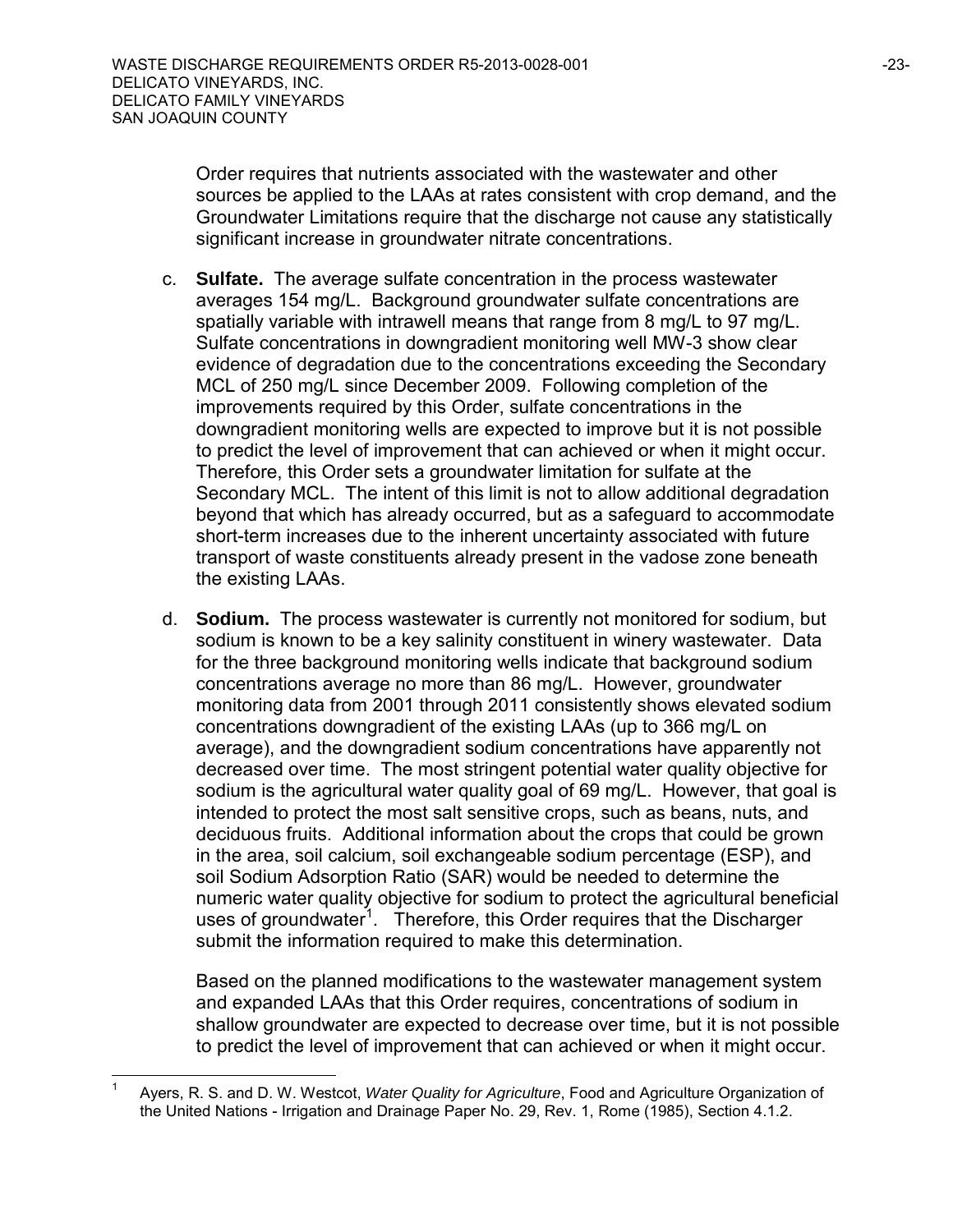Order requires that nutrients associated with the wastewater and other sources be applied to the LAAs at rates consistent with crop demand, and the Groundwater Limitations require that the discharge not cause any statistically significant increase in groundwater nitrate concentrations.

c. **Sulfate.** The average sulfate concentration in the process wastewater averages 154 mg/L. Background groundwater sulfate concentrations are spatially variable with intrawell means that range from 8 mg/L to 97 mg/L. Sulfate concentrations in downgradient monitoring well MW-3 show clear evidence of degradation due to the concentrations exceeding the Secondary MCL of 250 mg/L since December 2009. Following completion of the improvements required by this Order, sulfate concentrations in the downgradient monitoring wells are expected to improve but it is not possible to predict the level of improvement that can achieved or when it might occur. Therefore, this Order sets a groundwater limitation for sulfate at the Secondary MCL. The intent of this limit is not to allow additional degradation beyond that which has already occurred, but as a safeguard to accommodate short-term increases due to the inherent uncertainty associated with future transport of waste constituents already present in the vadose zone beneath the existing LAAs.

d. **Sodium.** The process wastewater is currently not monitored for sodium, but sodium is known to be a key salinity constituent in winery wastewater. Data for the three background monitoring wells indicate that background sodium concentrations average no more than 86 mg/L. However, groundwater monitoring data from 2001 through 2011 consistently shows elevated sodium concentrations downgradient of the existing LAAs (up to 366 mg/L on average), and the downgradient sodium concentrations have apparently not decreased over time. The most stringent potential water quality objective for sodium is the agricultural water quality goal of 69 mg/L. However, that goal is intended to protect the most salt sensitive crops, such as beans, nuts, and deciduous fruits. Additional information about the crops that could be grown in the area, soil calcium, soil exchangeable sodium percentage (ESP), and soil Sodium Adsorption Ratio (SAR) would be needed to determine the numeric water quality objective for sodium to protect the agricultural beneficial uses of groundwater[1]. Therefore, this Order requires that the Discharger submit the information required to make this determination.

Based on the planned modifications to the wastewater management system and expanded LAAs that this Order requires, concentrations of sodium in shallow groundwater are expected to decrease over time, but it is not possible to predict the level of improvement that can achieved or when it might occur.

---

[1] Ayers, R. S. and D. W. Westcot, *Water Quality for Agriculture*, Food and Agriculture Organization of the United Nations - Irrigation and Drainage Paper No. 29, Rev. 1, Rome (1985), Section 4.1.2.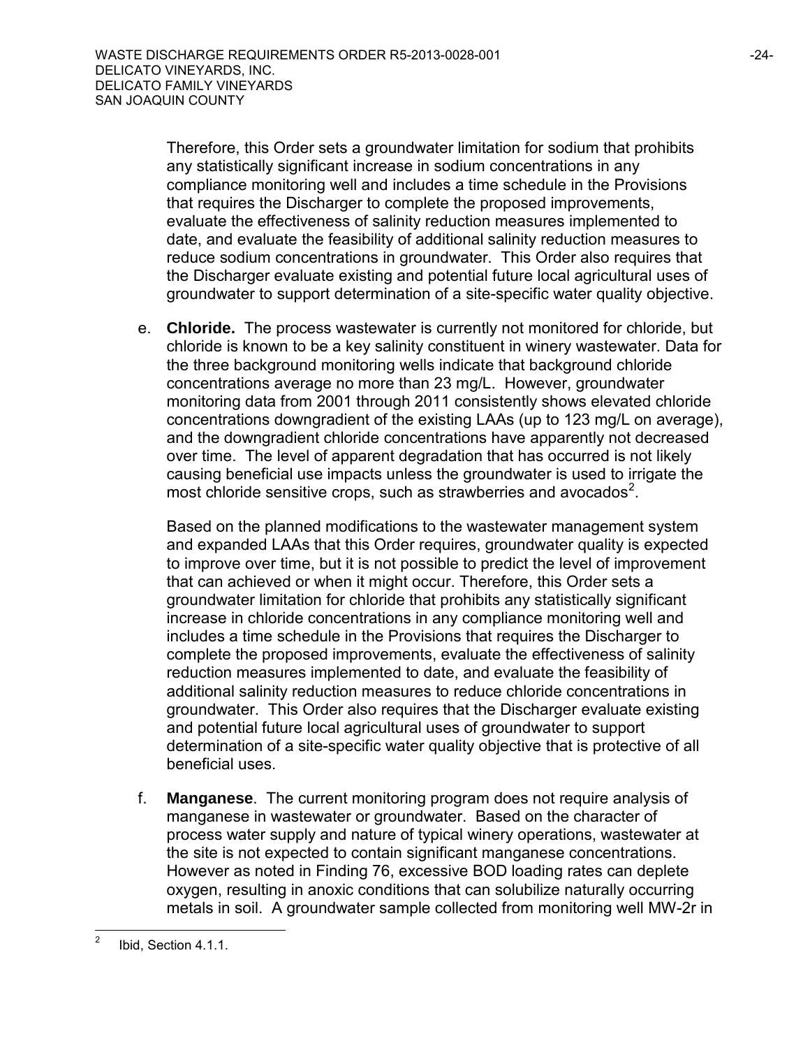Therefore, this Order sets a groundwater limitation for sodium that prohibits any statistically significant increase in sodium concentrations in any compliance monitoring well and includes a time schedule in the Provisions that requires the Discharger to complete the proposed improvements, evaluate the effectiveness of salinity reduction measures implemented to date, and evaluate the feasibility of additional salinity reduction measures to reduce sodium concentrations in groundwater. This Order also requires that the Discharger evaluate existing and potential future local agricultural uses of groundwater to support determination of a site-specific water quality objective.

e. **Chloride.** The process wastewater is currently not monitored for chloride, but chloride is known to be a key salinity constituent in winery wastewater. Data for the three background monitoring wells indicate that background chloride concentrations average no more than 23 mg/L. However, groundwater monitoring data from 2001 through 2011 consistently shows elevated chloride concentrations downgradient of the existing LAAs (up to 123 mg/L on average), and the downgradient chloride concentrations have apparently not decreased over time. The level of apparent degradation that has occurred is not likely causing beneficial use impacts unless the groundwater is used to irrigate the most chloride sensitive crops, such as strawberries and avocados[2].

   Based on the planned modifications to the wastewater management system and expanded LAAs that this Order requires, groundwater quality is expected to improve over time, but it is not possible to predict the level of improvement that can achieved or when it might occur. Therefore, this Order sets a groundwater limitation for chloride that prohibits any statistically significant increase in chloride concentrations in any compliance monitoring well and includes a time schedule in the Provisions that requires the Discharger to complete the proposed improvements, evaluate the effectiveness of salinity reduction measures implemented to date, and evaluate the feasibility of additional salinity reduction measures to reduce chloride concentrations in groundwater. This Order also requires that the Discharger evaluate existing and potential future local agricultural uses of groundwater to support determination of a site-specific water quality objective that is protective of all beneficial uses.

f. **Manganese**. The current monitoring program does not require analysis of manganese in wastewater or groundwater. Based on the character of process water supply and nature of typical winery operations, wastewater at the site is not expected to contain significant manganese concentrations. However as noted in Finding 76, excessive BOD loading rates can deplete oxygen, resulting in anoxic conditions that can solubilize naturally occurring metals in soil. A groundwater sample collected from monitoring well MW-2r in

---

[2] Ibid, Section 4.1.1.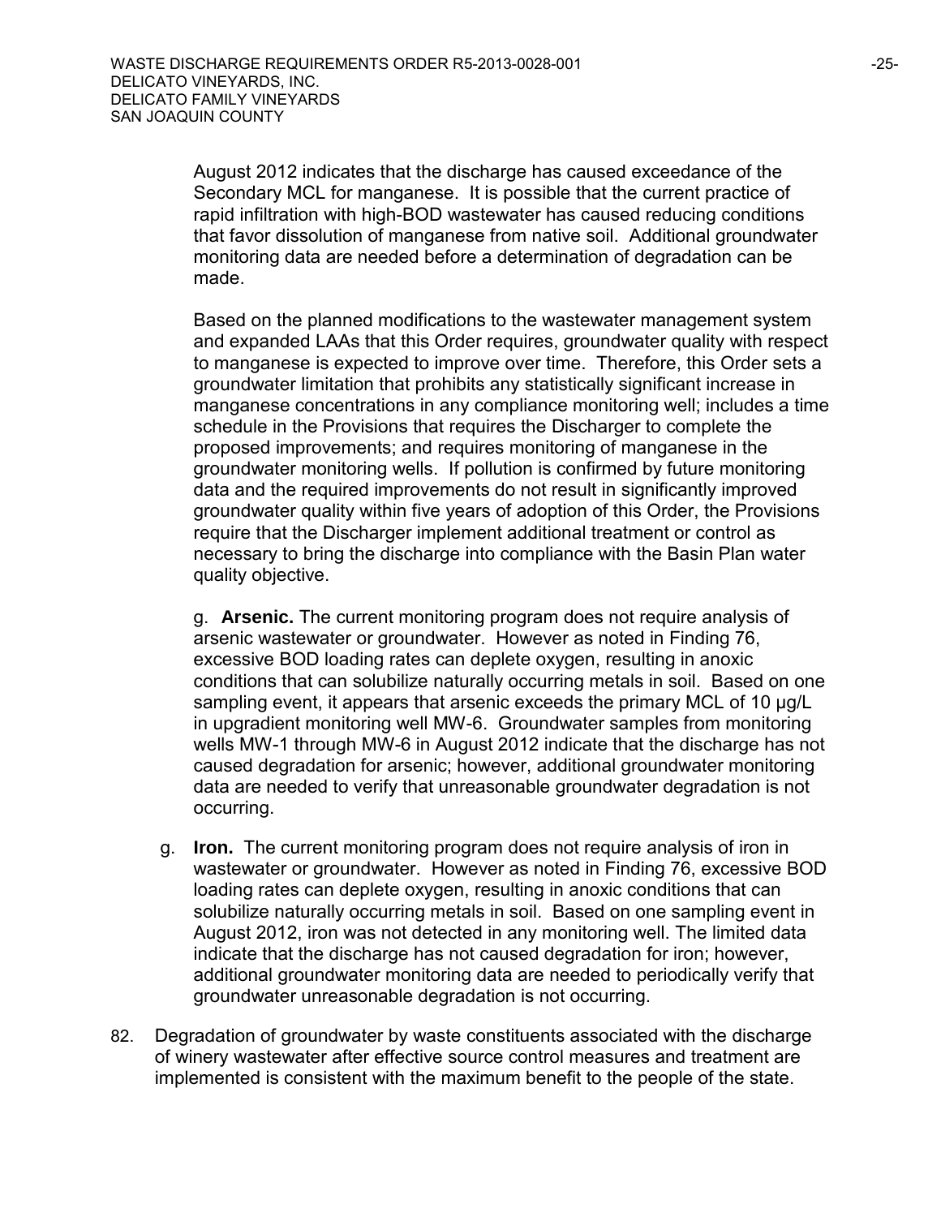August 2012 indicates that the discharge has caused exceedance of the Secondary MCL for manganese. It is possible that the current practice of rapid infiltration with high-BOD wastewater has caused reducing conditions that favor dissolution of manganese from native soil. Additional groundwater monitoring data are needed before a determination of degradation can be made.

Based on the planned modifications to the wastewater management system and expanded LAAs that this Order requires, groundwater quality with respect to manganese is expected to improve over time. Therefore, this Order sets a groundwater limitation that prohibits any statistically significant increase in manganese concentrations in any compliance monitoring well; includes a time schedule in the Provisions that requires the Discharger to complete the proposed improvements; and requires monitoring of manganese in the groundwater monitoring wells. If pollution is confirmed by future monitoring data and the required improvements do not result in significantly improved groundwater quality within five years of adoption of this Order, the Provisions require that the Discharger implement additional treatment or control as necessary to bring the discharge into compliance with the Basin Plan water quality objective.

g. **Arsenic.** The current monitoring program does not require analysis of arsenic wastewater or groundwater. However as noted in Finding 76, excessive BOD loading rates can deplete oxygen, resulting in anoxic conditions that can solubilize naturally occurring metals in soil. Based on one sampling event, it appears that arsenic exceeds the primary MCL of 10 µg/L in upgradient monitoring well MW-6. Groundwater samples from monitoring wells MW-1 through MW-6 in August 2012 indicate that the discharge has not caused degradation for arsenic; however, additional groundwater monitoring data are needed to verify that unreasonable groundwater degradation is not occurring.

g. **Iron.** The current monitoring program does not require analysis of iron in wastewater or groundwater. However as noted in Finding 76, excessive BOD loading rates can deplete oxygen, resulting in anoxic conditions that can solubilize naturally occurring metals in soil. Based on one sampling event in August 2012, iron was not detected in any monitoring well. The limited data indicate that the discharge has not caused degradation for iron; however, additional groundwater monitoring data are needed to periodically verify that groundwater unreasonable degradation is not occurring.

82. Degradation of groundwater by waste constituents associated with the discharge of winery wastewater after effective source control measures and treatment are implemented is consistent with the maximum benefit to the people of the state.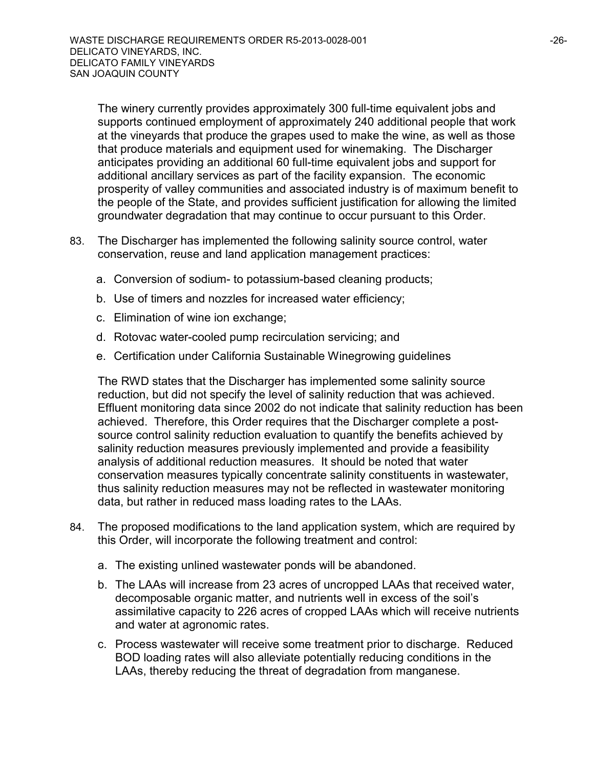The winery currently provides approximately 300 full-time equivalent jobs and supports continued employment of approximately 240 additional people that work at the vineyards that produce the grapes used to make the wine, as well as those that produce materials and equipment used for winemaking. The Discharger anticipates providing an additional 60 full-time equivalent jobs and support for additional ancillary services as part of the facility expansion. The economic prosperity of valley communities and associated industry is of maximum benefit to the people of the State, and provides sufficient justification for allowing the limited groundwater degradation that may continue to occur pursuant to this Order.

83. The Discharger has implemented the following salinity source control, water conservation, reuse and land application management practices:

    a. Conversion of sodium- to potassium-based cleaning products;

    b. Use of timers and nozzles for increased water efficiency;

    c. Elimination of wine ion exchange;

    d. Rotovac water-cooled pump recirculation servicing; and

    e. Certification under California Sustainable Winegrowing guidelines

    The RWD states that the Discharger has implemented some salinity source reduction, but did not specify the level of salinity reduction that was achieved. Effluent monitoring data since 2002 do not indicate that salinity reduction has been achieved. Therefore, this Order requires that the Discharger complete a post-source control salinity reduction evaluation to quantify the benefits achieved by salinity reduction measures previously implemented and provide a feasibility analysis of additional reduction measures. It should be noted that water conservation measures typically concentrate salinity constituents in wastewater, thus salinity reduction measures may not be reflected in wastewater monitoring data, but rather in reduced mass loading rates to the LAAs.

84. The proposed modifications to the land application system, which are required by this Order, will incorporate the following treatment and control:

    a. The existing unlined wastewater ponds will be abandoned.

    b. The LAAs will increase from 23 acres of uncropped LAAs that received water, decomposable organic matter, and nutrients well in excess of the soil's assimilative capacity to 226 acres of cropped LAAs which will receive nutrients and water at agronomic rates.

    c. Process wastewater will receive some treatment prior to discharge. Reduced BOD loading rates will also alleviate potentially reducing conditions in the LAAs, thereby reducing the threat of degradation from manganese.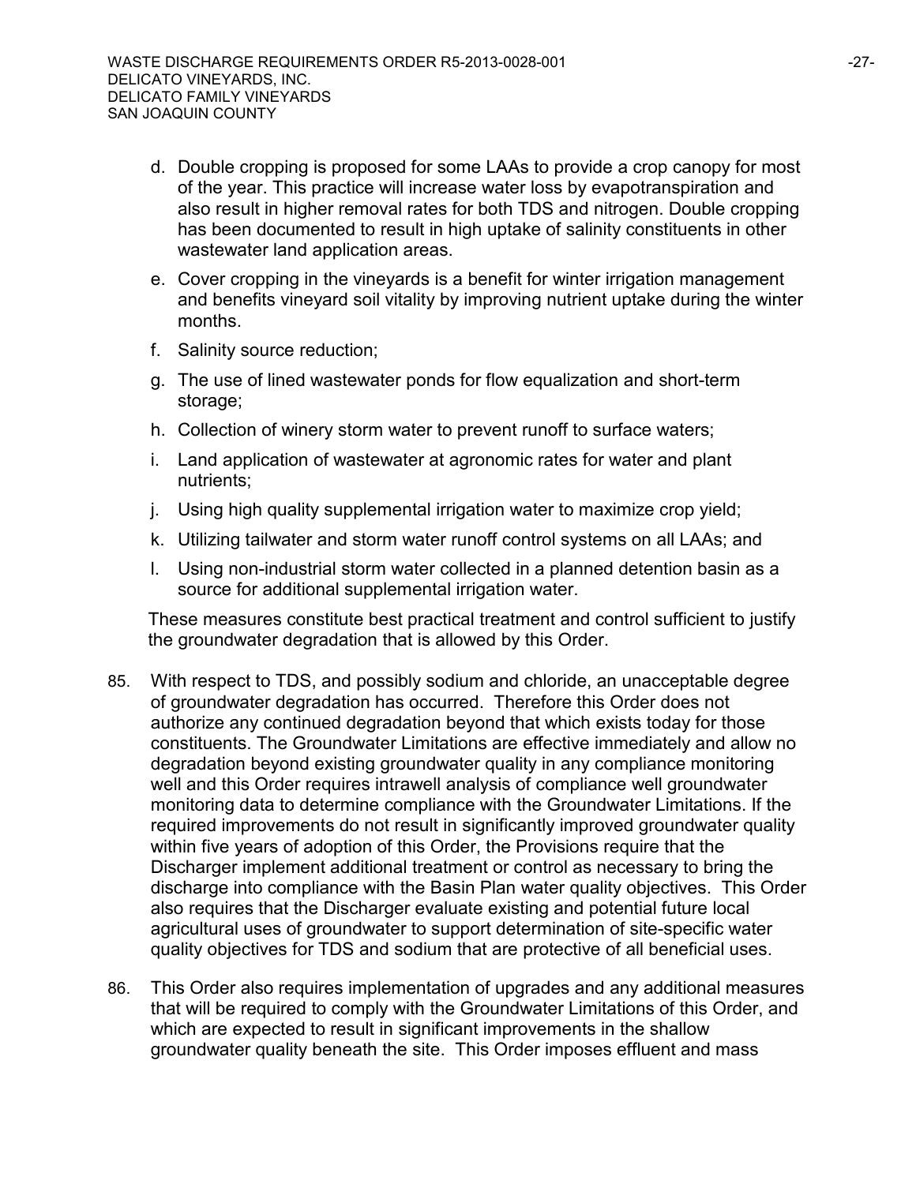d. Double cropping is proposed for some LAAs to provide a crop canopy for most of the year. This practice will increase water loss by evapotranspiration and also result in higher removal rates for both TDS and nitrogen. Double cropping has been documented to result in high uptake of salinity constituents in other wastewater land application areas.

e. Cover cropping in the vineyards is a benefit for winter irrigation management and benefits vineyard soil vitality by improving nutrient uptake during the winter months.

f. Salinity source reduction;

g. The use of lined wastewater ponds for flow equalization and short-term storage;

h. Collection of winery storm water to prevent runoff to surface waters;

i. Land application of wastewater at agronomic rates for water and plant nutrients;

j. Using high quality supplemental irrigation water to maximize crop yield;

k. Utilizing tailwater and storm water runoff control systems on all LAAs; and

l. Using non-industrial storm water collected in a planned detention basin as a source for additional supplemental irrigation water.

These measures constitute best practical treatment and control sufficient to justify the groundwater degradation that is allowed by this Order.

85. With respect to TDS, and possibly sodium and chloride, an unacceptable degree of groundwater degradation has occurred. Therefore this Order does not authorize any continued degradation beyond that which exists today for those constituents. The Groundwater Limitations are effective immediately and allow no degradation beyond existing groundwater quality in any compliance monitoring well and this Order requires intrawell analysis of compliance well groundwater monitoring data to determine compliance with the Groundwater Limitations. If the required improvements do not result in significantly improved groundwater quality within five years of adoption of this Order, the Provisions require that the Discharger implement additional treatment or control as necessary to bring the discharge into compliance with the Basin Plan water quality objectives. This Order also requires that the Discharger evaluate existing and potential future local agricultural uses of groundwater to support determination of site-specific water quality objectives for TDS and sodium that are protective of all beneficial uses.

86. This Order also requires implementation of upgrades and any additional measures that will be required to comply with the Groundwater Limitations of this Order, and which are expected to result in significant improvements in the shallow groundwater quality beneath the site. This Order imposes effluent and mass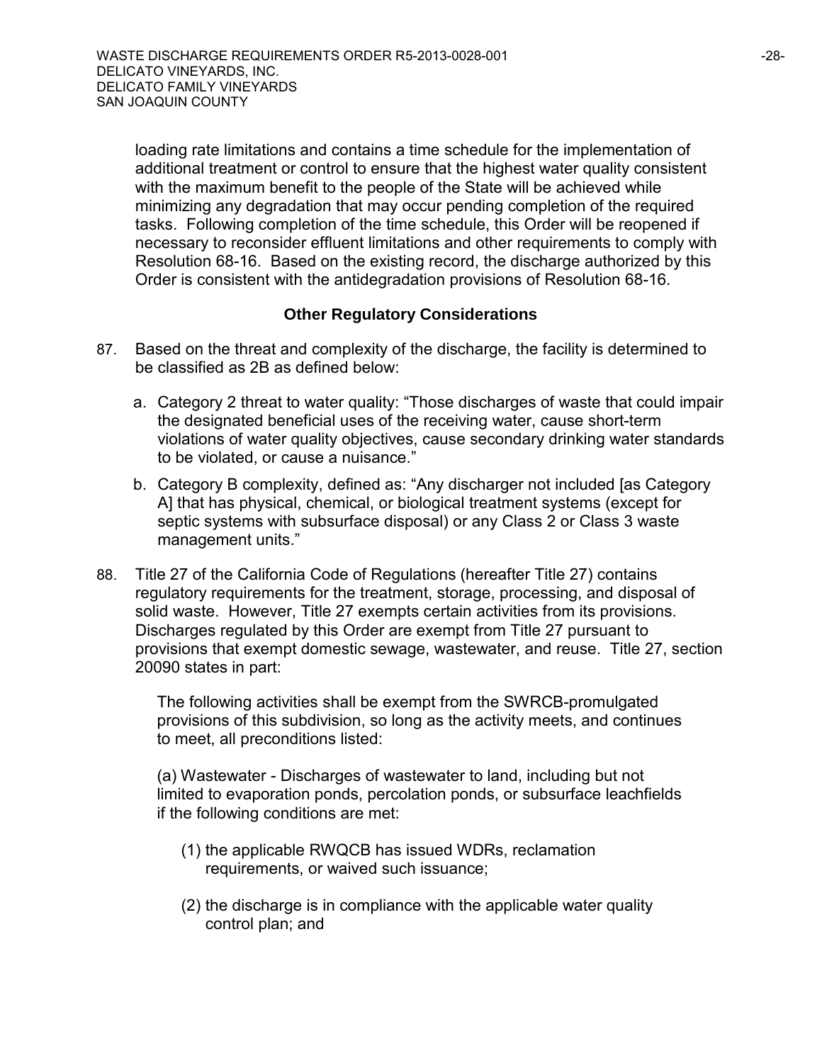loading rate limitations and contains a time schedule for the implementation of additional treatment or control to ensure that the highest water quality consistent with the maximum benefit to the people of the State will be achieved while minimizing any degradation that may occur pending completion of the required tasks. Following completion of the time schedule, this Order will be reopened if necessary to reconsider effluent limitations and other requirements to comply with Resolution 68-16. Based on the existing record, the discharge authorized by this Order is consistent with the antidegradation provisions of Resolution 68-16.

**Other Regulatory Considerations**

87. Based on the threat and complexity of the discharge, the facility is determined to be classified as 2B as defined below:

    a. Category 2 threat to water quality: "Those discharges of waste that could impair the designated beneficial uses of the receiving water, cause short-term violations of water quality objectives, cause secondary drinking water standards to be violated, or cause a nuisance."

    b. Category B complexity, defined as: "Any discharger not included [as Category A] that has physical, chemical, or biological treatment systems (except for septic systems with subsurface disposal) or any Class 2 or Class 3 waste management units."

88. Title 27 of the California Code of Regulations (hereafter Title 27) contains regulatory requirements for the treatment, storage, processing, and disposal of solid waste. However, Title 27 exempts certain activities from its provisions. Discharges regulated by this Order are exempt from Title 27 pursuant to provisions that exempt domestic sewage, wastewater, and reuse. Title 27, section 20090 states in part:

    The following activities shall be exempt from the SWRCB-promulgated provisions of this subdivision, so long as the activity meets, and continues to meet, all preconditions listed:

    (a) Wastewater - Discharges of wastewater to land, including but not limited to evaporation ponds, percolation ponds, or subsurface leachfields if the following conditions are met:

    (1) the applicable RWQCB has issued WDRs, reclamation requirements, or waived such issuance;

    (2) the discharge is in compliance with the applicable water quality control plan; and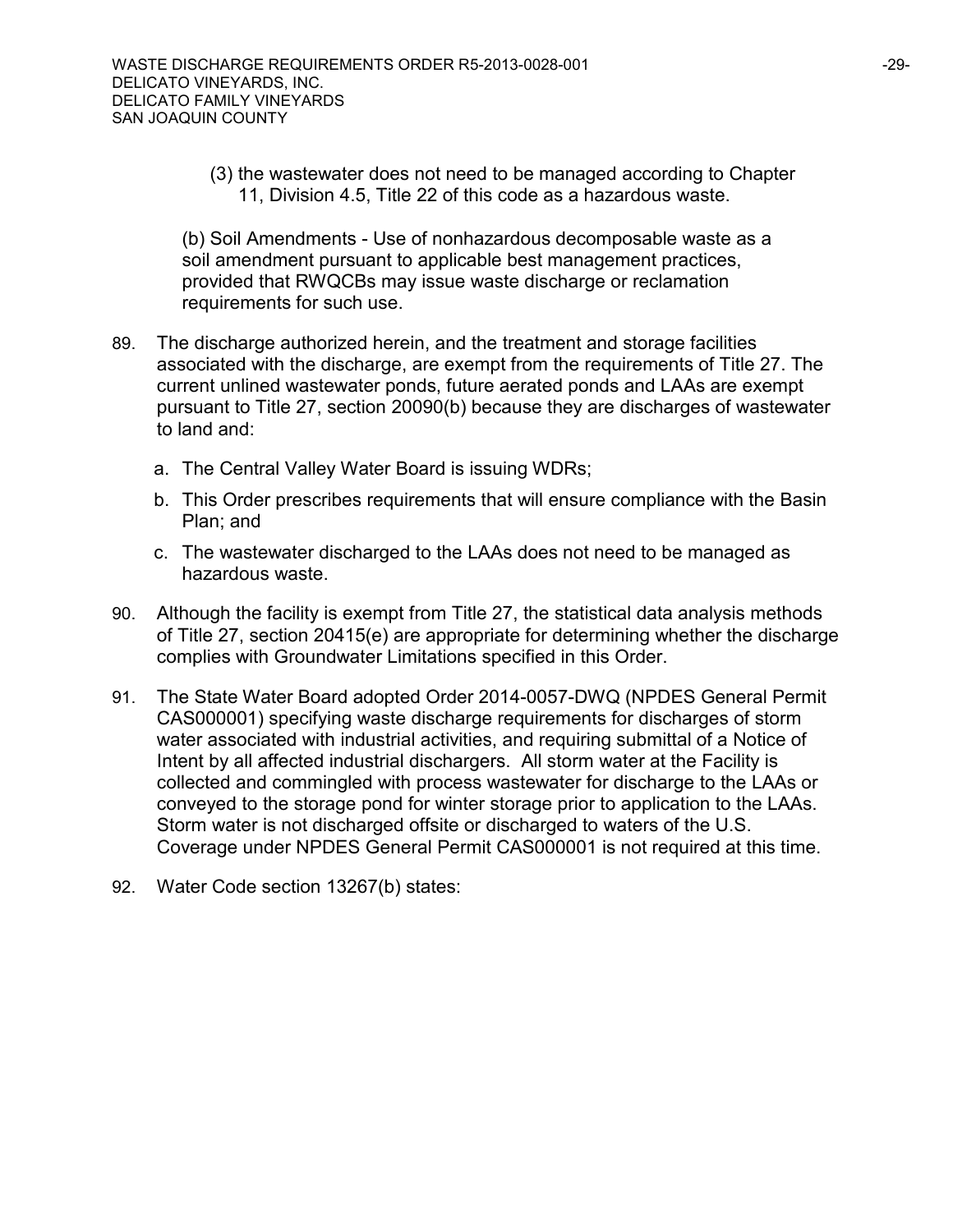(3) the wastewater does not need to be managed according to Chapter 11, Division 4.5, Title 22 of this code as a hazardous waste.

(b) Soil Amendments - Use of nonhazardous decomposable waste as a soil amendment pursuant to applicable best management practices, provided that RWQCBs may issue waste discharge or reclamation requirements for such use.

89. The discharge authorized herein, and the treatment and storage facilities associated with the discharge, are exempt from the requirements of Title 27. The current unlined wastewater ponds, future aerated ponds and LAAs are exempt pursuant to Title 27, section 20090(b) because they are discharges of wastewater to land and:

    a. The Central Valley Water Board is issuing WDRs;

    b. This Order prescribes requirements that will ensure compliance with the Basin Plan; and

    c. The wastewater discharged to the LAAs does not need to be managed as hazardous waste.

90. Although the facility is exempt from Title 27, the statistical data analysis methods of Title 27, section 20415(e) are appropriate for determining whether the discharge complies with Groundwater Limitations specified in this Order.

91. The State Water Board adopted Order 2014-0057-DWQ (NPDES General Permit CAS000001) specifying waste discharge requirements for discharges of storm water associated with industrial activities, and requiring submittal of a Notice of Intent by all affected industrial dischargers. All storm water at the Facility is collected and commingled with process wastewater for discharge to the LAAs or conveyed to the storage pond for winter storage prior to application to the LAAs. Storm water is not discharged offsite or discharged to waters of the U.S. Coverage under NPDES General Permit CAS000001 is not required at this time.

92. Water Code section 13267(b) states: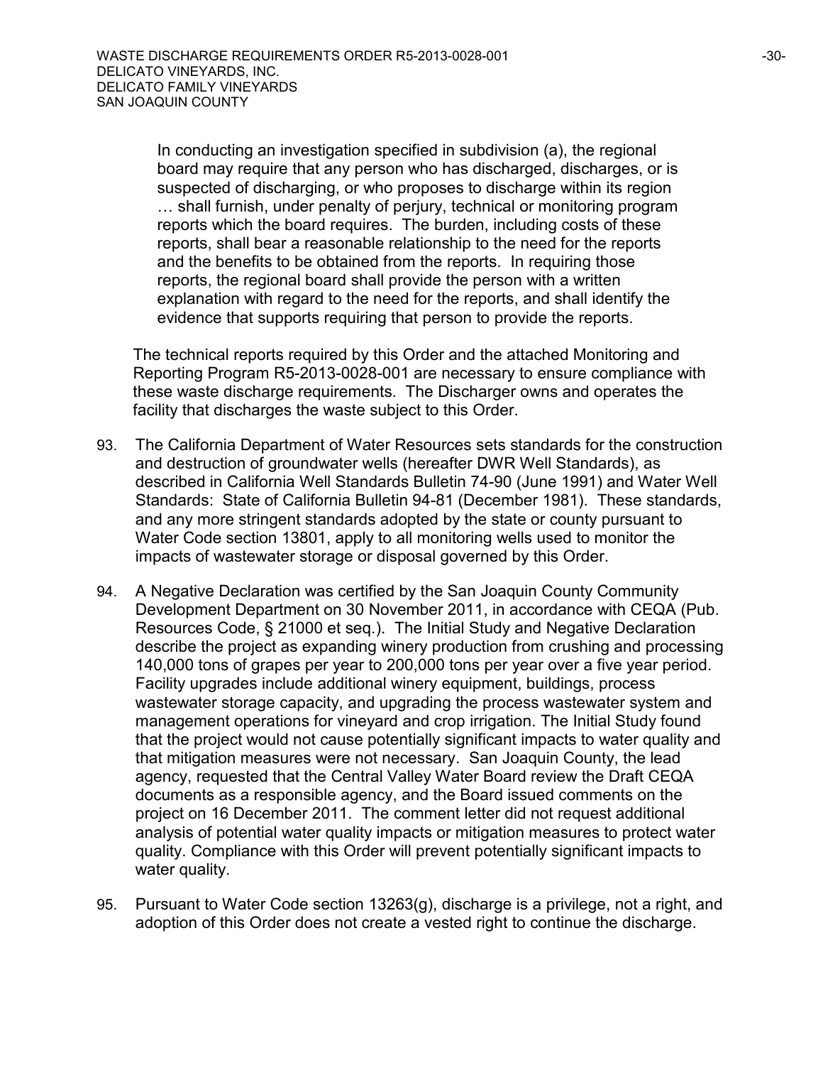> In conducting an investigation specified in subdivision (a), the regional board may require that any person who has discharged, discharges, or is suspected of discharging, or who proposes to discharge within its region … shall furnish, under penalty of perjury, technical or monitoring program reports which the board requires. The burden, including costs of these reports, shall bear a reasonable relationship to the need for the reports and the benefits to be obtained from the reports. In requiring those reports, the regional board shall provide the person with a written explanation with regard to the need for the reports, and shall identify the evidence that supports requiring that person to provide the reports.

The technical reports required by this Order and the attached Monitoring and Reporting Program R5-2013-0028-001 are necessary to ensure compliance with these waste discharge requirements. The Discharger owns and operates the facility that discharges the waste subject to this Order.

93. The California Department of Water Resources sets standards for the construction and destruction of groundwater wells (hereafter DWR Well Standards), as described in California Well Standards Bulletin 74-90 (June 1991) and Water Well Standards: State of California Bulletin 94-81 (December 1981). These standards, and any more stringent standards adopted by the state or county pursuant to Water Code section 13801, apply to all monitoring wells used to monitor the impacts of wastewater storage or disposal governed by this Order.

94. A Negative Declaration was certified by the San Joaquin County Community Development Department on 30 November 2011, in accordance with CEQA (Pub. Resources Code, § 21000 et seq.). The Initial Study and Negative Declaration describe the project as expanding winery production from crushing and processing 140,000 tons of grapes per year to 200,000 tons per year over a five year period. Facility upgrades include additional winery equipment, buildings, process wastewater storage capacity, and upgrading the process wastewater system and management operations for vineyard and crop irrigation. The Initial Study found that the project would not cause potentially significant impacts to water quality and that mitigation measures were not necessary. San Joaquin County, the lead agency, requested that the Central Valley Water Board review the Draft CEQA documents as a responsible agency, and the Board issued comments on the project on 16 December 2011. The comment letter did not request additional analysis of potential water quality impacts or mitigation measures to protect water quality. Compliance with this Order will prevent potentially significant impacts to water quality.

95. Pursuant to Water Code section 13263(g), discharge is a privilege, not a right, and adoption of this Order does not create a vested right to continue the discharge.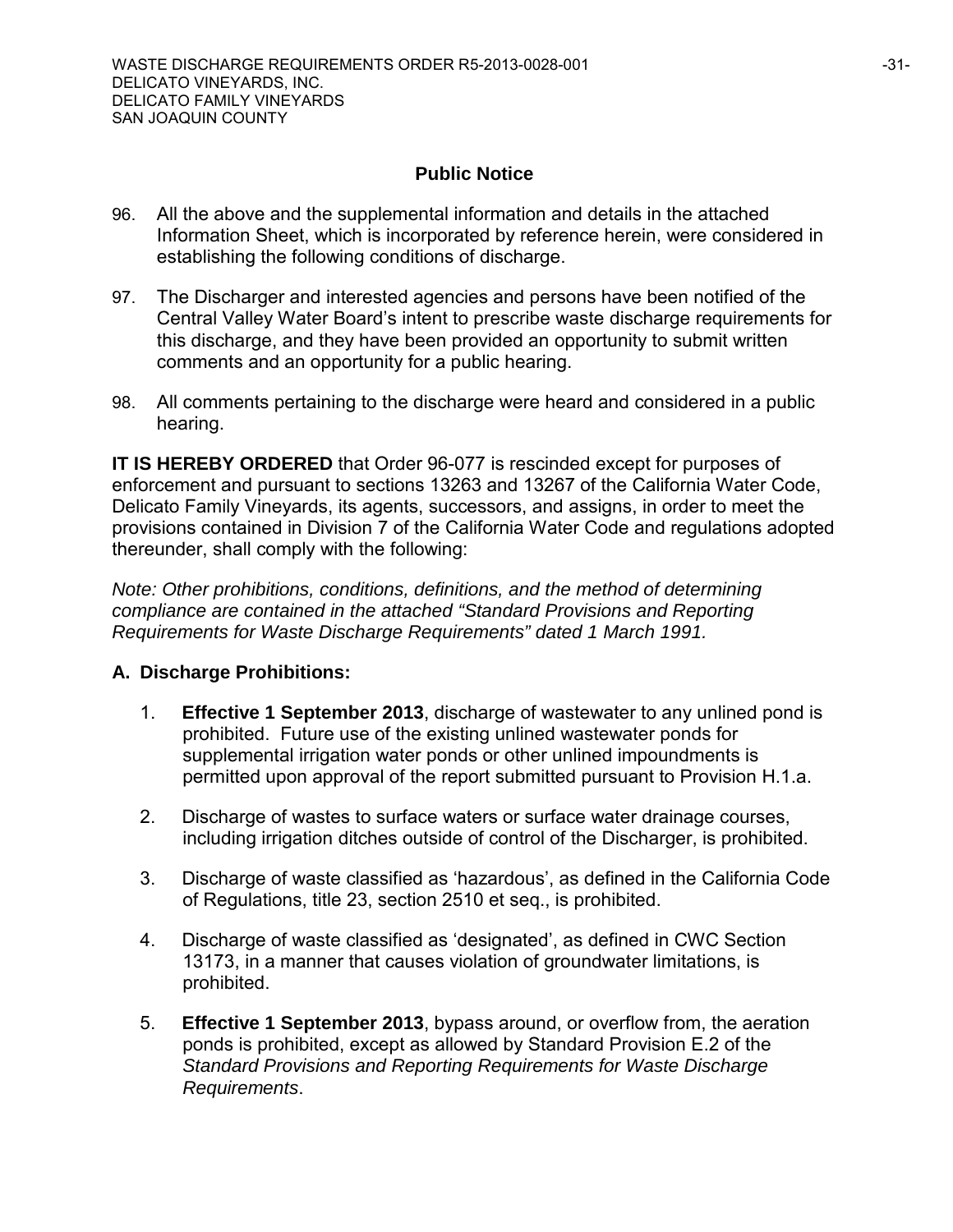## Public Notice

96. All the above and the supplemental information and details in the attached Information Sheet, which is incorporated by reference herein, were considered in establishing the following conditions of discharge.

97. The Discharger and interested agencies and persons have been notified of the Central Valley Water Board's intent to prescribe waste discharge requirements for this discharge, and they have been provided an opportunity to submit written comments and an opportunity for a public hearing.

98. All comments pertaining to the discharge were heard and considered in a public hearing.

**IT IS HEREBY ORDERED** that Order 96-077 is rescinded except for purposes of enforcement and pursuant to sections 13263 and 13267 of the California Water Code, Delicato Family Vineyards, its agents, successors, and assigns, in order to meet the provisions contained in Division 7 of the California Water Code and regulations adopted thereunder, shall comply with the following:

*Note: Other prohibitions, conditions, definitions, and the method of determining compliance are contained in the attached "Standard Provisions and Reporting Requirements for Waste Discharge Requirements" dated 1 March 1991.*

### A. Discharge Prohibitions:

1. **Effective 1 September 2013**, discharge of wastewater to any unlined pond is prohibited. Future use of the existing unlined wastewater ponds for supplemental irrigation water ponds or other unlined impoundments is permitted upon approval of the report submitted pursuant to Provision H.1.a.

2. Discharge of wastes to surface waters or surface water drainage courses, including irrigation ditches outside of control of the Discharger, is prohibited.

3. Discharge of waste classified as 'hazardous', as defined in the California Code of Regulations, title 23, section 2510 et seq., is prohibited.

4. Discharge of waste classified as 'designated', as defined in CWC Section 13173, in a manner that causes violation of groundwater limitations, is prohibited.

5. **Effective 1 September 2013**, bypass around, or overflow from, the aeration ponds is prohibited, except as allowed by Standard Provision E.2 of the *Standard Provisions and Reporting Requirements for Waste Discharge Requirements*.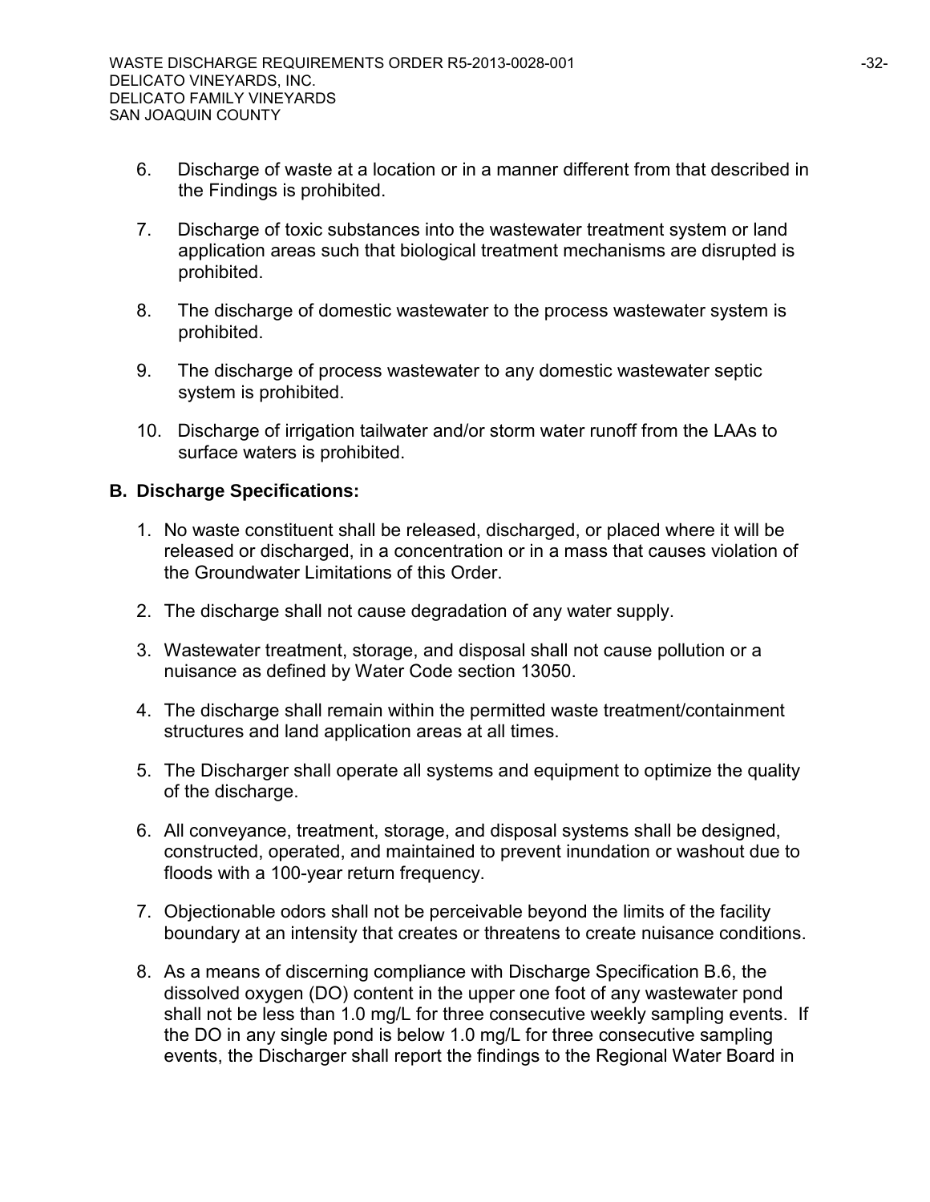6. Discharge of waste at a location or in a manner different from that described in the Findings is prohibited.

7. Discharge of toxic substances into the wastewater treatment system or land application areas such that biological treatment mechanisms are disrupted is prohibited.

8. The discharge of domestic wastewater to the process wastewater system is prohibited.

9. The discharge of process wastewater to any domestic wastewater septic system is prohibited.

10. Discharge of irrigation tailwater and/or storm water runoff from the LAAs to surface waters is prohibited.

**B. Discharge Specifications:**

1. No waste constituent shall be released, discharged, or placed where it will be released or discharged, in a concentration or in a mass that causes violation of the Groundwater Limitations of this Order.

2. The discharge shall not cause degradation of any water supply.

3. Wastewater treatment, storage, and disposal shall not cause pollution or a nuisance as defined by Water Code section 13050.

4. The discharge shall remain within the permitted waste treatment/containment structures and land application areas at all times.

5. The Discharger shall operate all systems and equipment to optimize the quality of the discharge.

6. All conveyance, treatment, storage, and disposal systems shall be designed, constructed, operated, and maintained to prevent inundation or washout due to floods with a 100-year return frequency.

7. Objectionable odors shall not be perceivable beyond the limits of the facility boundary at an intensity that creates or threatens to create nuisance conditions.

8. As a means of discerning compliance with Discharge Specification B.6, the dissolved oxygen (DO) content in the upper one foot of any wastewater pond shall not be less than 1.0 mg/L for three consecutive weekly sampling events. If the DO in any single pond is below 1.0 mg/L for three consecutive sampling events, the Discharger shall report the findings to the Regional Water Board in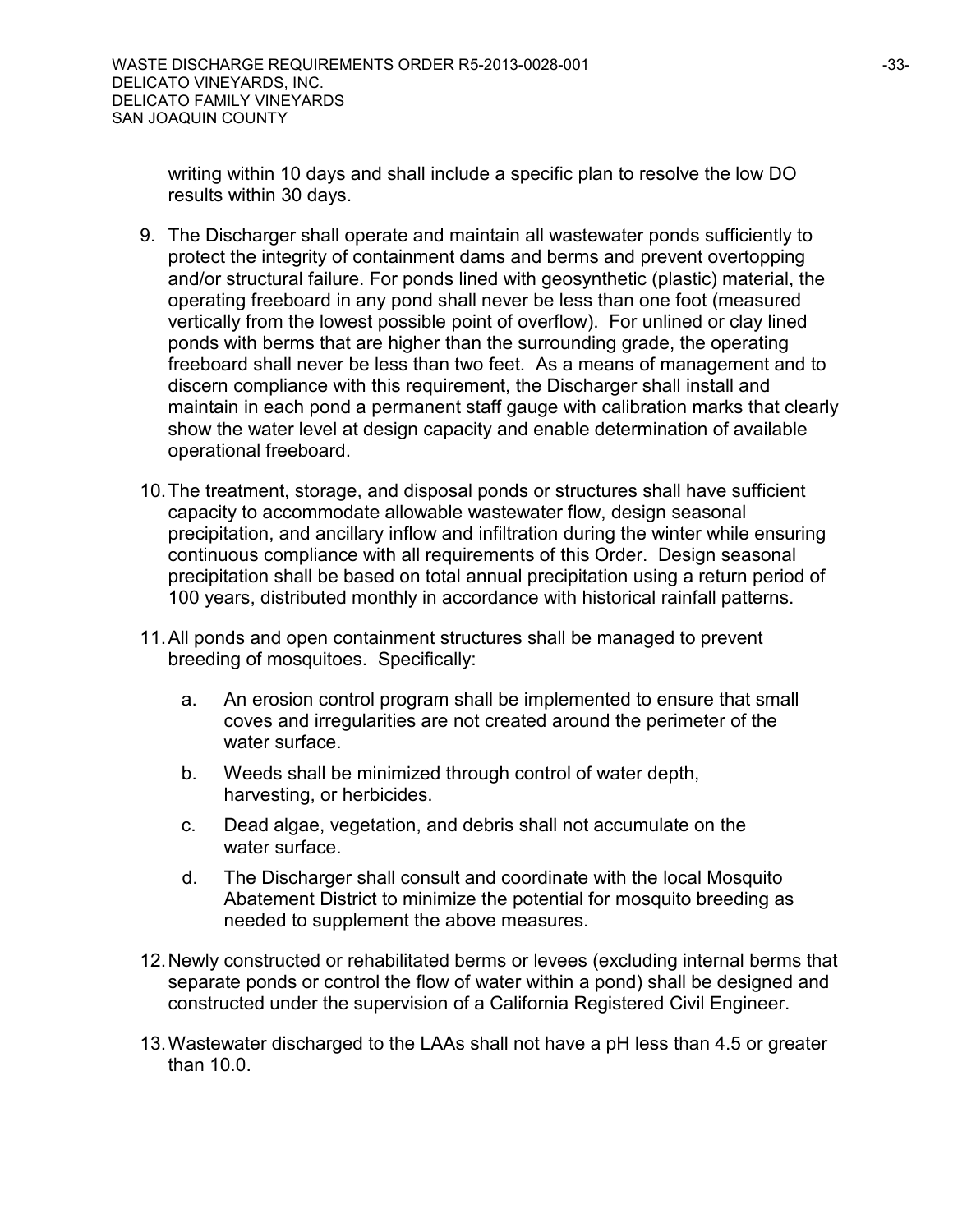writing within 10 days and shall include a specific plan to resolve the low DO results within 30 days.

9. The Discharger shall operate and maintain all wastewater ponds sufficiently to protect the integrity of containment dams and berms and prevent overtopping and/or structural failure. For ponds lined with geosynthetic (plastic) material, the operating freeboard in any pond shall never be less than one foot (measured vertically from the lowest possible point of overflow). For unlined or clay lined ponds with berms that are higher than the surrounding grade, the operating freeboard shall never be less than two feet. As a means of management and to discern compliance with this requirement, the Discharger shall install and maintain in each pond a permanent staff gauge with calibration marks that clearly show the water level at design capacity and enable determination of available operational freeboard.

10. The treatment, storage, and disposal ponds or structures shall have sufficient capacity to accommodate allowable wastewater flow, design seasonal precipitation, and ancillary inflow and infiltration during the winter while ensuring continuous compliance with all requirements of this Order. Design seasonal precipitation shall be based on total annual precipitation using a return period of 100 years, distributed monthly in accordance with historical rainfall patterns.

11. All ponds and open containment structures shall be managed to prevent breeding of mosquitoes. Specifically:

    a. An erosion control program shall be implemented to ensure that small coves and irregularities are not created around the perimeter of the water surface.

    b. Weeds shall be minimized through control of water depth, harvesting, or herbicides.

    c. Dead algae, vegetation, and debris shall not accumulate on the water surface.

    d. The Discharger shall consult and coordinate with the local Mosquito Abatement District to minimize the potential for mosquito breeding as needed to supplement the above measures.

12. Newly constructed or rehabilitated berms or levees (excluding internal berms that separate ponds or control the flow of water within a pond) shall be designed and constructed under the supervision of a California Registered Civil Engineer.

13. Wastewater discharged to the LAAs shall not have a pH less than 4.5 or greater than 10.0.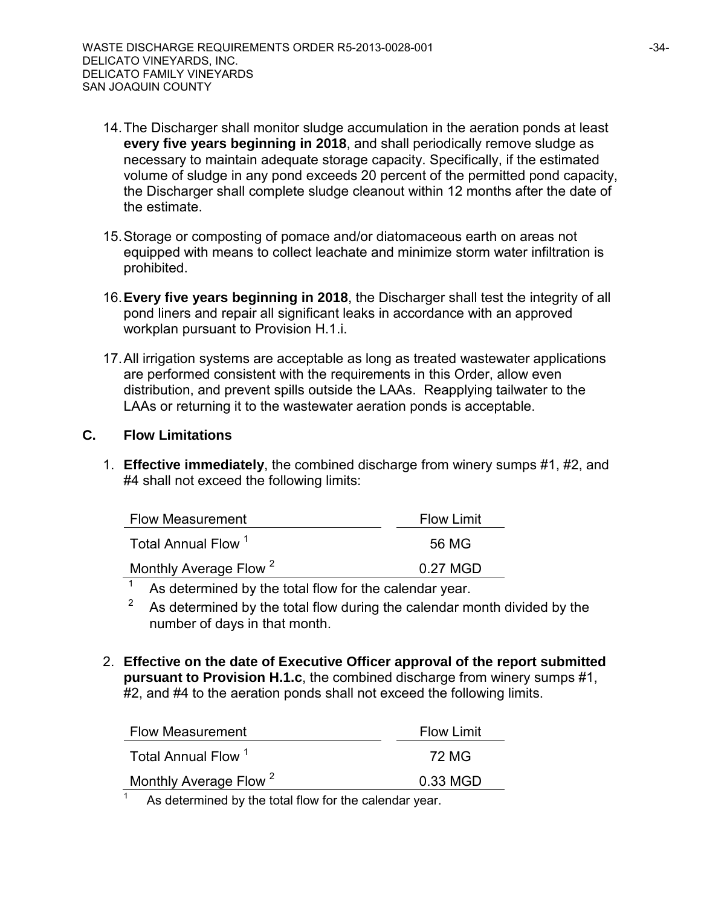14. The Discharger shall monitor sludge accumulation in the aeration ponds at least **every five years beginning in 2018**, and shall periodically remove sludge as necessary to maintain adequate storage capacity. Specifically, if the estimated volume of sludge in any pond exceeds 20 percent of the permitted pond capacity, the Discharger shall complete sludge cleanout within 12 months after the date of the estimate.

15. Storage or composting of pomace and/or diatomaceous earth on areas not equipped with means to collect leachate and minimize storm water infiltration is prohibited.

16. **Every five years beginning in 2018**, the Discharger shall test the integrity of all pond liners and repair all significant leaks in accordance with an approved workplan pursuant to Provision H.1.i.

17. All irrigation systems are acceptable as long as treated wastewater applications are performed consistent with the requirements in this Order, allow even distribution, and prevent spills outside the LAAs. Reapplying tailwater to the LAAs or returning it to the wastewater aeration ponds is acceptable.

## C. Flow Limitations

1. **Effective immediately**, the combined discharge from winery sumps #1, #2, and #4 shall not exceed the following limits:

| Flow Measurement | Flow Limit |
|---|---|
| Total Annual Flow [1] | 56 MG |
| Monthly Average Flow [2] | 0.27 MGD |

[1] As determined by the total flow for the calendar year.

[2] As determined by the total flow during the calendar month divided by the number of days in that month.

2. **Effective on the date of Executive Officer approval of the report submitted pursuant to Provision H.1.c**, the combined discharge from winery sumps #1, #2, and #4 to the aeration ponds shall not exceed the following limits.

| Flow Measurement | Flow Limit |
|---|---|
| Total Annual Flow [1] | 72 MG |
| Monthly Average Flow [2] | 0.33 MGD |

[1] As determined by the total flow for the calendar year.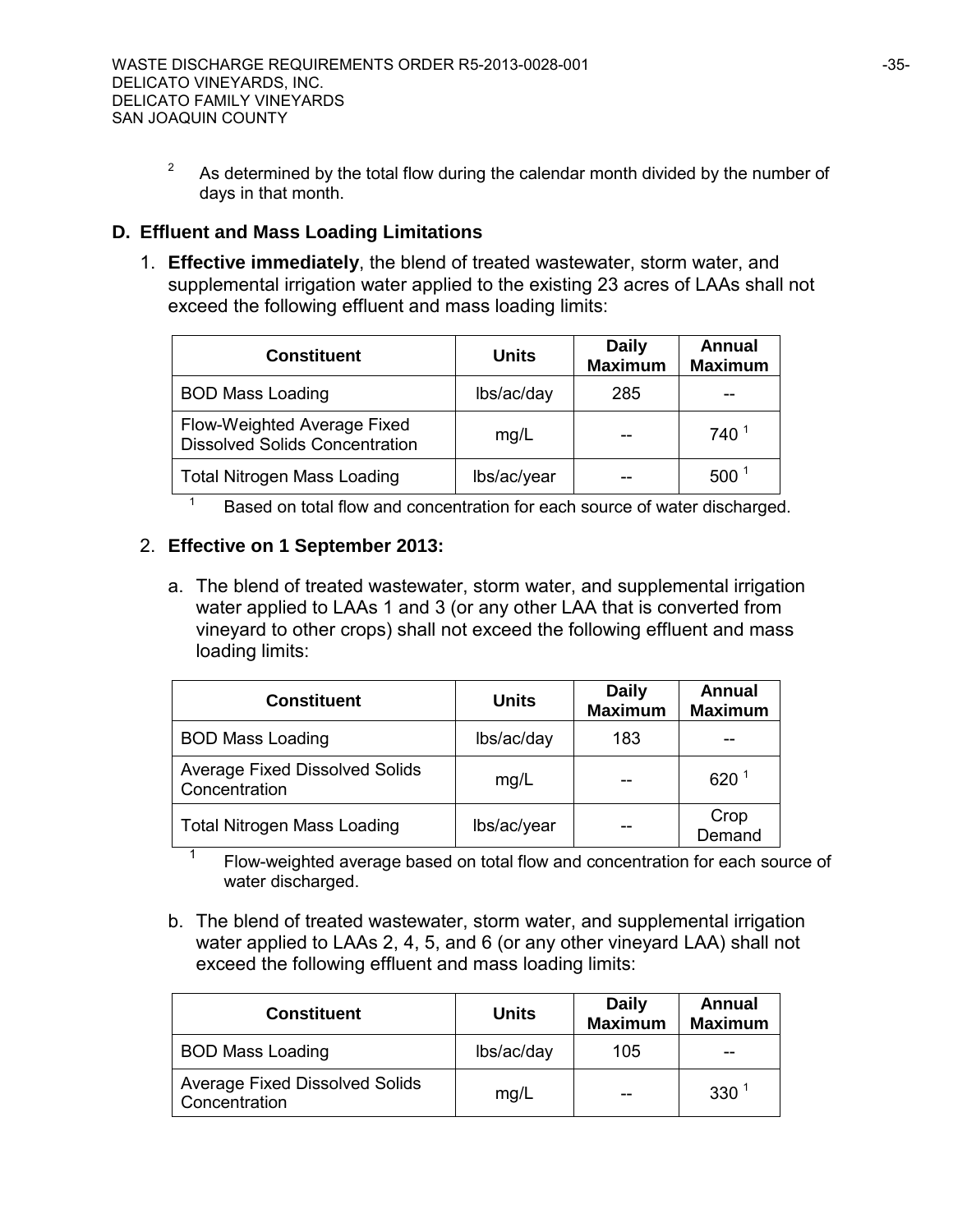[2] As determined by the total flow during the calendar month divided by the number of days in that month.

## D. Effluent and Mass Loading Limitations

1. **Effective immediately**, the blend of treated wastewater, storm water, and supplemental irrigation water applied to the existing 23 acres of LAAs shall not exceed the following effluent and mass loading limits:

| Constituent | Units | Daily Maximum | Annual Maximum |
|---|---|---|---|
| BOD Mass Loading | lbs/ac/day | 285 | -- |
| Flow-Weighted Average Fixed Dissolved Solids Concentration | mg/L | -- | 740 [1] |
| Total Nitrogen Mass Loading | lbs/ac/year | -- | 500 [1] |

[1] Based on total flow and concentration for each source of water discharged.

2. **Effective on 1 September 2013:**

   a. The blend of treated wastewater, storm water, and supplemental irrigation water applied to LAAs 1 and 3 (or any other LAA that is converted from vineyard to other crops) shall not exceed the following effluent and mass loading limits:

| Constituent | Units | Daily Maximum | Annual Maximum |
|---|---|---|---|
| BOD Mass Loading | lbs/ac/day | 183 | -- |
| Average Fixed Dissolved Solids Concentration | mg/L | -- | 620 [1] |
| Total Nitrogen Mass Loading | lbs/ac/year | -- | Crop Demand |

[1] Flow-weighted average based on total flow and concentration for each source of water discharged.

   b. The blend of treated wastewater, storm water, and supplemental irrigation water applied to LAAs 2, 4, 5, and 6 (or any other vineyard LAA) shall not exceed the following effluent and mass loading limits:

| Constituent | Units | Daily Maximum | Annual Maximum |
|---|---|---|---|
| BOD Mass Loading | lbs/ac/day | 105 | -- |
| Average Fixed Dissolved Solids Concentration | mg/L | -- | 330 [1] |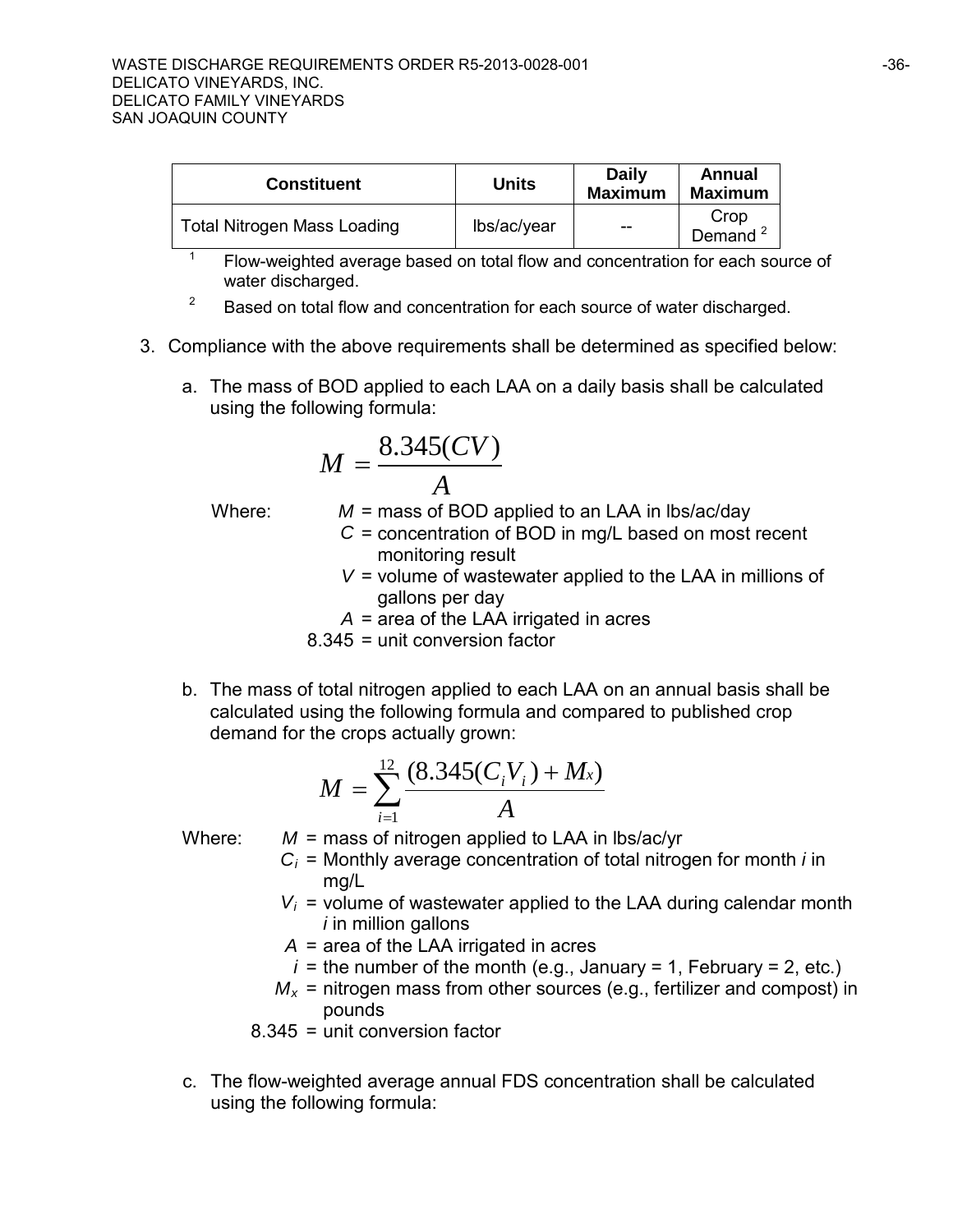| Constituent | Units | Daily Maximum | Annual Maximum |
|---|---|---|---|
| Total Nitrogen Mass Loading | lbs/ac/year | -- | Crop Demand [2] |

[1] Flow-weighted average based on total flow and concentration for each source of water discharged.

[2] Based on total flow and concentration for each source of water discharged.

3. Compliance with the above requirements shall be determined as specified below:

   a. The mass of BOD applied to each LAA on a daily basis shall be calculated using the following formula:

$$M = \frac{8.345(CV)}{A}$$

   Where:
   - $M$ = mass of BOD applied to an LAA in lbs/ac/day
   - $C$ = concentration of BOD in mg/L based on most recent monitoring result
   - $V$ = volume of wastewater applied to the LAA in millions of gallons per day
   - $A$ = area of the LAA irrigated in acres
   - 8.345 = unit conversion factor

   b. The mass of total nitrogen applied to each LAA on an annual basis shall be calculated using the following formula and compared to published crop demand for the crops actually grown:

$$M = \sum_{i=1}^{12} \frac{(8.345(C_i V_i) + M_x)}{A}$$

   Where:
   - $M$ = mass of nitrogen applied to LAA in lbs/ac/yr
   - $C_i$ = Monthly average concentration of total nitrogen for month *i* in mg/L
   - $V_i$ = volume of wastewater applied to the LAA during calendar month *i* in million gallons
   - $A$ = area of the LAA irrigated in acres
   - $i$ = the number of the month (e.g., January = 1, February = 2, etc.)
   - $M_x$ = nitrogen mass from other sources (e.g., fertilizer and compost) in pounds
   - 8.345 = unit conversion factor

   c. The flow-weighted average annual FDS concentration shall be calculated using the following formula: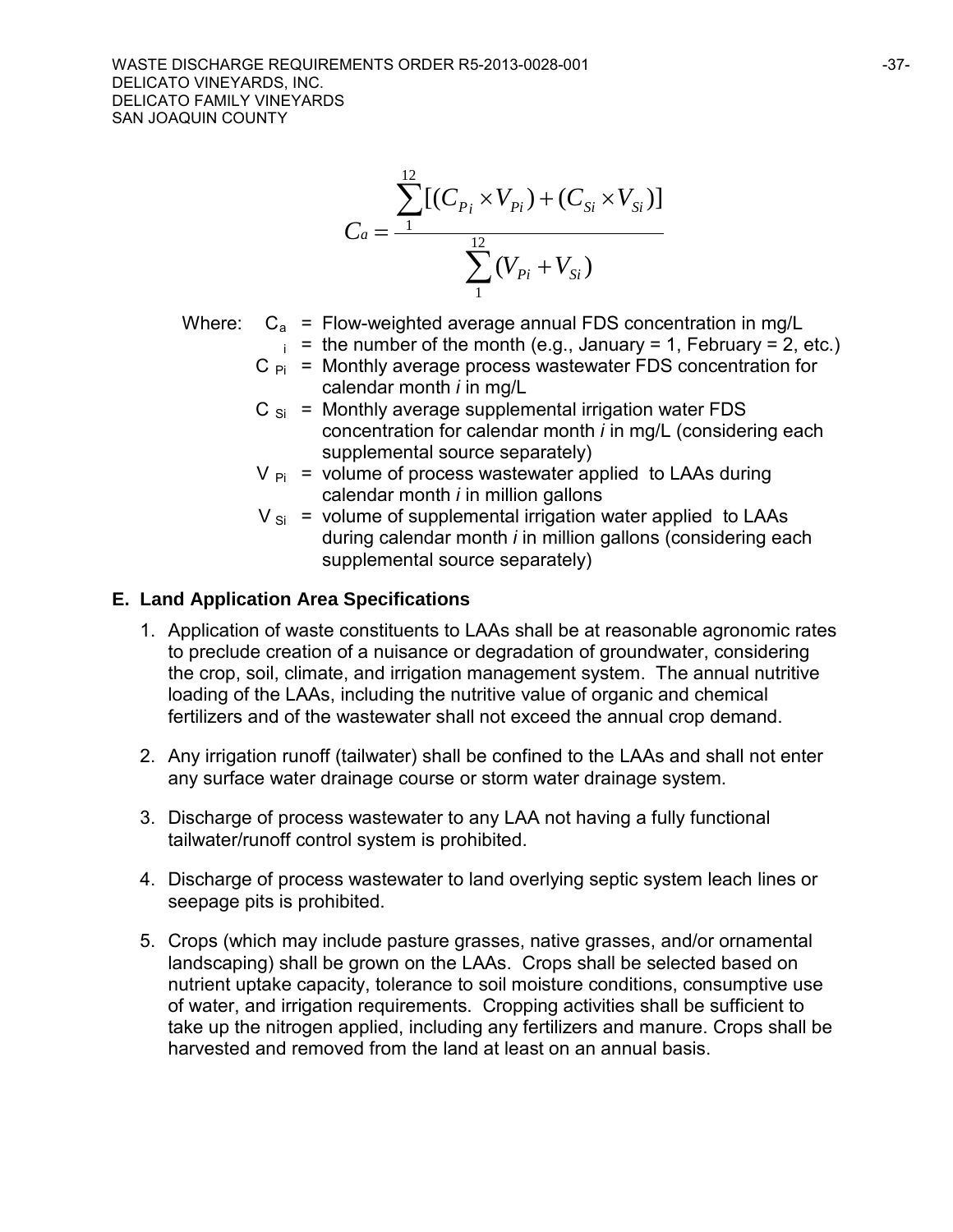$$C_a = \frac{\sum_{1}^{12}[(C_{Pi} \times V_{Pi}) + (C_{Si} \times V_{Si})]}{\sum_{1}^{12}(V_{Pi} + V_{Si})}$$

Where:
- $C_a$ = Flow-weighted average annual FDS concentration in mg/L
- $i$ = the number of the month (e.g., January = 1, February = 2, etc.)
- $C_{Pi}$ = Monthly average process wastewater FDS concentration for calendar month *i* in mg/L
- $C_{Si}$ = Monthly average supplemental irrigation water FDS concentration for calendar month *i* in mg/L (considering each supplemental source separately)
- $V_{Pi}$ = volume of process wastewater applied to LAAs during calendar month *i* in million gallons
- $V_{Si}$ = volume of supplemental irrigation water applied to LAAs during calendar month *i* in million gallons (considering each supplemental source separately)

**E. Land Application Area Specifications**

1. Application of waste constituents to LAAs shall be at reasonable agronomic rates to preclude creation of a nuisance or degradation of groundwater, considering the crop, soil, climate, and irrigation management system. The annual nutritive loading of the LAAs, including the nutritive value of organic and chemical fertilizers and of the wastewater shall not exceed the annual crop demand.

2. Any irrigation runoff (tailwater) shall be confined to the LAAs and shall not enter any surface water drainage course or storm water drainage system.

3. Discharge of process wastewater to any LAA not having a fully functional tailwater/runoff control system is prohibited.

4. Discharge of process wastewater to land overlying septic system leach lines or seepage pits is prohibited.

5. Crops (which may include pasture grasses, native grasses, and/or ornamental landscaping) shall be grown on the LAAs. Crops shall be selected based on nutrient uptake capacity, tolerance to soil moisture conditions, consumptive use of water, and irrigation requirements. Cropping activities shall be sufficient to take up the nitrogen applied, including any fertilizers and manure. Crops shall be harvested and removed from the land at least on an annual basis.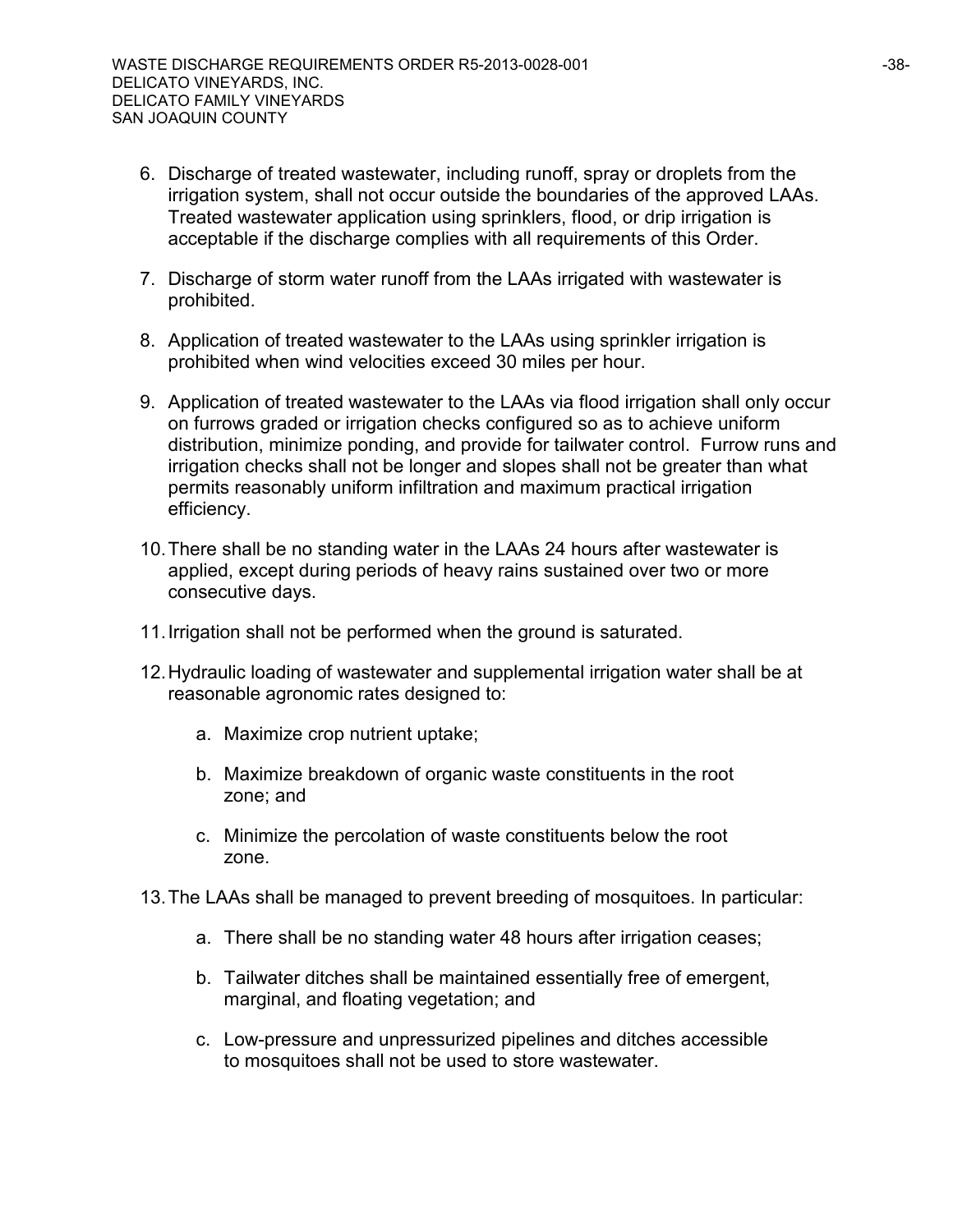6. Discharge of treated wastewater, including runoff, spray or droplets from the irrigation system, shall not occur outside the boundaries of the approved LAAs. Treated wastewater application using sprinklers, flood, or drip irrigation is acceptable if the discharge complies with all requirements of this Order.

7. Discharge of storm water runoff from the LAAs irrigated with wastewater is prohibited.

8. Application of treated wastewater to the LAAs using sprinkler irrigation is prohibited when wind velocities exceed 30 miles per hour.

9. Application of treated wastewater to the LAAs via flood irrigation shall only occur on furrows graded or irrigation checks configured so as to achieve uniform distribution, minimize ponding, and provide for tailwater control. Furrow runs and irrigation checks shall not be longer and slopes shall not be greater than what permits reasonably uniform infiltration and maximum practical irrigation efficiency.

10. There shall be no standing water in the LAAs 24 hours after wastewater is applied, except during periods of heavy rains sustained over two or more consecutive days.

11. Irrigation shall not be performed when the ground is saturated.

12. Hydraulic loading of wastewater and supplemental irrigation water shall be at reasonable agronomic rates designed to:

    a. Maximize crop nutrient uptake;

    b. Maximize breakdown of organic waste constituents in the root zone; and

    c. Minimize the percolation of waste constituents below the root zone.

13. The LAAs shall be managed to prevent breeding of mosquitoes. In particular:

    a. There shall be no standing water 48 hours after irrigation ceases;

    b. Tailwater ditches shall be maintained essentially free of emergent, marginal, and floating vegetation; and

    c. Low-pressure and unpressurized pipelines and ditches accessible to mosquitoes shall not be used to store wastewater.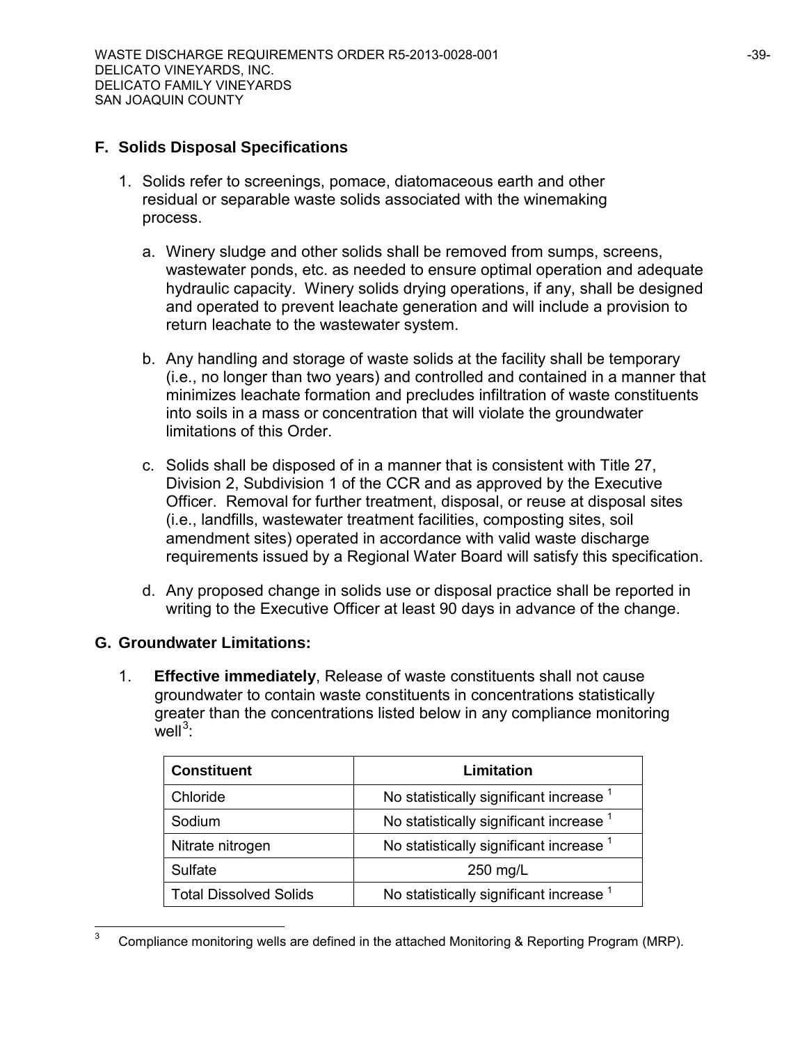## F. Solids Disposal Specifications

1. Solids refer to screenings, pomace, diatomaceous earth and other residual or separable waste solids associated with the winemaking process.

   a. Winery sludge and other solids shall be removed from sumps, screens, wastewater ponds, etc. as needed to ensure optimal operation and adequate hydraulic capacity. Winery solids drying operations, if any, shall be designed and operated to prevent leachate generation and will include a provision to return leachate to the wastewater system.

   b. Any handling and storage of waste solids at the facility shall be temporary (i.e., no longer than two years) and controlled and contained in a manner that minimizes leachate formation and precludes infiltration of waste constituents into soils in a mass or concentration that will violate the groundwater limitations of this Order.

   c. Solids shall be disposed of in a manner that is consistent with Title 27, Division 2, Subdivision 1 of the CCR and as approved by the Executive Officer. Removal for further treatment, disposal, or reuse at disposal sites (i.e., landfills, wastewater treatment facilities, composting sites, soil amendment sites) operated in accordance with valid waste discharge requirements issued by a Regional Water Board will satisfy this specification.

   d. Any proposed change in solids use or disposal practice shall be reported in writing to the Executive Officer at least 90 days in advance of the change.

## G. Groundwater Limitations:

1. **Effective immediately**, Release of waste constituents shall not cause groundwater to contain waste constituents in concentrations statistically greater than the concentrations listed below in any compliance monitoring well[3]:

| Constituent | Limitation |
|---|---|
| Chloride | No statistically significant increase [1] |
| Sodium | No statistically significant increase [1] |
| Nitrate nitrogen | No statistically significant increase [1] |
| Sulfate | 250 mg/L |
| Total Dissolved Solids | No statistically significant increase [1] |

[3] Compliance monitoring wells are defined in the attached Monitoring & Reporting Program (MRP).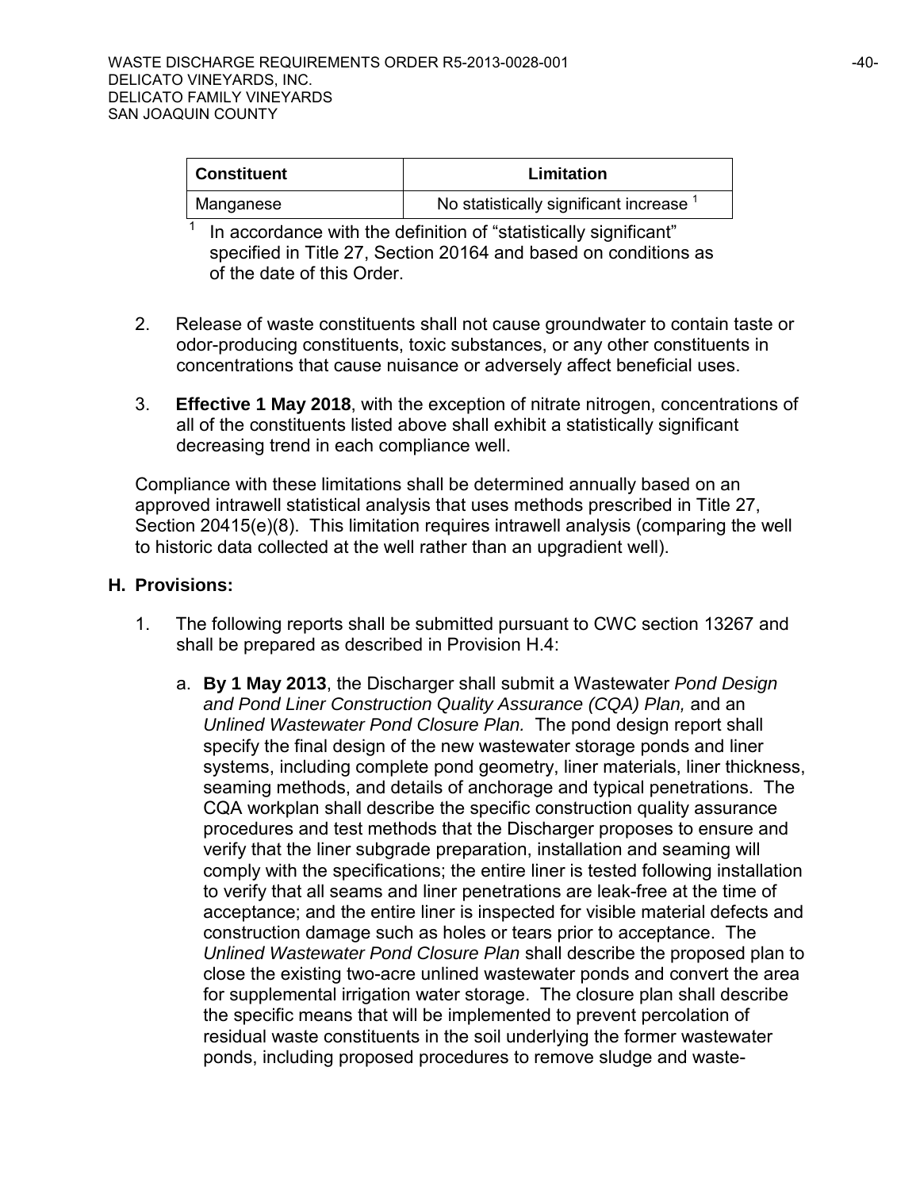| Constituent | Limitation |
|---|---|
| Manganese | No statistically significant increase [1] |

[1] In accordance with the definition of "statistically significant" specified in Title 27, Section 20164 and based on conditions as of the date of this Order.

2. Release of waste constituents shall not cause groundwater to contain taste or odor-producing constituents, toxic substances, or any other constituents in concentrations that cause nuisance or adversely affect beneficial uses.

3. **Effective 1 May 2018**, with the exception of nitrate nitrogen, concentrations of all of the constituents listed above shall exhibit a statistically significant decreasing trend in each compliance well.

Compliance with these limitations shall be determined annually based on an approved intrawell statistical analysis that uses methods prescribed in Title 27, Section 20415(e)(8). This limitation requires intrawell analysis (comparing the well to historic data collected at the well rather than an upgradient well).

## H. Provisions:

1. The following reports shall be submitted pursuant to CWC section 13267 and shall be prepared as described in Provision H.4:

   a. **By 1 May 2013**, the Discharger shall submit a Wastewater *Pond Design and Pond Liner Construction Quality Assurance (CQA) Plan,* and an *Unlined Wastewater Pond Closure Plan.* The pond design report shall specify the final design of the new wastewater storage ponds and liner systems, including complete pond geometry, liner materials, liner thickness, seaming methods, and details of anchorage and typical penetrations. The CQA workplan shall describe the specific construction quality assurance procedures and test methods that the Discharger proposes to ensure and verify that the liner subgrade preparation, installation and seaming will comply with the specifications; the entire liner is tested following installation to verify that all seams and liner penetrations are leak-free at the time of acceptance; and the entire liner is inspected for visible material defects and construction damage such as holes or tears prior to acceptance. The *Unlined Wastewater Pond Closure Plan* shall describe the proposed plan to close the existing two-acre unlined wastewater ponds and convert the area for supplemental irrigation water storage. The closure plan shall describe the specific means that will be implemented to prevent percolation of residual waste constituents in the soil underlying the former wastewater ponds, including proposed procedures to remove sludge and waste-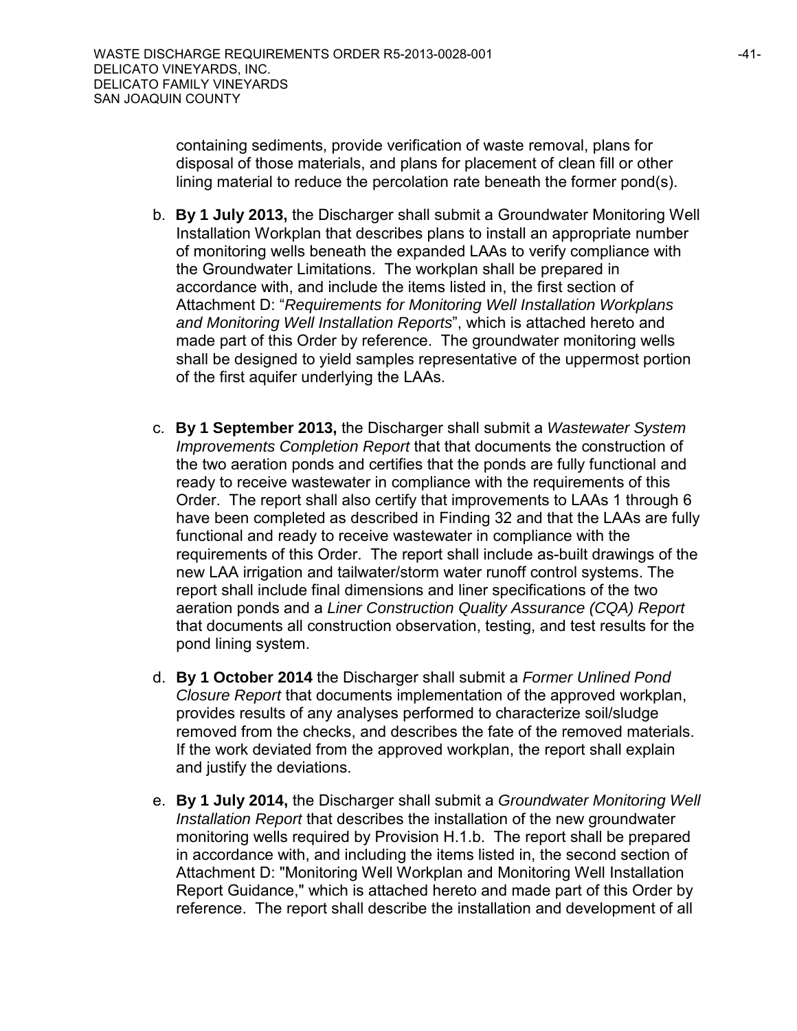containing sediments, provide verification of waste removal, plans for disposal of those materials, and plans for placement of clean fill or other lining material to reduce the percolation rate beneath the former pond(s).

b. **By 1 July 2013,** the Discharger shall submit a Groundwater Monitoring Well Installation Workplan that describes plans to install an appropriate number of monitoring wells beneath the expanded LAAs to verify compliance with the Groundwater Limitations. The workplan shall be prepared in accordance with, and include the items listed in, the first section of Attachment D: "*Requirements for Monitoring Well Installation Workplans and Monitoring Well Installation Reports*", which is attached hereto and made part of this Order by reference. The groundwater monitoring wells shall be designed to yield samples representative of the uppermost portion of the first aquifer underlying the LAAs.

c. **By 1 September 2013,** the Discharger shall submit a *Wastewater System Improvements Completion Report* that that documents the construction of the two aeration ponds and certifies that the ponds are fully functional and ready to receive wastewater in compliance with the requirements of this Order. The report shall also certify that improvements to LAAs 1 through 6 have been completed as described in Finding 32 and that the LAAs are fully functional and ready to receive wastewater in compliance with the requirements of this Order. The report shall include as-built drawings of the new LAA irrigation and tailwater/storm water runoff control systems. The report shall include final dimensions and liner specifications of the two aeration ponds and a *Liner Construction Quality Assurance (CQA) Report* that documents all construction observation, testing, and test results for the pond lining system.

d. **By 1 October 2014** the Discharger shall submit a *Former Unlined Pond Closure Report* that documents implementation of the approved workplan, provides results of any analyses performed to characterize soil/sludge removed from the checks, and describes the fate of the removed materials. If the work deviated from the approved workplan, the report shall explain and justify the deviations.

e. **By 1 July 2014,** the Discharger shall submit a *Groundwater Monitoring Well Installation Report* that describes the installation of the new groundwater monitoring wells required by Provision H.1.b. The report shall be prepared in accordance with, and including the items listed in, the second section of Attachment D: "Monitoring Well Workplan and Monitoring Well Installation Report Guidance," which is attached hereto and made part of this Order by reference. The report shall describe the installation and development of all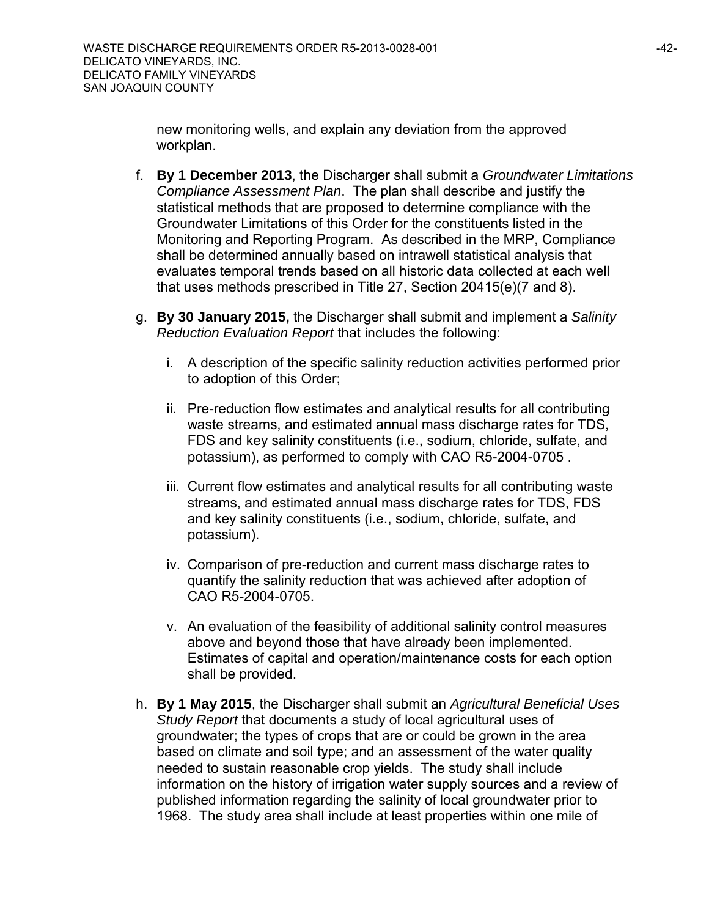new monitoring wells, and explain any deviation from the approved workplan.

f. **By 1 December 2013**, the Discharger shall submit a *Groundwater Limitations Compliance Assessment Plan*. The plan shall describe and justify the statistical methods that are proposed to determine compliance with the Groundwater Limitations of this Order for the constituents listed in the Monitoring and Reporting Program. As described in the MRP, Compliance shall be determined annually based on intrawell statistical analysis that evaluates temporal trends based on all historic data collected at each well that uses methods prescribed in Title 27, Section 20415(e)(7 and 8).

g. **By 30 January 2015,** the Discharger shall submit and implement a *Salinity Reduction Evaluation Report* that includes the following:

   i. A description of the specific salinity reduction activities performed prior to adoption of this Order;

   ii. Pre-reduction flow estimates and analytical results for all contributing waste streams, and estimated annual mass discharge rates for TDS, FDS and key salinity constituents (i.e., sodium, chloride, sulfate, and potassium), as performed to comply with CAO R5-2004-0705 .

   iii. Current flow estimates and analytical results for all contributing waste streams, and estimated annual mass discharge rates for TDS, FDS and key salinity constituents (i.e., sodium, chloride, sulfate, and potassium).

   iv. Comparison of pre-reduction and current mass discharge rates to quantify the salinity reduction that was achieved after adoption of CAO R5-2004-0705.

   v. An evaluation of the feasibility of additional salinity control measures above and beyond those that have already been implemented. Estimates of capital and operation/maintenance costs for each option shall be provided.

h. **By 1 May 2015**, the Discharger shall submit an *Agricultural Beneficial Uses Study Report* that documents a study of local agricultural uses of groundwater; the types of crops that are or could be grown in the area based on climate and soil type; and an assessment of the water quality needed to sustain reasonable crop yields. The study shall include information on the history of irrigation water supply sources and a review of published information regarding the salinity of local groundwater prior to 1968. The study area shall include at least properties within one mile of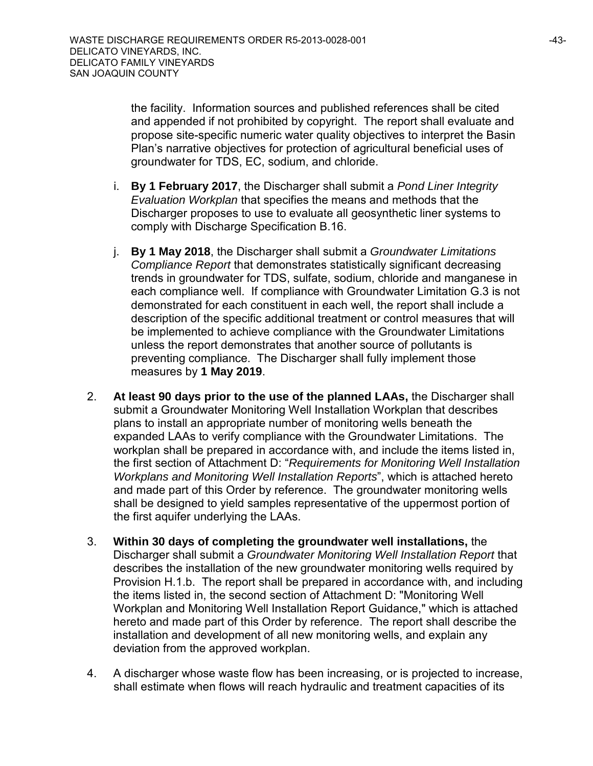the facility. Information sources and published references shall be cited and appended if not prohibited by copyright. The report shall evaluate and propose site-specific numeric water quality objectives to interpret the Basin Plan's narrative objectives for protection of agricultural beneficial uses of groundwater for TDS, EC, sodium, and chloride.

i. **By 1 February 2017**, the Discharger shall submit a *Pond Liner Integrity Evaluation Workplan* that specifies the means and methods that the Discharger proposes to use to evaluate all geosynthetic liner systems to comply with Discharge Specification B.16.

j. **By 1 May 2018**, the Discharger shall submit a *Groundwater Limitations Compliance Report* that demonstrates statistically significant decreasing trends in groundwater for TDS, sulfate, sodium, chloride and manganese in each compliance well. If compliance with Groundwater Limitation G.3 is not demonstrated for each constituent in each well, the report shall include a description of the specific additional treatment or control measures that will be implemented to achieve compliance with the Groundwater Limitations unless the report demonstrates that another source of pollutants is preventing compliance. The Discharger shall fully implement those measures by **1 May 2019**.

2. **At least 90 days prior to the use of the planned LAAs,** the Discharger shall submit a Groundwater Monitoring Well Installation Workplan that describes plans to install an appropriate number of monitoring wells beneath the expanded LAAs to verify compliance with the Groundwater Limitations. The workplan shall be prepared in accordance with, and include the items listed in, the first section of Attachment D: "*Requirements for Monitoring Well Installation Workplans and Monitoring Well Installation Reports*", which is attached hereto and made part of this Order by reference. The groundwater monitoring wells shall be designed to yield samples representative of the uppermost portion of the first aquifer underlying the LAAs.

3. **Within 30 days of completing the groundwater well installations,** the Discharger shall submit a *Groundwater Monitoring Well Installation Report* that describes the installation of the new groundwater monitoring wells required by Provision H.1.b. The report shall be prepared in accordance with, and including the items listed in, the second section of Attachment D: "Monitoring Well Workplan and Monitoring Well Installation Report Guidance," which is attached hereto and made part of this Order by reference. The report shall describe the installation and development of all new monitoring wells, and explain any deviation from the approved workplan.

4. A discharger whose waste flow has been increasing, or is projected to increase, shall estimate when flows will reach hydraulic and treatment capacities of its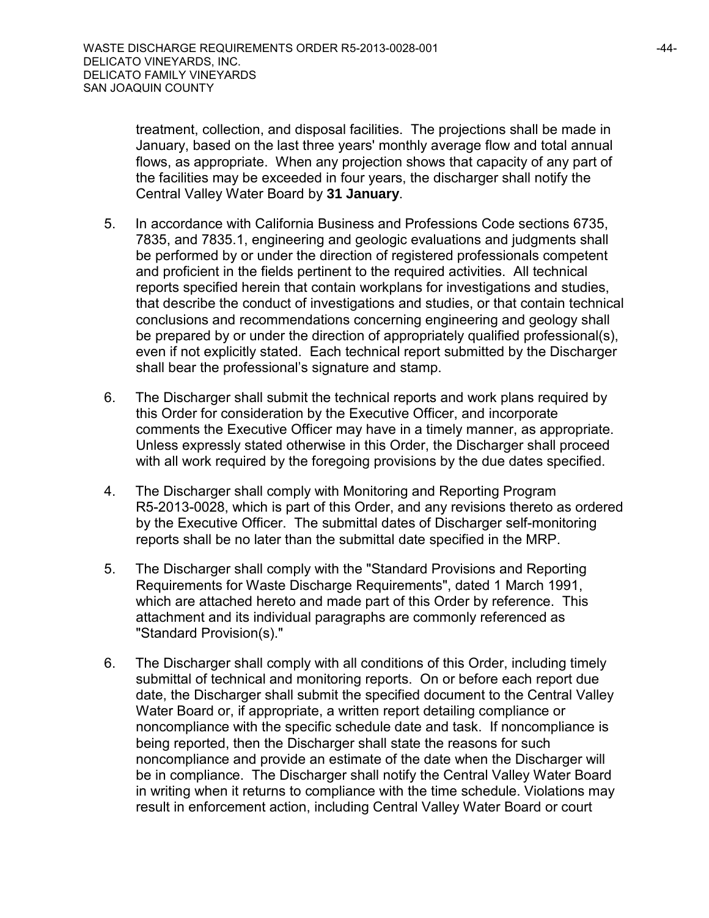treatment, collection, and disposal facilities. The projections shall be made in January, based on the last three years' monthly average flow and total annual flows, as appropriate. When any projection shows that capacity of any part of the facilities may be exceeded in four years, the discharger shall notify the Central Valley Water Board by **31 January**.

5. In accordance with California Business and Professions Code sections 6735, 7835, and 7835.1, engineering and geologic evaluations and judgments shall be performed by or under the direction of registered professionals competent and proficient in the fields pertinent to the required activities. All technical reports specified herein that contain workplans for investigations and studies, that describe the conduct of investigations and studies, or that contain technical conclusions and recommendations concerning engineering and geology shall be prepared by or under the direction of appropriately qualified professional(s), even if not explicitly stated. Each technical report submitted by the Discharger shall bear the professional's signature and stamp.

6. The Discharger shall submit the technical reports and work plans required by this Order for consideration by the Executive Officer, and incorporate comments the Executive Officer may have in a timely manner, as appropriate. Unless expressly stated otherwise in this Order, the Discharger shall proceed with all work required by the foregoing provisions by the due dates specified.

4. The Discharger shall comply with Monitoring and Reporting Program R5-2013-0028, which is part of this Order, and any revisions thereto as ordered by the Executive Officer. The submittal dates of Discharger self-monitoring reports shall be no later than the submittal date specified in the MRP.

5. The Discharger shall comply with the "Standard Provisions and Reporting Requirements for Waste Discharge Requirements", dated 1 March 1991, which are attached hereto and made part of this Order by reference. This attachment and its individual paragraphs are commonly referenced as "Standard Provision(s)."

6. The Discharger shall comply with all conditions of this Order, including timely submittal of technical and monitoring reports. On or before each report due date, the Discharger shall submit the specified document to the Central Valley Water Board or, if appropriate, a written report detailing compliance or noncompliance with the specific schedule date and task. If noncompliance is being reported, then the Discharger shall state the reasons for such noncompliance and provide an estimate of the date when the Discharger will be in compliance. The Discharger shall notify the Central Valley Water Board in writing when it returns to compliance with the time schedule. Violations may result in enforcement action, including Central Valley Water Board or court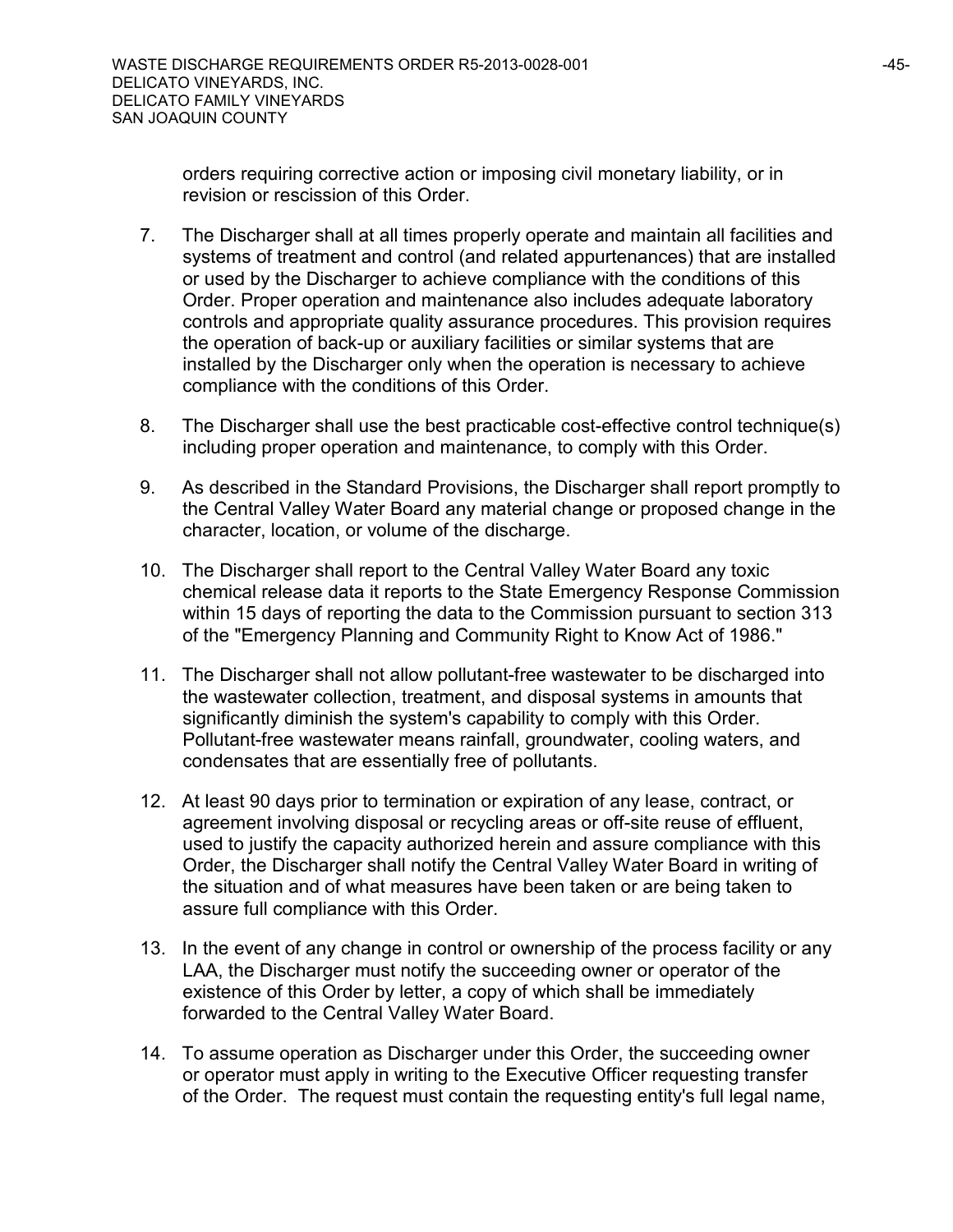orders requiring corrective action or imposing civil monetary liability, or in revision or rescission of this Order.

7. The Discharger shall at all times properly operate and maintain all facilities and systems of treatment and control (and related appurtenances) that are installed or used by the Discharger to achieve compliance with the conditions of this Order. Proper operation and maintenance also includes adequate laboratory controls and appropriate quality assurance procedures. This provision requires the operation of back-up or auxiliary facilities or similar systems that are installed by the Discharger only when the operation is necessary to achieve compliance with the conditions of this Order.

8. The Discharger shall use the best practicable cost-effective control technique(s) including proper operation and maintenance, to comply with this Order.

9. As described in the Standard Provisions, the Discharger shall report promptly to the Central Valley Water Board any material change or proposed change in the character, location, or volume of the discharge.

10. The Discharger shall report to the Central Valley Water Board any toxic chemical release data it reports to the State Emergency Response Commission within 15 days of reporting the data to the Commission pursuant to section 313 of the "Emergency Planning and Community Right to Know Act of 1986."

11. The Discharger shall not allow pollutant-free wastewater to be discharged into the wastewater collection, treatment, and disposal systems in amounts that significantly diminish the system's capability to comply with this Order. Pollutant-free wastewater means rainfall, groundwater, cooling waters, and condensates that are essentially free of pollutants.

12. At least 90 days prior to termination or expiration of any lease, contract, or agreement involving disposal or recycling areas or off-site reuse of effluent, used to justify the capacity authorized herein and assure compliance with this Order, the Discharger shall notify the Central Valley Water Board in writing of the situation and of what measures have been taken or are being taken to assure full compliance with this Order.

13. In the event of any change in control or ownership of the process facility or any LAA, the Discharger must notify the succeeding owner or operator of the existence of this Order by letter, a copy of which shall be immediately forwarded to the Central Valley Water Board.

14. To assume operation as Discharger under this Order, the succeeding owner or operator must apply in writing to the Executive Officer requesting transfer of the Order. The request must contain the requesting entity's full legal name,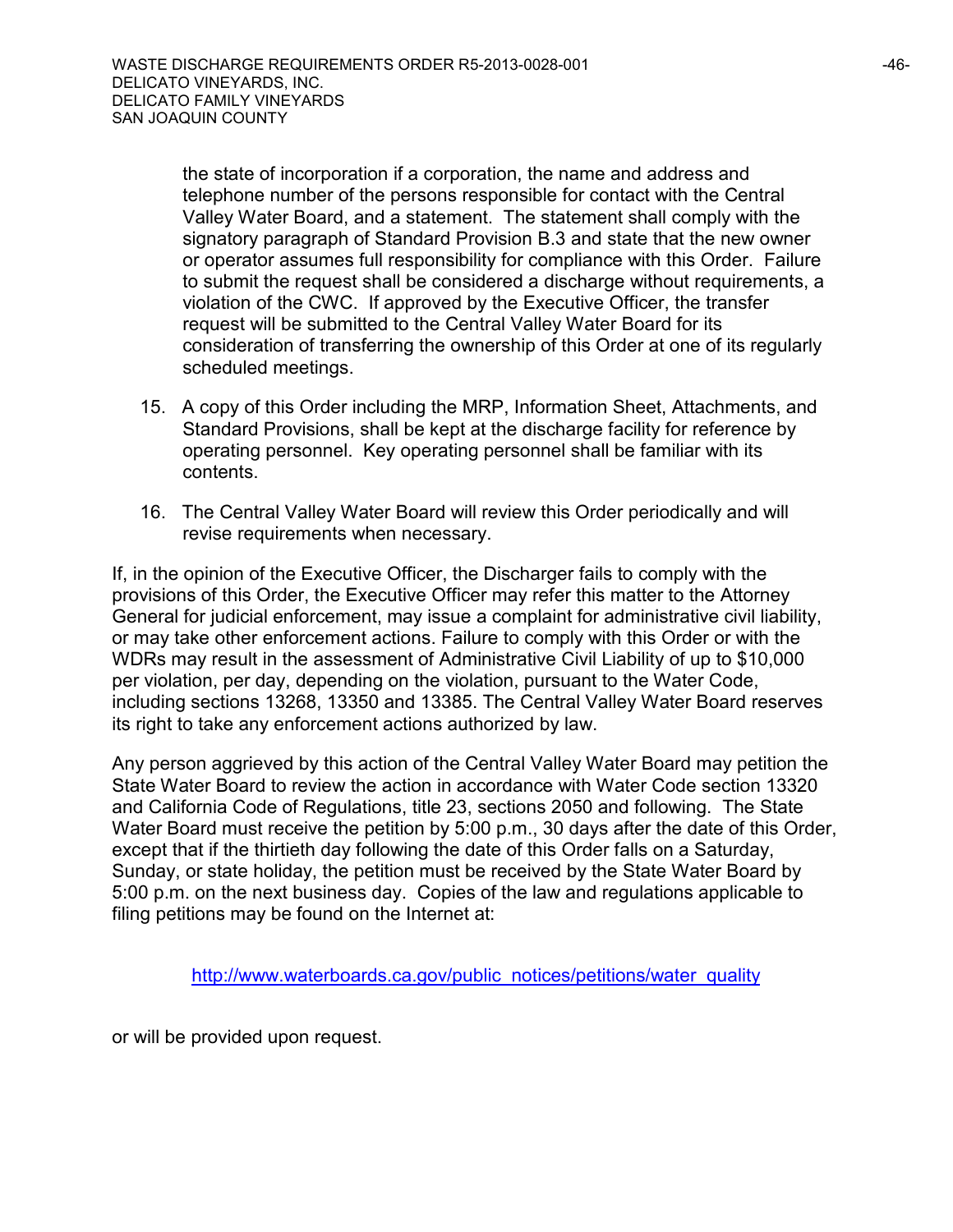the state of incorporation if a corporation, the name and address and telephone number of the persons responsible for contact with the Central Valley Water Board, and a statement. The statement shall comply with the signatory paragraph of Standard Provision B.3 and state that the new owner or operator assumes full responsibility for compliance with this Order. Failure to submit the request shall be considered a discharge without requirements, a violation of the CWC. If approved by the Executive Officer, the transfer request will be submitted to the Central Valley Water Board for its consideration of transferring the ownership of this Order at one of its regularly scheduled meetings.

15. A copy of this Order including the MRP, Information Sheet, Attachments, and Standard Provisions, shall be kept at the discharge facility for reference by operating personnel. Key operating personnel shall be familiar with its contents.

16. The Central Valley Water Board will review this Order periodically and will revise requirements when necessary.

If, in the opinion of the Executive Officer, the Discharger fails to comply with the provisions of this Order, the Executive Officer may refer this matter to the Attorney General for judicial enforcement, may issue a complaint for administrative civil liability, or may take other enforcement actions. Failure to comply with this Order or with the WDRs may result in the assessment of Administrative Civil Liability of up to $10,000 per violation, per day, depending on the violation, pursuant to the Water Code, including sections 13268, 13350 and 13385. The Central Valley Water Board reserves its right to take any enforcement actions authorized by law.

Any person aggrieved by this action of the Central Valley Water Board may petition the State Water Board to review the action in accordance with Water Code section 13320 and California Code of Regulations, title 23, sections 2050 and following. The State Water Board must receive the petition by 5:00 p.m., 30 days after the date of this Order, except that if the thirtieth day following the date of this Order falls on a Saturday, Sunday, or state holiday, the petition must be received by the State Water Board by 5:00 p.m. on the next business day. Copies of the law and regulations applicable to filing petitions may be found on the Internet at:

http://www.waterboards.ca.gov/public_notices/petitions/water_quality

or will be provided upon request.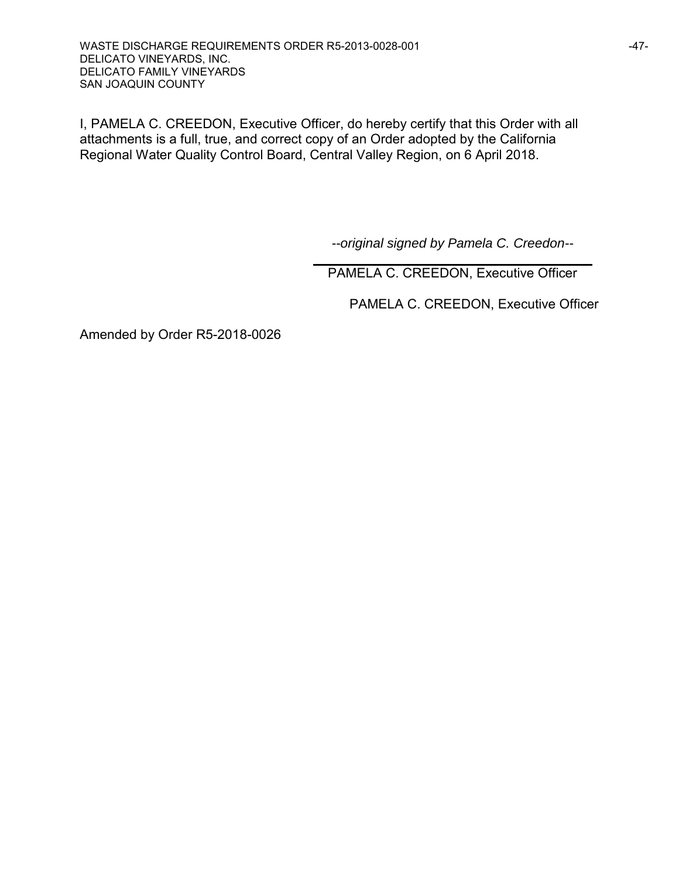I, PAMELA C. CREEDON, Executive Officer, do hereby certify that this Order with all attachments is a full, true, and correct copy of an Order adopted by the California Regional Water Quality Control Board, Central Valley Region, on 6 April 2018.

*--original signed by Pamela C. Creedon--*

PAMELA C. CREEDON, Executive Officer

PAMELA C. CREEDON, Executive Officer

Amended by Order R5-2018-0026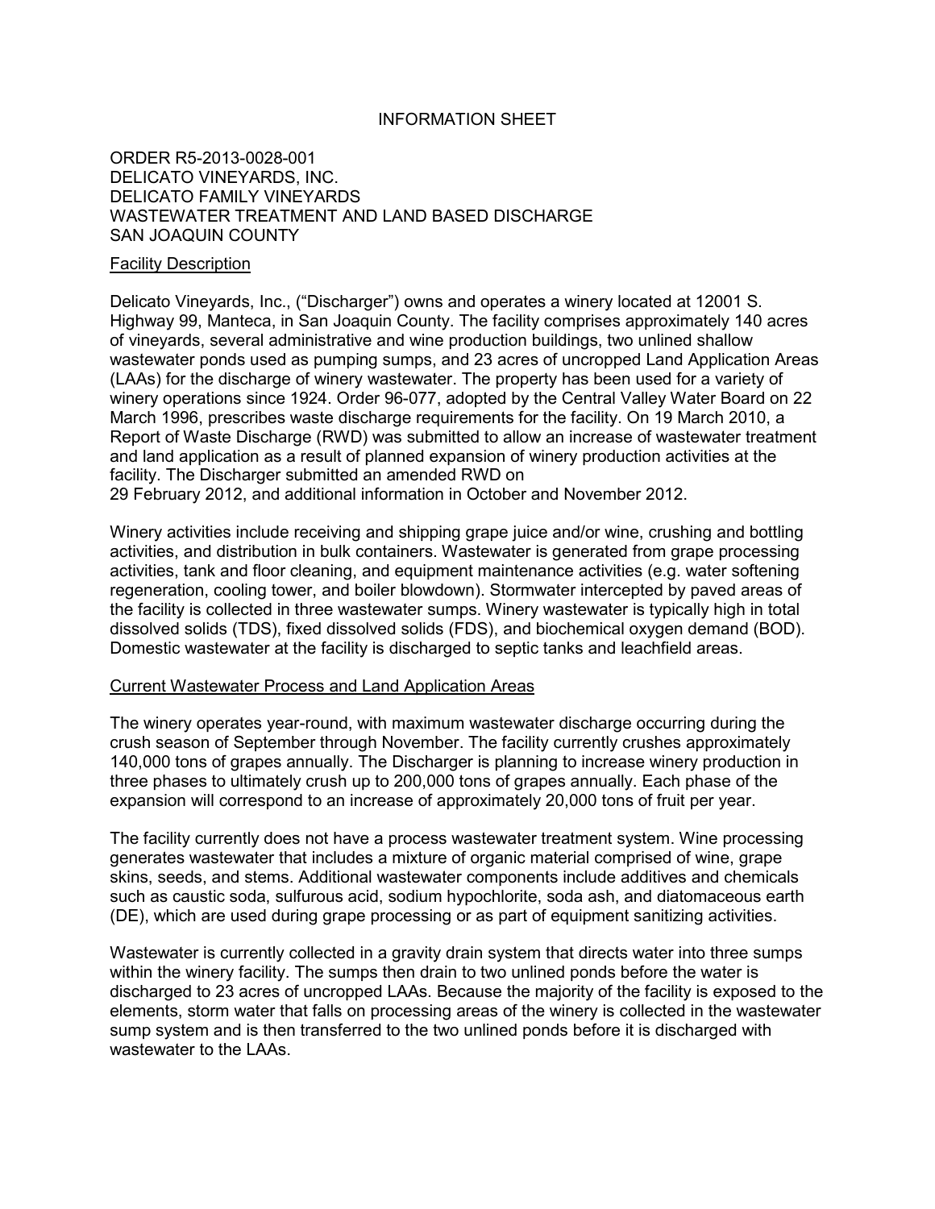INFORMATION SHEET

ORDER R5-2013-0028-001
DELICATO VINEYARDS, INC.
DELICATO FAMILY VINEYARDS
WASTEWATER TREATMENT AND LAND BASED DISCHARGE
SAN JOAQUIN COUNTY

## Facility Description

Delicato Vineyards, Inc., ("Discharger") owns and operates a winery located at 12001 S. Highway 99, Manteca, in San Joaquin County. The facility comprises approximately 140 acres of vineyards, several administrative and wine production buildings, two unlined shallow wastewater ponds used as pumping sumps, and 23 acres of uncropped Land Application Areas (LAAs) for the discharge of winery wastewater. The property has been used for a variety of winery operations since 1924. Order 96-077, adopted by the Central Valley Water Board on 22 March 1996, prescribes waste discharge requirements for the facility. On 19 March 2010, a Report of Waste Discharge (RWD) was submitted to allow an increase of wastewater treatment and land application as a result of planned expansion of winery production activities at the facility. The Discharger submitted an amended RWD on 29 February 2012, and additional information in October and November 2012.

Winery activities include receiving and shipping grape juice and/or wine, crushing and bottling activities, and distribution in bulk containers. Wastewater is generated from grape processing activities, tank and floor cleaning, and equipment maintenance activities (e.g. water softening regeneration, cooling tower, and boiler blowdown). Stormwater intercepted by paved areas of the facility is collected in three wastewater sumps. Winery wastewater is typically high in total dissolved solids (TDS), fixed dissolved solids (FDS), and biochemical oxygen demand (BOD). Domestic wastewater at the facility is discharged to septic tanks and leachfield areas.

## Current Wastewater Process and Land Application Areas

The winery operates year-round, with maximum wastewater discharge occurring during the crush season of September through November. The facility currently crushes approximately 140,000 tons of grapes annually. The Discharger is planning to increase winery production in three phases to ultimately crush up to 200,000 tons of grapes annually. Each phase of the expansion will correspond to an increase of approximately 20,000 tons of fruit per year.

The facility currently does not have a process wastewater treatment system. Wine processing generates wastewater that includes a mixture of organic material comprised of wine, grape skins, seeds, and stems. Additional wastewater components include additives and chemicals such as caustic soda, sulfurous acid, sodium hypochlorite, soda ash, and diatomaceous earth (DE), which are used during grape processing or as part of equipment sanitizing activities.

Wastewater is currently collected in a gravity drain system that directs water into three sumps within the winery facility. The sumps then drain to two unlined ponds before the water is discharged to 23 acres of uncropped LAAs. Because the majority of the facility is exposed to the elements, storm water that falls on processing areas of the winery is collected in the wastewater sump system and is then transferred to the two unlined ponds before it is discharged with wastewater to the LAAs.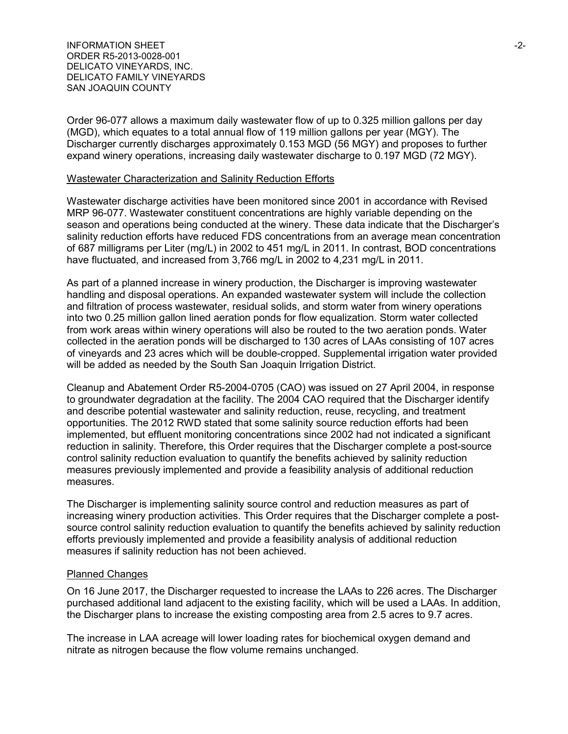Order 96-077 allows a maximum daily wastewater flow of up to 0.325 million gallons per day (MGD), which equates to a total annual flow of 119 million gallons per year (MGY). The Discharger currently discharges approximately 0.153 MGD (56 MGY) and proposes to further expand winery operations, increasing daily wastewater discharge to 0.197 MGD (72 MGY).

## Wastewater Characterization and Salinity Reduction Efforts

Wastewater discharge activities have been monitored since 2001 in accordance with Revised MRP 96-077. Wastewater constituent concentrations are highly variable depending on the season and operations being conducted at the winery. These data indicate that the Discharger's salinity reduction efforts have reduced FDS concentrations from an average mean concentration of 687 milligrams per Liter (mg/L) in 2002 to 451 mg/L in 2011. In contrast, BOD concentrations have fluctuated, and increased from 3,766 mg/L in 2002 to 4,231 mg/L in 2011.

As part of a planned increase in winery production, the Discharger is improving wastewater handling and disposal operations. An expanded wastewater system will include the collection and filtration of process wastewater, residual solids, and storm water from winery operations into two 0.25 million gallon lined aeration ponds for flow equalization. Storm water collected from work areas within winery operations will also be routed to the two aeration ponds. Water collected in the aeration ponds will be discharged to 130 acres of LAAs consisting of 107 acres of vineyards and 23 acres which will be double-cropped. Supplemental irrigation water provided will be added as needed by the South San Joaquin Irrigation District.

Cleanup and Abatement Order R5-2004-0705 (CAO) was issued on 27 April 2004, in response to groundwater degradation at the facility. The 2004 CAO required that the Discharger identify and describe potential wastewater and salinity reduction, reuse, recycling, and treatment opportunities. The 2012 RWD stated that some salinity source reduction efforts had been implemented, but effluent monitoring concentrations since 2002 had not indicated a significant reduction in salinity. Therefore, this Order requires that the Discharger complete a post-source control salinity reduction evaluation to quantify the benefits achieved by salinity reduction measures previously implemented and provide a feasibility analysis of additional reduction measures.

The Discharger is implementing salinity source control and reduction measures as part of increasing winery production activities. This Order requires that the Discharger complete a post-source control salinity reduction evaluation to quantify the benefits achieved by salinity reduction efforts previously implemented and provide a feasibility analysis of additional reduction measures if salinity reduction has not been achieved.

## Planned Changes

On 16 June 2017, the Discharger requested to increase the LAAs to 226 acres. The Discharger purchased additional land adjacent to the existing facility, which will be used a LAAs. In addition, the Discharger plans to increase the existing composting area from 2.5 acres to 9.7 acres.

The increase in LAA acreage will lower loading rates for biochemical oxygen demand and nitrate as nitrogen because the flow volume remains unchanged.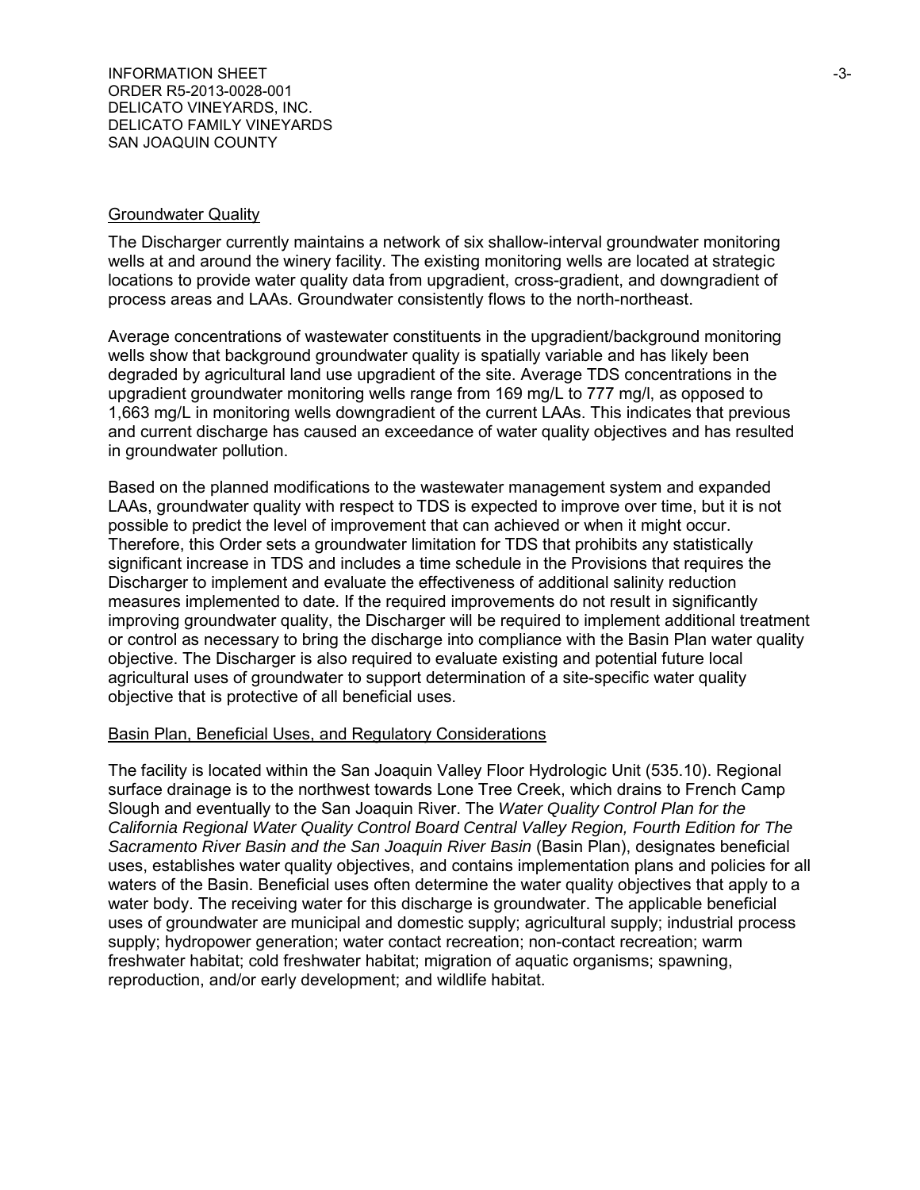## Groundwater Quality

The Discharger currently maintains a network of six shallow-interval groundwater monitoring wells at and around the winery facility. The existing monitoring wells are located at strategic locations to provide water quality data from upgradient, cross-gradient, and downgradient of process areas and LAAs. Groundwater consistently flows to the north-northeast.

Average concentrations of wastewater constituents in the upgradient/background monitoring wells show that background groundwater quality is spatially variable and has likely been degraded by agricultural land use upgradient of the site. Average TDS concentrations in the upgradient groundwater monitoring wells range from 169 mg/L to 777 mg/l, as opposed to 1,663 mg/L in monitoring wells downgradient of the current LAAs. This indicates that previous and current discharge has caused an exceedance of water quality objectives and has resulted in groundwater pollution.

Based on the planned modifications to the wastewater management system and expanded LAAs, groundwater quality with respect to TDS is expected to improve over time, but it is not possible to predict the level of improvement that can achieved or when it might occur. Therefore, this Order sets a groundwater limitation for TDS that prohibits any statistically significant increase in TDS and includes a time schedule in the Provisions that requires the Discharger to implement and evaluate the effectiveness of additional salinity reduction measures implemented to date. If the required improvements do not result in significantly improving groundwater quality, the Discharger will be required to implement additional treatment or control as necessary to bring the discharge into compliance with the Basin Plan water quality objective. The Discharger is also required to evaluate existing and potential future local agricultural uses of groundwater to support determination of a site-specific water quality objective that is protective of all beneficial uses.

## Basin Plan, Beneficial Uses, and Regulatory Considerations

The facility is located within the San Joaquin Valley Floor Hydrologic Unit (535.10). Regional surface drainage is to the northwest towards Lone Tree Creek, which drains to French Camp Slough and eventually to the San Joaquin River. The *Water Quality Control Plan for the California Regional Water Quality Control Board Central Valley Region, Fourth Edition for The Sacramento River Basin and the San Joaquin River Basin* (Basin Plan), designates beneficial uses, establishes water quality objectives, and contains implementation plans and policies for all waters of the Basin. Beneficial uses often determine the water quality objectives that apply to a water body. The receiving water for this discharge is groundwater. The applicable beneficial uses of groundwater are municipal and domestic supply; agricultural supply; industrial process supply; hydropower generation; water contact recreation; non-contact recreation; warm freshwater habitat; cold freshwater habitat; migration of aquatic organisms; spawning, reproduction, and/or early development; and wildlife habitat.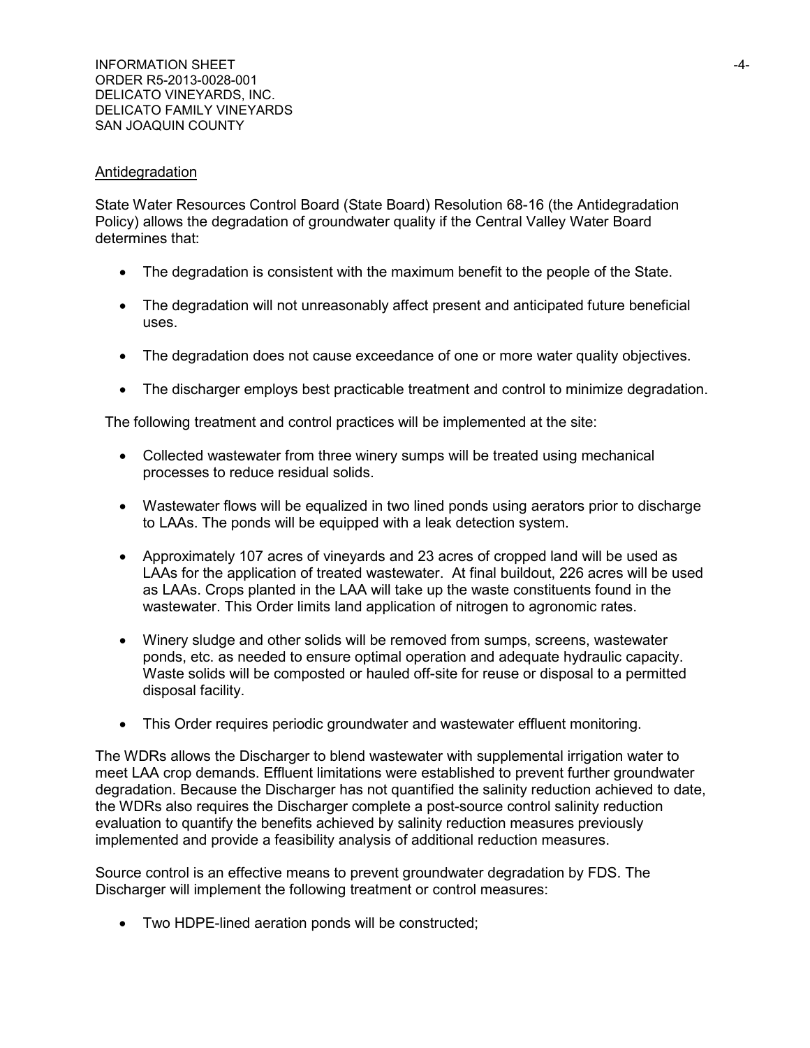Antidegradation

State Water Resources Control Board (State Board) Resolution 68-16 (the Antidegradation Policy) allows the degradation of groundwater quality if the Central Valley Water Board determines that:

- The degradation is consistent with the maximum benefit to the people of the State.
- The degradation will not unreasonably affect present and anticipated future beneficial uses.
- The degradation does not cause exceedance of one or more water quality objectives.
- The discharger employs best practicable treatment and control to minimize degradation.

The following treatment and control practices will be implemented at the site:

- Collected wastewater from three winery sumps will be treated using mechanical processes to reduce residual solids.
- Wastewater flows will be equalized in two lined ponds using aerators prior to discharge to LAAs. The ponds will be equipped with a leak detection system.
- Approximately 107 acres of vineyards and 23 acres of cropped land will be used as LAAs for the application of treated wastewater. At final buildout, 226 acres will be used as LAAs. Crops planted in the LAA will take up the waste constituents found in the wastewater. This Order limits land application of nitrogen to agronomic rates.
- Winery sludge and other solids will be removed from sumps, screens, wastewater ponds, etc. as needed to ensure optimal operation and adequate hydraulic capacity. Waste solids will be composted or hauled off-site for reuse or disposal to a permitted disposal facility.
- This Order requires periodic groundwater and wastewater effluent monitoring.

The WDRs allows the Discharger to blend wastewater with supplemental irrigation water to meet LAA crop demands. Effluent limitations were established to prevent further groundwater degradation. Because the Discharger has not quantified the salinity reduction achieved to date, the WDRs also requires the Discharger complete a post-source control salinity reduction evaluation to quantify the benefits achieved by salinity reduction measures previously implemented and provide a feasibility analysis of additional reduction measures.

Source control is an effective means to prevent groundwater degradation by FDS. The Discharger will implement the following treatment or control measures:

- Two HDPE-lined aeration ponds will be constructed;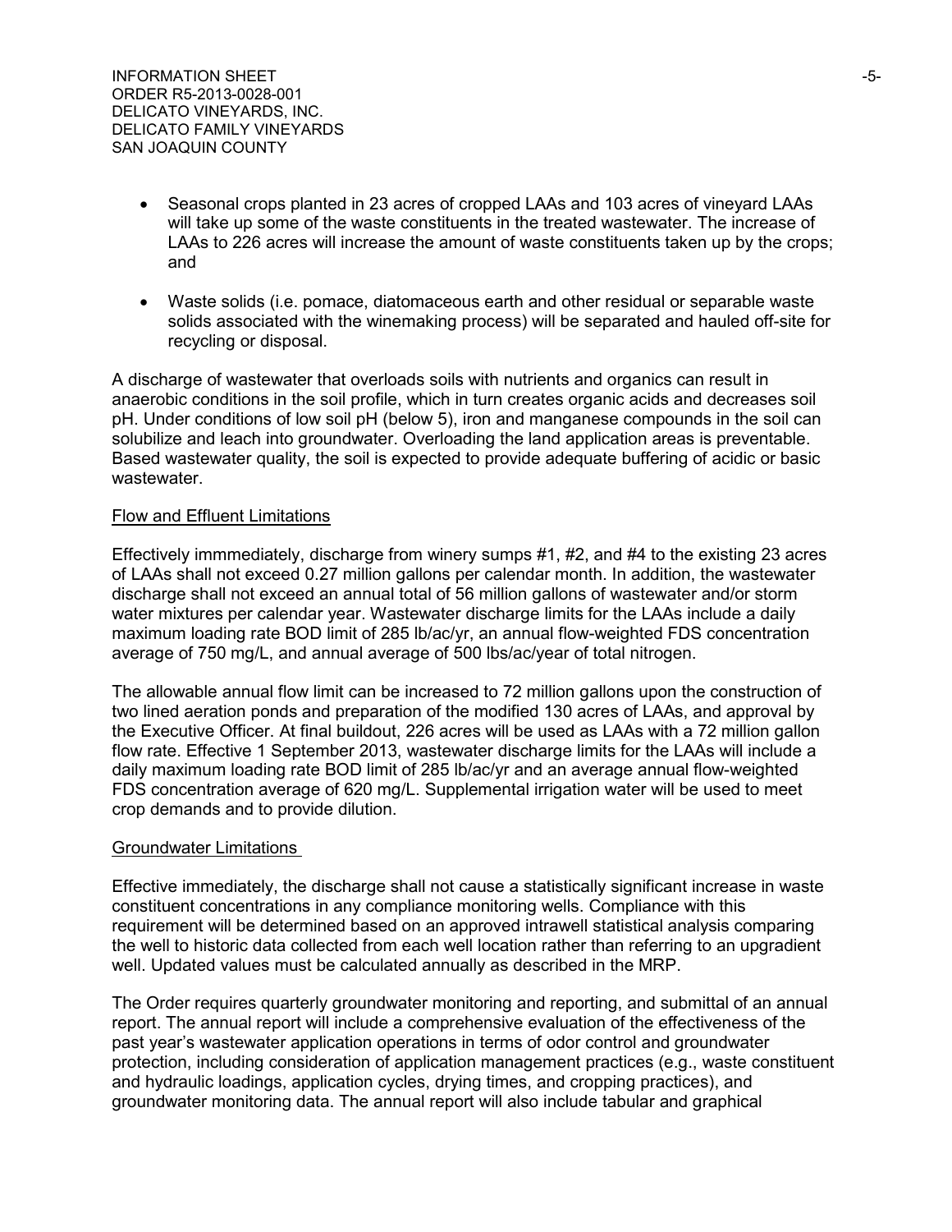- Seasonal crops planted in 23 acres of cropped LAAs and 103 acres of vineyard LAAs will take up some of the waste constituents in the treated wastewater. The increase of LAAs to 226 acres will increase the amount of waste constituents taken up by the crops; and

- Waste solids (i.e. pomace, diatomaceous earth and other residual or separable waste solids associated with the winemaking process) will be separated and hauled off-site for recycling or disposal.

A discharge of wastewater that overloads soils with nutrients and organics can result in anaerobic conditions in the soil profile, which in turn creates organic acids and decreases soil pH. Under conditions of low soil pH (below 5), iron and manganese compounds in the soil can solubilize and leach into groundwater. Overloading the land application areas is preventable. Based wastewater quality, the soil is expected to provide adequate buffering of acidic or basic wastewater.

Flow and Effluent Limitations

Effectively immmediately, discharge from winery sumps #1, #2, and #4 to the existing 23 acres of LAAs shall not exceed 0.27 million gallons per calendar month. In addition, the wastewater discharge shall not exceed an annual total of 56 million gallons of wastewater and/or storm water mixtures per calendar year. Wastewater discharge limits for the LAAs include a daily maximum loading rate BOD limit of 285 lb/ac/yr, an annual flow-weighted FDS concentration average of 750 mg/L, and annual average of 500 lbs/ac/year of total nitrogen.

The allowable annual flow limit can be increased to 72 million gallons upon the construction of two lined aeration ponds and preparation of the modified 130 acres of LAAs, and approval by the Executive Officer. At final buildout, 226 acres will be used as LAAs with a 72 million gallon flow rate. Effective 1 September 2013, wastewater discharge limits for the LAAs will include a daily maximum loading rate BOD limit of 285 lb/ac/yr and an average annual flow-weighted FDS concentration average of 620 mg/L. Supplemental irrigation water will be used to meet crop demands and to provide dilution.

Groundwater Limitations

Effective immediately, the discharge shall not cause a statistically significant increase in waste constituent concentrations in any compliance monitoring wells. Compliance with this requirement will be determined based on an approved intrawell statistical analysis comparing the well to historic data collected from each well location rather than referring to an upgradient well. Updated values must be calculated annually as described in the MRP.

The Order requires quarterly groundwater monitoring and reporting, and submittal of an annual report. The annual report will include a comprehensive evaluation of the effectiveness of the past year's wastewater application operations in terms of odor control and groundwater protection, including consideration of application management practices (e.g., waste constituent and hydraulic loadings, application cycles, drying times, and cropping practices), and groundwater monitoring data. The annual report will also include tabular and graphical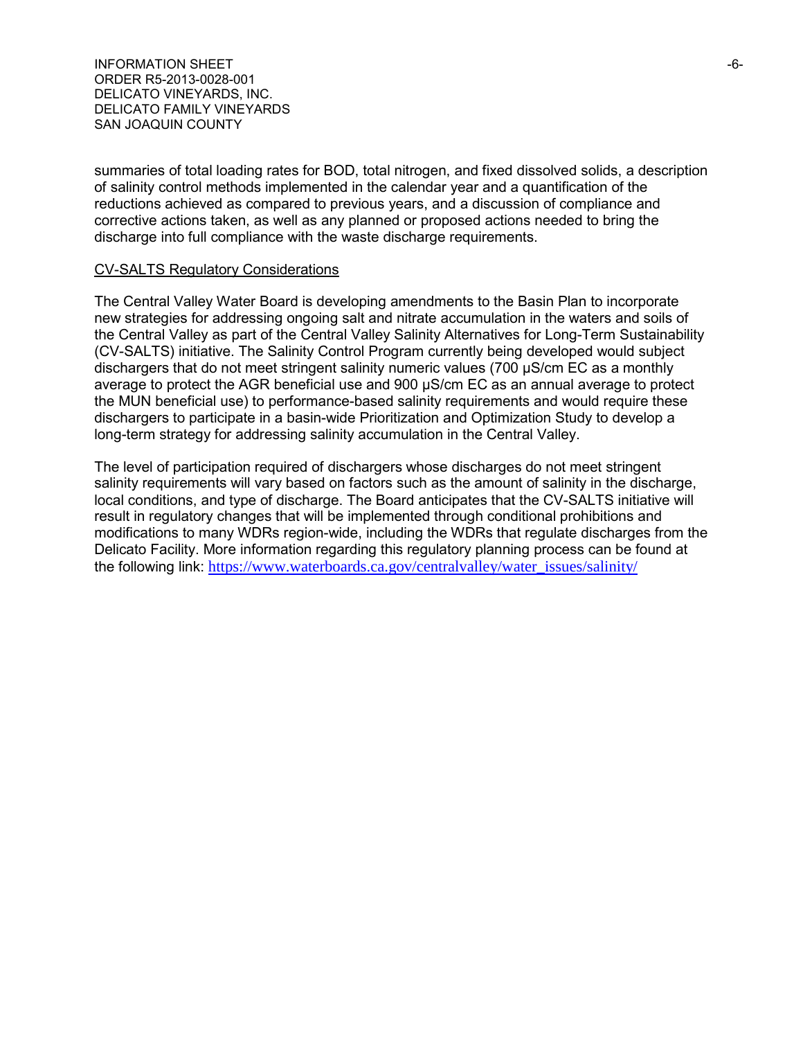summaries of total loading rates for BOD, total nitrogen, and fixed dissolved solids, a description of salinity control methods implemented in the calendar year and a quantification of the reductions achieved as compared to previous years, and a discussion of compliance and corrective actions taken, as well as any planned or proposed actions needed to bring the discharge into full compliance with the waste discharge requirements.

CV-SALTS Regulatory Considerations

The Central Valley Water Board is developing amendments to the Basin Plan to incorporate new strategies for addressing ongoing salt and nitrate accumulation in the waters and soils of the Central Valley as part of the Central Valley Salinity Alternatives for Long-Term Sustainability (CV-SALTS) initiative. The Salinity Control Program currently being developed would subject dischargers that do not meet stringent salinity numeric values (700 µS/cm EC as a monthly average to protect the AGR beneficial use and 900 µS/cm EC as an annual average to protect the MUN beneficial use) to performance-based salinity requirements and would require these dischargers to participate in a basin-wide Prioritization and Optimization Study to develop a long-term strategy for addressing salinity accumulation in the Central Valley.

The level of participation required of dischargers whose discharges do not meet stringent salinity requirements will vary based on factors such as the amount of salinity in the discharge, local conditions, and type of discharge. The Board anticipates that the CV-SALTS initiative will result in regulatory changes that will be implemented through conditional prohibitions and modifications to many WDRs region-wide, including the WDRs that regulate discharges from the Delicato Facility. More information regarding this regulatory planning process can be found at the following link: https://www.waterboards.ca.gov/centralvalley/water_issues/salinity/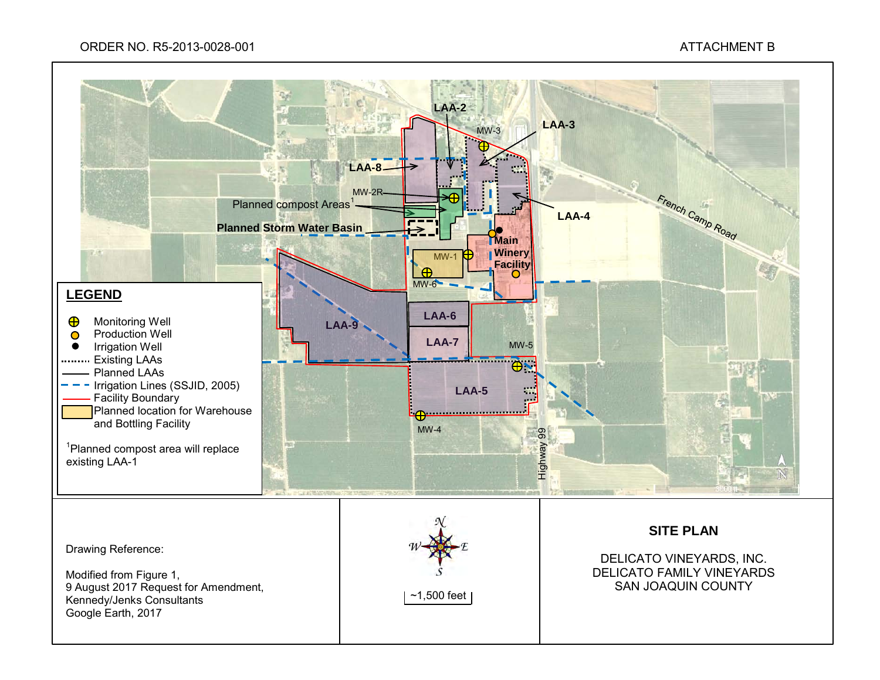ORDER NO. R5-2013-0028-001

ATTACHMENT B

LAA-2

LAA-3

MW-3

LAA-8

MW-2R

Planned compost Areas[1]

LAA-4

Planned Storm Water Basin

Main Winery Facility

MW-1

MW-6

LAA-9

LAA-6

LAA-7

MW-5

LAA-5

MW-4

French Camp Road

Highway 99

## LEGEND

- Monitoring Well
- Production Well
- Irrigation Well
- Existing LAAs
- Planned LAAs
- Irrigation Lines (SSJID, 2005)
- Facility Boundary
- Planned location for Warehouse and Bottling Facility

[1]Planned compost area will replace existing LAA-1

Drawing Reference:

Modified from Figure 1,
9 August 2017 Request for Amendment,
Kennedy/Jenks Consultants
Google Earth, 2017

N W E S

~1,500 feet

**SITE PLAN**

DELICATO VINEYARDS, INC.
DELICATO FAMILY VINEYARDS
SAN JOAQUIN COUNTY